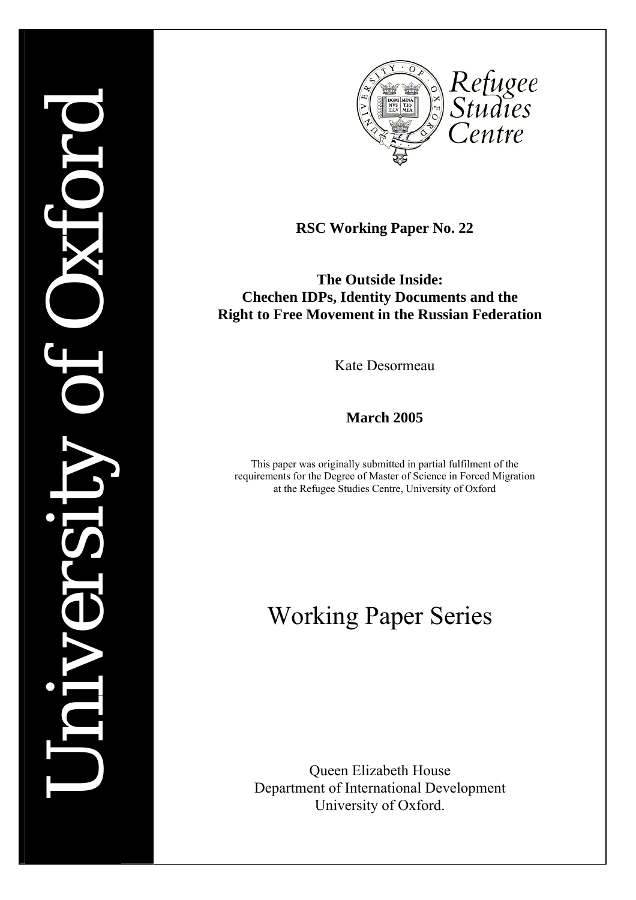University of Oxford

Refugee Studies Centre

**RSC Working Paper No. 22**

# The Outside Inside: Chechen IDPs, Identity Documents and the Right to Free Movement in the Russian Federation

Kate Desormeau

**March 2005**

This paper was originally submitted in partial fulfilment of the requirements for the Degree of Master of Science in Forced Migration at the Refugee Studies Centre, University of Oxford

## Working Paper Series

Queen Elizabeth House
Department of International Development
University of Oxford.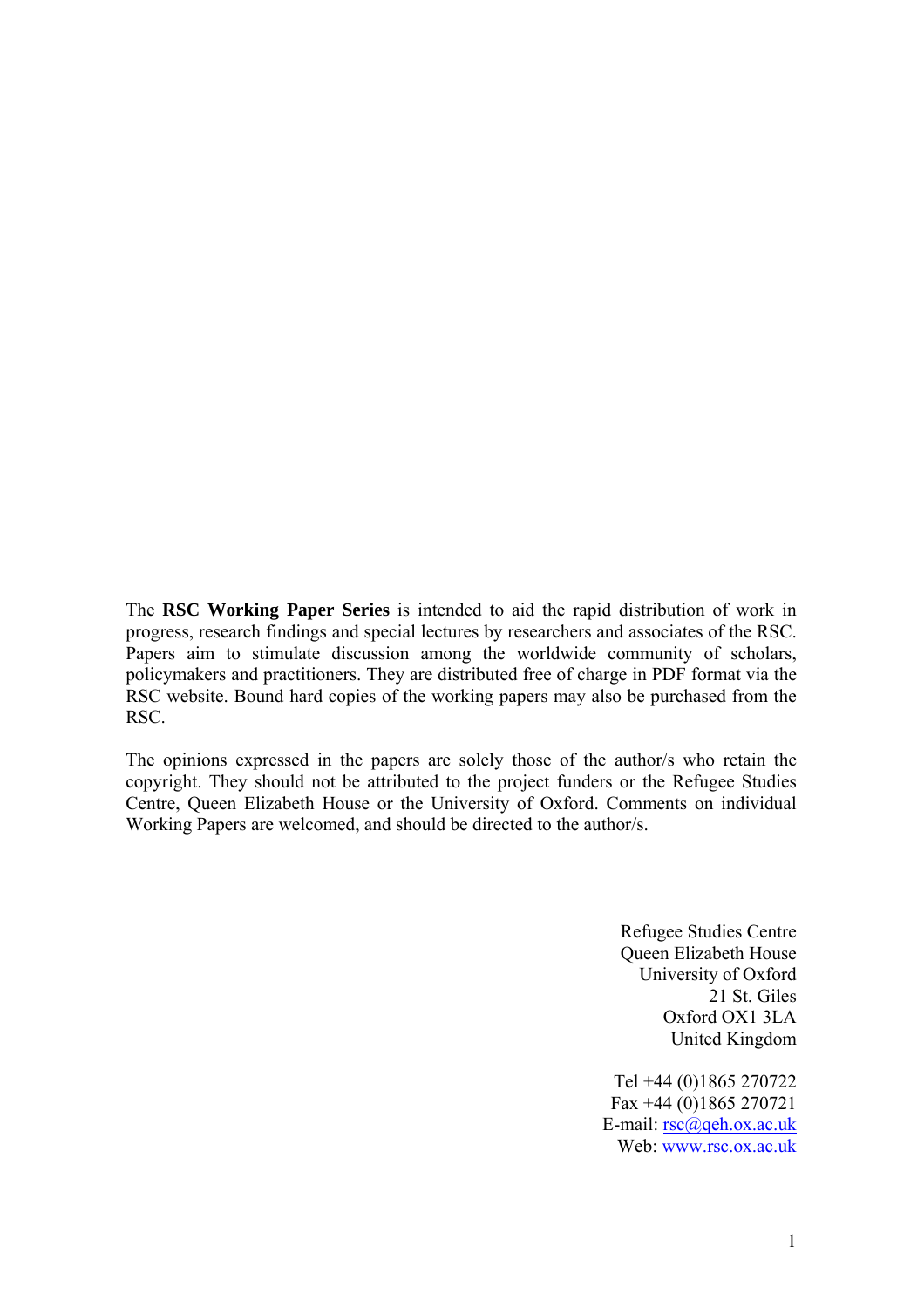The **RSC Working Paper Series** is intended to aid the rapid distribution of work in progress, research findings and special lectures by researchers and associates of the RSC. Papers aim to stimulate discussion among the worldwide community of scholars, policymakers and practitioners. They are distributed free of charge in PDF format via the RSC website. Bound hard copies of the working papers may also be purchased from the RSC.

The opinions expressed in the papers are solely those of the author/s who retain the copyright. They should not be attributed to the project funders or the Refugee Studies Centre, Queen Elizabeth House or the University of Oxford. Comments on individual Working Papers are welcomed, and should be directed to the author/s.

Refugee Studies Centre  
Queen Elizabeth House  
University of Oxford  
21 St. Giles  
Oxford OX1 3LA  
United Kingdom

Tel +44 (0)1865 270722  
Fax +44 (0)1865 270721  
E-mail: rsc@qeh.ox.ac.uk  
Web: www.rsc.ox.ac.uk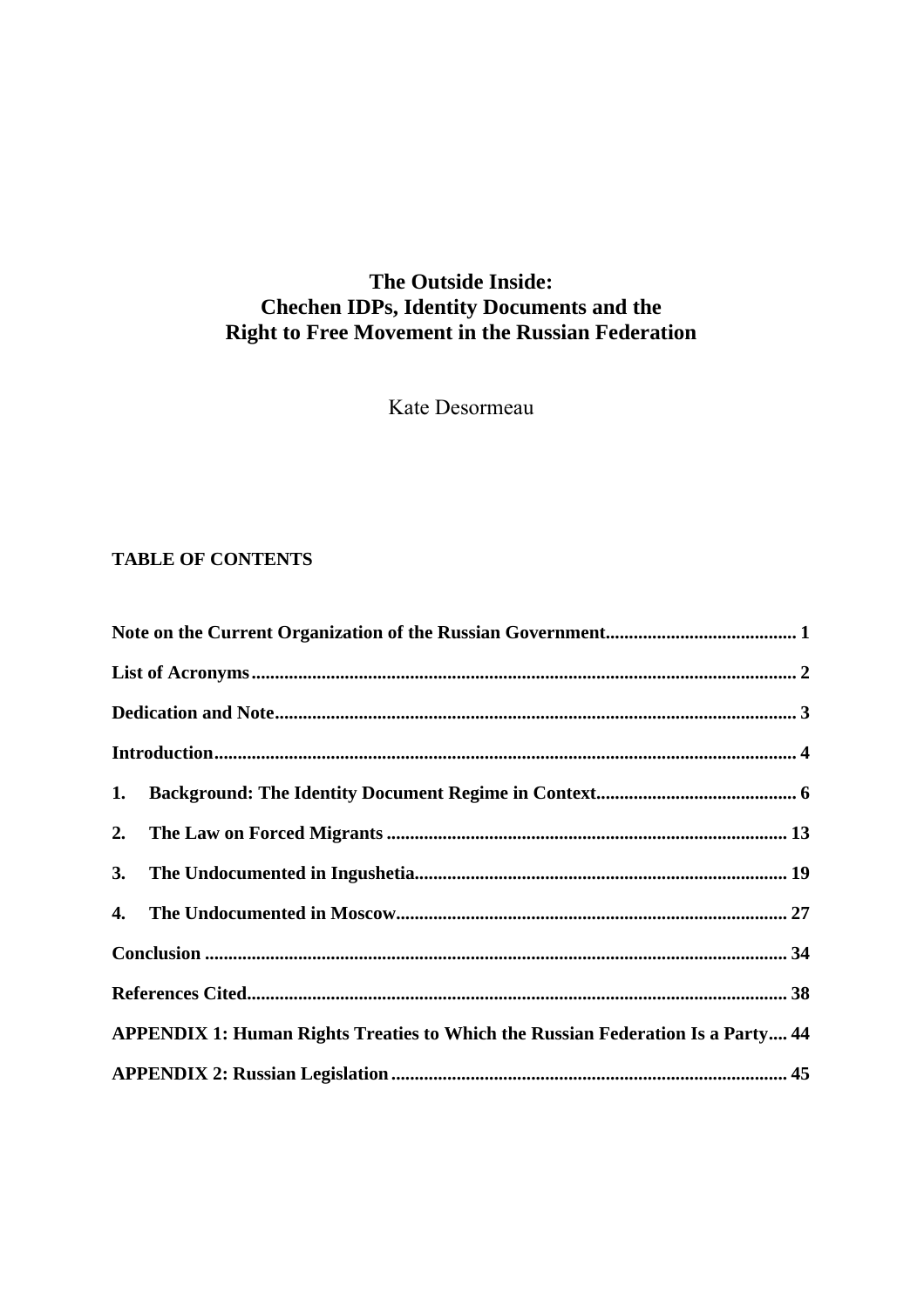# The Outside Inside:
# Chechen IDPs, Identity Documents and the Right to Free Movement in the Russian Federation

Kate Desormeau

**TABLE OF CONTENTS**

**Note on the Current Organization of the Russian Government......................................... 1**

**List of Acronyms.................................................................................................................. 2**

**Dedication and Note............................................................................................................. 3**

**Introduction.......................................................................................................................... 4**

**1. Background: The Identity Document Regime in Context........................................... 6**

**2. The Law on Forced Migrants ..................................................................................... 13**

**3. The Undocumented in Ingushetia............................................................................... 19**

**4. The Undocumented in Moscow................................................................................... 27**

**Conclusion .......................................................................................................................... 34**

**References Cited.................................................................................................................. 38**

**APPENDIX 1: Human Rights Treaties to Which the Russian Federation Is a Party.... 44**

**APPENDIX 2: Russian Legislation.................................................................................... 45**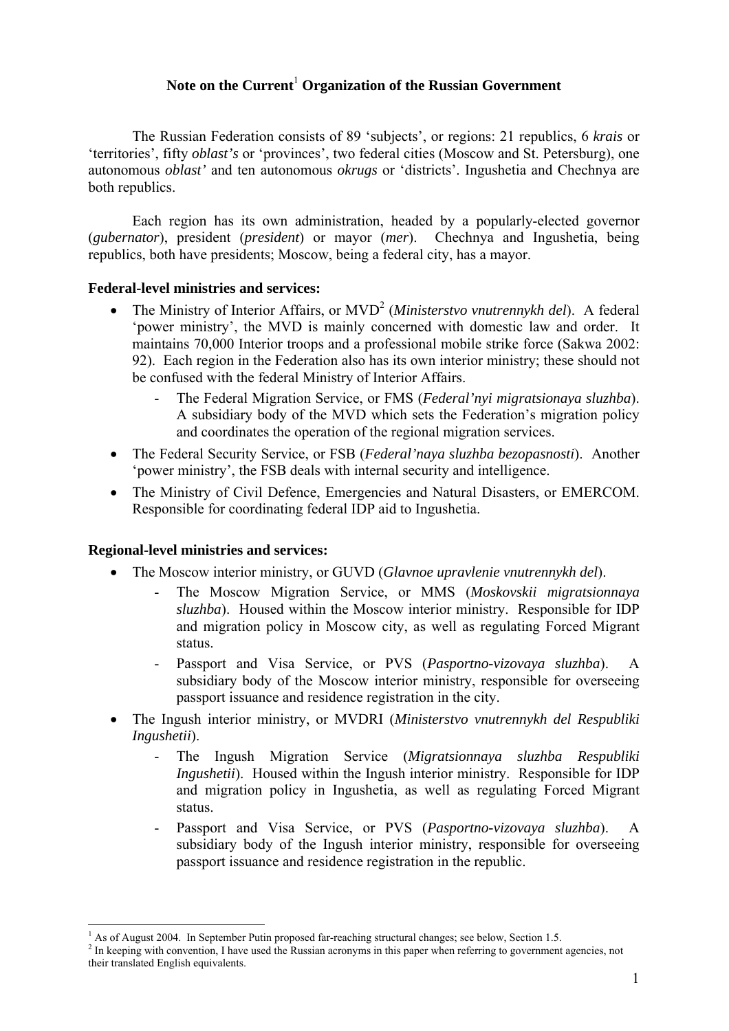# Note on the Current[1] Organization of the Russian Government

The Russian Federation consists of 89 'subjects', or regions: 21 republics, 6 *krais* or 'territories', fifty *oblast's* or 'provinces', two federal cities (Moscow and St. Petersburg), one autonomous *oblast'* and ten autonomous *okrugs* or 'districts'. Ingushetia and Chechnya are both republics.

Each region has its own administration, headed by a popularly-elected governor (*gubernator*), president (*president*) or mayor (*mer*). Chechnya and Ingushetia, being republics, both have presidents; Moscow, being a federal city, has a mayor.

**Federal-level ministries and services:**

- The Ministry of Interior Affairs, or MVD[2] (*Ministerstvo vnutrennykh del*). A federal 'power ministry', the MVD is mainly concerned with domestic law and order. It maintains 70,000 Interior troops and a professional mobile strike force (Sakwa 2002: 92). Each region in the Federation also has its own interior ministry; these should not be confused with the federal Ministry of Interior Affairs.
    - The Federal Migration Service, or FMS (*Federal'nyi migratsionaya sluzhba*). A subsidiary body of the MVD which sets the Federation's migration policy and coordinates the operation of the regional migration services.
- The Federal Security Service, or FSB (*Federal'naya sluzhba bezopasnosti*). Another 'power ministry', the FSB deals with internal security and intelligence.
- The Ministry of Civil Defence, Emergencies and Natural Disasters, or EMERCOM. Responsible for coordinating federal IDP aid to Ingushetia.

**Regional-level ministries and services:**

- The Moscow interior ministry, or GUVD (*Glavnoe upravlenie vnutrennykh del*).
    - The Moscow Migration Service, or MMS (*Moskovskii migratsionnaya sluzhba*). Housed within the Moscow interior ministry. Responsible for IDP and migration policy in Moscow city, as well as regulating Forced Migrant status.
    - Passport and Visa Service, or PVS (*Pasportno-vizovaya sluzhba*). A subsidiary body of the Moscow interior ministry, responsible for overseeing passport issuance and residence registration in the city.
- The Ingush interior ministry, or MVDRI (*Ministerstvo vnutrennykh del Respubliki Ingushetii*).
    - The Ingush Migration Service (*Migratsionnaya sluzhba Respubliki Ingushetii*). Housed within the Ingush interior ministry. Responsible for IDP and migration policy in Ingushetia, as well as regulating Forced Migrant status.
    - Passport and Visa Service, or PVS (*Pasportno-vizovaya sluzhba*). A subsidiary body of the Ingush interior ministry, responsible for overseeing passport issuance and residence registration in the republic.

---

[1] As of August 2004. In September Putin proposed far-reaching structural changes; see below, Section 1.5.

[2] In keeping with convention, I have used the Russian acronyms in this paper when referring to government agencies, not their translated English equivalents.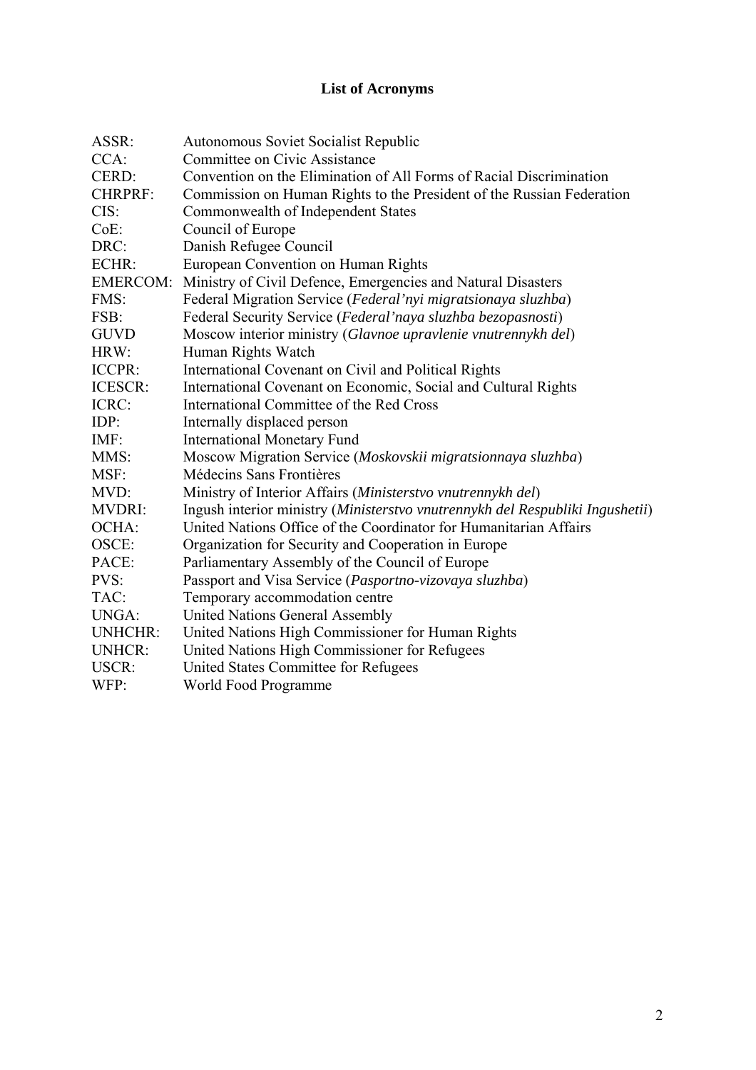# List of Acronyms

| | |
|---|---|
| ASSR: | Autonomous Soviet Socialist Republic |
| CCA: | Committee on Civic Assistance |
| CERD: | Convention on the Elimination of All Forms of Racial Discrimination |
| CHRPRF: | Commission on Human Rights to the President of the Russian Federation |
| CIS: | Commonwealth of Independent States |
| CoE: | Council of Europe |
| DRC: | Danish Refugee Council |
| ECHR: | European Convention on Human Rights |
| EMERCOM: | Ministry of Civil Defence, Emergencies and Natural Disasters |
| FMS: | Federal Migration Service (*Federal'nyi migratsionaya sluzhba*) |
| FSB: | Federal Security Service (*Federal'naya sluzhba bezopasnosti*) |
| GUVD | Moscow interior ministry (*Glavnoe upravlenie vnutrennykh del*) |
| HRW: | Human Rights Watch |
| ICCPR: | International Covenant on Civil and Political Rights |
| ICESCR: | International Covenant on Economic, Social and Cultural Rights |
| ICRC: | International Committee of the Red Cross |
| IDP: | Internally displaced person |
| IMF: | International Monetary Fund |
| MMS: | Moscow Migration Service (*Moskovskii migratsionnaya sluzhba*) |
| MSF: | Médecins Sans Frontières |
| MVD: | Ministry of Interior Affairs (*Ministerstvo vnutrennykh del*) |
| MVDRI: | Ingush interior ministry (*Ministerstvo vnutrennykh del Respubliki Ingushetii*) |
| OCHA: | United Nations Office of the Coordinator for Humanitarian Affairs |
| OSCE: | Organization for Security and Cooperation in Europe |
| PACE: | Parliamentary Assembly of the Council of Europe |
| PVS: | Passport and Visa Service (*Pasportno-vizovaya sluzhba*) |
| TAC: | Temporary accommodation centre |
| UNGA: | United Nations General Assembly |
| UNHCHR: | United Nations High Commissioner for Human Rights |
| UNHCR: | United Nations High Commissioner for Refugees |
| USCR: | United States Committee for Refugees |
| WFP: | World Food Programme |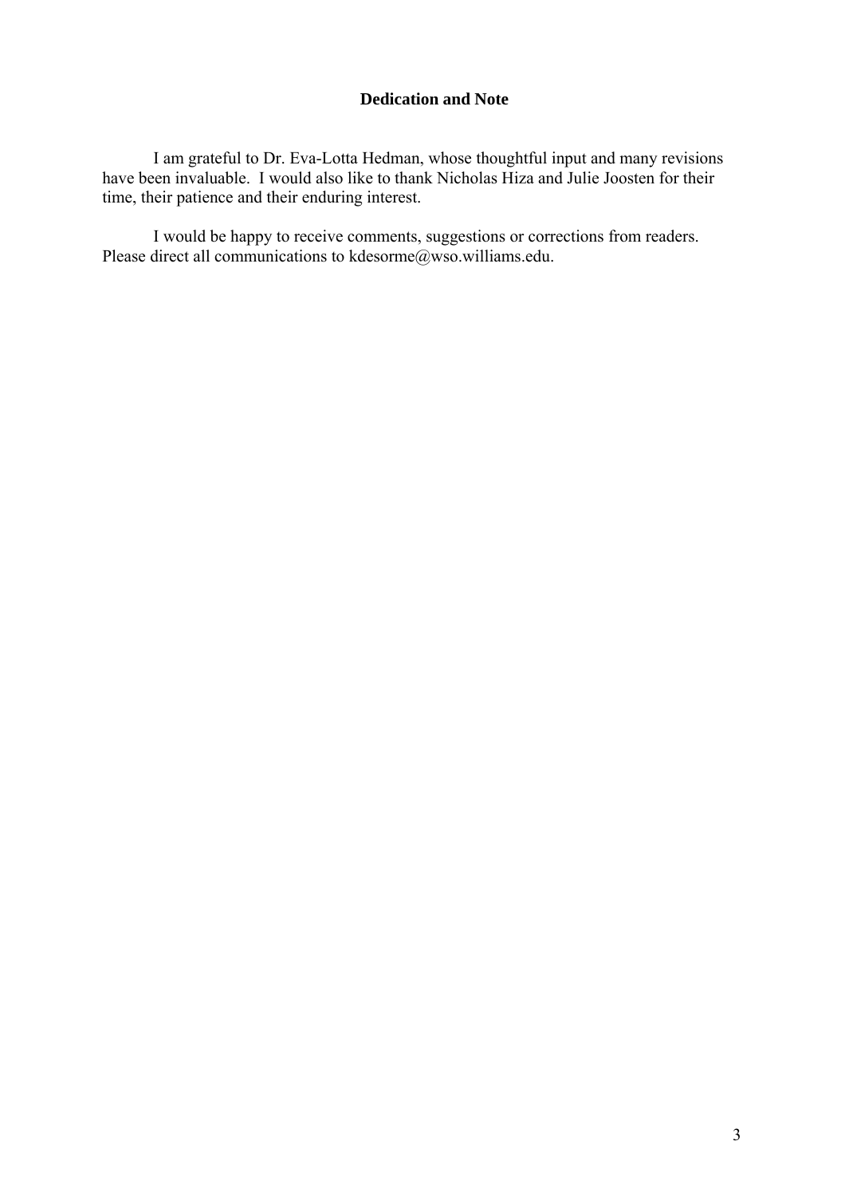## Dedication and Note

I am grateful to Dr. Eva-Lotta Hedman, whose thoughtful input and many revisions have been invaluable. I would also like to thank Nicholas Hiza and Julie Joosten for their time, their patience and their enduring interest.

I would be happy to receive comments, suggestions or corrections from readers. Please direct all communications to kdesorme@wso.williams.edu.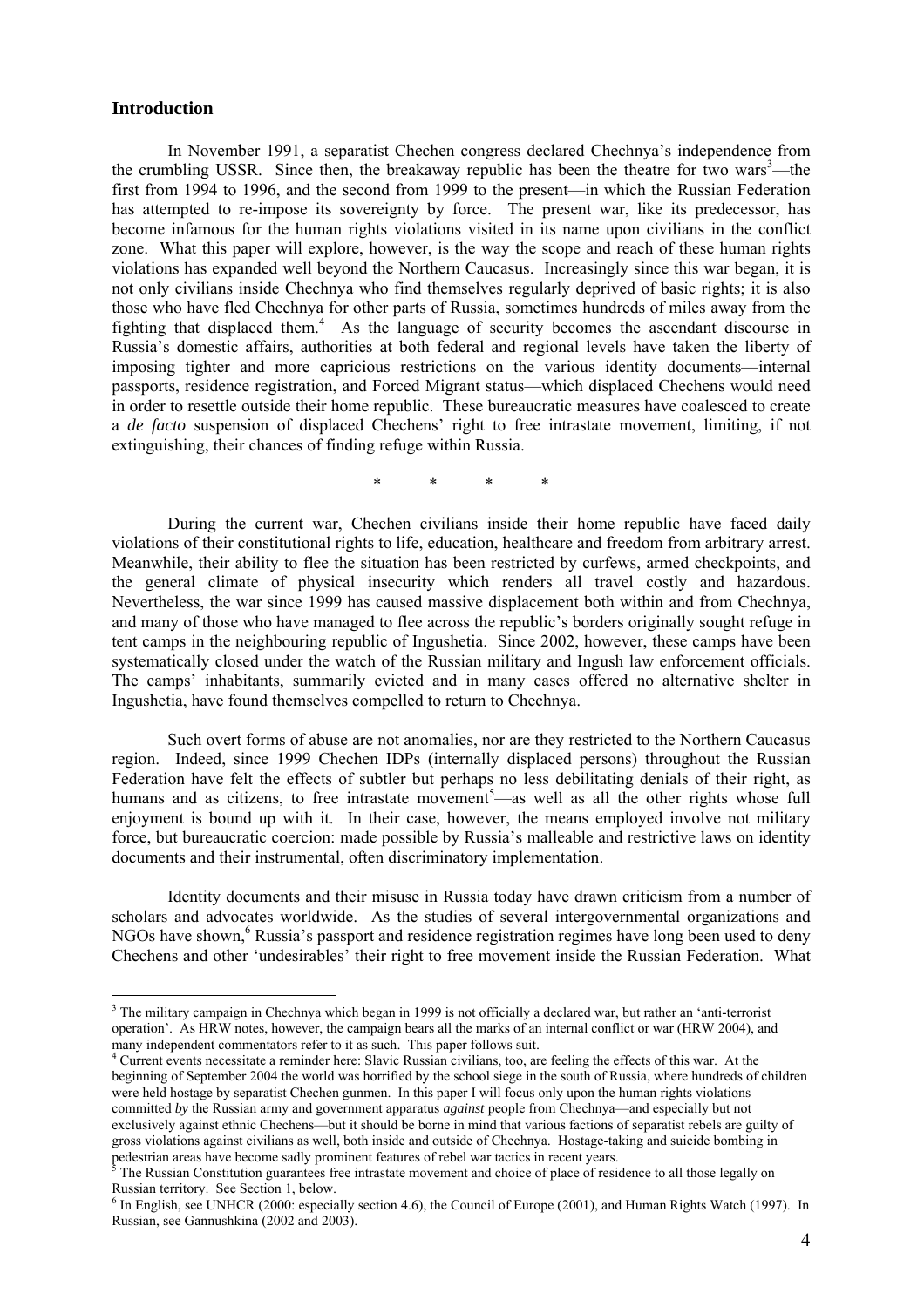## Introduction

In November 1991, a separatist Chechen congress declared Chechnya's independence from the crumbling USSR. Since then, the breakaway republic has been the theatre for two wars[3]—the first from 1994 to 1996, and the second from 1999 to the present—in which the Russian Federation has attempted to re-impose its sovereignty by force. The present war, like its predecessor, has become infamous for the human rights violations visited in its name upon civilians in the conflict zone. What this paper will explore, however, is the way the scope and reach of these human rights violations has expanded well beyond the Northern Caucasus. Increasingly since this war began, it is not only civilians inside Chechnya who find themselves regularly deprived of basic rights; it is also those who have fled Chechnya for other parts of Russia, sometimes hundreds of miles away from the fighting that displaced them.[4] As the language of security becomes the ascendant discourse in Russia's domestic affairs, authorities at both federal and regional levels have taken the liberty of imposing tighter and more capricious restrictions on the various identity documents—internal passports, residence registration, and Forced Migrant status—which displaced Chechens would need in order to resettle outside their home republic. These bureaucratic measures have coalesced to create a *de facto* suspension of displaced Chechens' right to free intrastate movement, limiting, if not extinguishing, their chances of finding refuge within Russia.

\* \* \* \*

During the current war, Chechen civilians inside their home republic have faced daily violations of their constitutional rights to life, education, healthcare and freedom from arbitrary arrest. Meanwhile, their ability to flee the situation has been restricted by curfews, armed checkpoints, and the general climate of physical insecurity which renders all travel costly and hazardous. Nevertheless, the war since 1999 has caused massive displacement both within and from Chechnya, and many of those who have managed to flee across the republic's borders originally sought refuge in tent camps in the neighbouring republic of Ingushetia. Since 2002, however, these camps have been systematically closed under the watch of the Russian military and Ingush law enforcement officials. The camps' inhabitants, summarily evicted and in many cases offered no alternative shelter in Ingushetia, have found themselves compelled to return to Chechnya.

Such overt forms of abuse are not anomalies, nor are they restricted to the Northern Caucasus region. Indeed, since 1999 Chechen IDPs (internally displaced persons) throughout the Russian Federation have felt the effects of subtler but perhaps no less debilitating denials of their right, as humans and as citizens, to free intrastate movement[5]—as well as all the other rights whose full enjoyment is bound up with it. In their case, however, the means employed involve not military force, but bureaucratic coercion: made possible by Russia's malleable and restrictive laws on identity documents and their instrumental, often discriminatory implementation.

Identity documents and their misuse in Russia today have drawn criticism from a number of scholars and advocates worldwide. As the studies of several intergovernmental organizations and NGOs have shown,[6] Russia's passport and residence registration regimes have long been used to deny Chechens and other 'undesirables' their right to free movement inside the Russian Federation. What

---

[3] The military campaign in Chechnya which began in 1999 is not officially a declared war, but rather an 'anti-terrorist operation'. As HRW notes, however, the campaign bears all the marks of an internal conflict or war (HRW 2004), and many independent commentators refer to it as such. This paper follows suit.

[4] Current events necessitate a reminder here: Slavic Russian civilians, too, are feeling the effects of this war. At the beginning of September 2004 the world was horrified by the school siege in the south of Russia, where hundreds of children were held hostage by separatist Chechen gunmen. In this paper I will focus only upon the human rights violations committed *by* the Russian army and government apparatus *against* people from Chechnya—and especially but not exclusively against ethnic Chechens—but it should be borne in mind that various factions of separatist rebels are guilty of gross violations against civilians as well, both inside and outside of Chechnya. Hostage-taking and suicide bombing in pedestrian areas have become sadly prominent features of rebel war tactics in recent years.

[5] The Russian Constitution guarantees free intrastate movement and choice of place of residence to all those legally on Russian territory. See Section 1, below.

[6] In English, see UNHCR (2000: especially section 4.6), the Council of Europe (2001), and Human Rights Watch (1997). In Russian, see Gannushkina (2002 and 2003).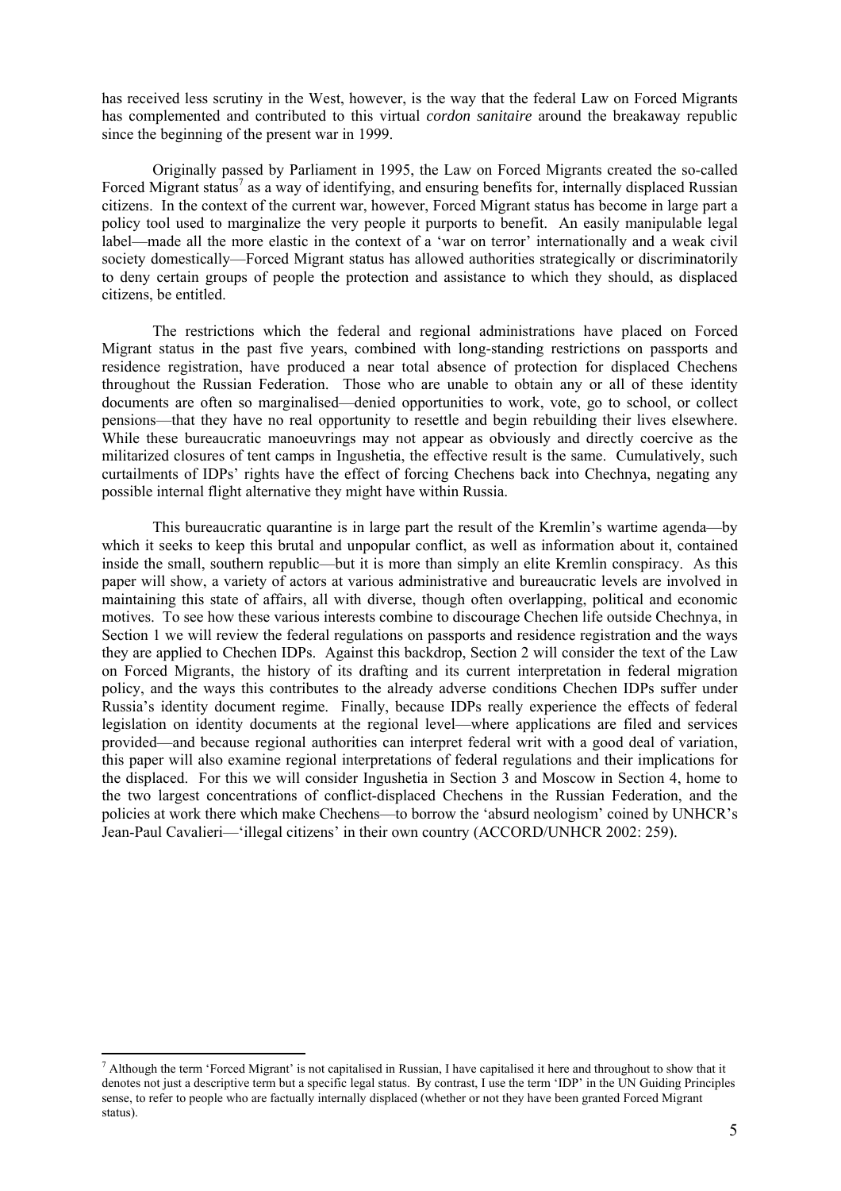has received less scrutiny in the West, however, is the way that the federal Law on Forced Migrants has complemented and contributed to this virtual *cordon sanitaire* around the breakaway republic since the beginning of the present war in 1999.

Originally passed by Parliament in 1995, the Law on Forced Migrants created the so-called Forced Migrant status[7] as a way of identifying, and ensuring benefits for, internally displaced Russian citizens. In the context of the current war, however, Forced Migrant status has become in large part a policy tool used to marginalize the very people it purports to benefit. An easily manipulable legal label—made all the more elastic in the context of a 'war on terror' internationally and a weak civil society domestically—Forced Migrant status has allowed authorities strategically or discriminatorily to deny certain groups of people the protection and assistance to which they should, as displaced citizens, be entitled.

The restrictions which the federal and regional administrations have placed on Forced Migrant status in the past five years, combined with long-standing restrictions on passports and residence registration, have produced a near total absence of protection for displaced Chechens throughout the Russian Federation. Those who are unable to obtain any or all of these identity documents are often so marginalised—denied opportunities to work, vote, go to school, or collect pensions—that they have no real opportunity to resettle and begin rebuilding their lives elsewhere. While these bureaucratic manoeuvrings may not appear as obviously and directly coercive as the militarized closures of tent camps in Ingushetia, the effective result is the same. Cumulatively, such curtailments of IDPs' rights have the effect of forcing Chechens back into Chechnya, negating any possible internal flight alternative they might have within Russia.

This bureaucratic quarantine is in large part the result of the Kremlin's wartime agenda—by which it seeks to keep this brutal and unpopular conflict, as well as information about it, contained inside the small, southern republic—but it is more than simply an elite Kremlin conspiracy. As this paper will show, a variety of actors at various administrative and bureaucratic levels are involved in maintaining this state of affairs, all with diverse, though often overlapping, political and economic motives. To see how these various interests combine to discourage Chechen life outside Chechnya, in Section 1 we will review the federal regulations on passports and residence registration and the ways they are applied to Chechen IDPs. Against this backdrop, Section 2 will consider the text of the Law on Forced Migrants, the history of its drafting and its current interpretation in federal migration policy, and the ways this contributes to the already adverse conditions Chechen IDPs suffer under Russia's identity document regime. Finally, because IDPs really experience the effects of federal legislation on identity documents at the regional level—where applications are filed and services provided—and because regional authorities can interpret federal writ with a good deal of variation, this paper will also examine regional interpretations of federal regulations and their implications for the displaced. For this we will consider Ingushetia in Section 3 and Moscow in Section 4, home to the two largest concentrations of conflict-displaced Chechens in the Russian Federation, and the policies at work there which make Chechens—to borrow the 'absurd neologism' coined by UNHCR's Jean-Paul Cavalieri—'illegal citizens' in their own country (ACCORD/UNHCR 2002: 259).

[7] Although the term 'Forced Migrant' is not capitalised in Russian, I have capitalised it here and throughout to show that it denotes not just a descriptive term but a specific legal status. By contrast, I use the term 'IDP' in the UN Guiding Principles sense, to refer to people who are factually internally displaced (whether or not they have been granted Forced Migrant status).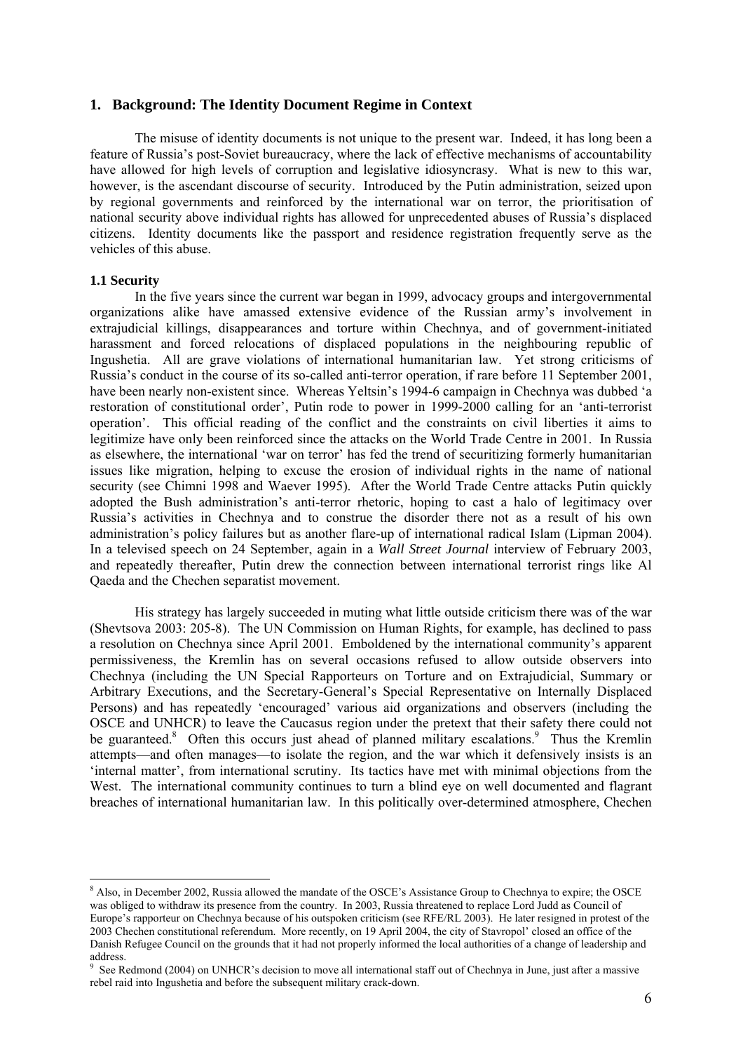## 1. Background: The Identity Document Regime in Context

The misuse of identity documents is not unique to the present war. Indeed, it has long been a feature of Russia's post-Soviet bureaucracy, where the lack of effective mechanisms of accountability have allowed for high levels of corruption and legislative idiosyncrasy. What is new to this war, however, is the ascendant discourse of security. Introduced by the Putin administration, seized upon by regional governments and reinforced by the international war on terror, the prioritisation of national security above individual rights has allowed for unprecedented abuses of Russia's displaced citizens. Identity documents like the passport and residence registration frequently serve as the vehicles of this abuse.

### 1.1 Security

In the five years since the current war began in 1999, advocacy groups and intergovernmental organizations alike have amassed extensive evidence of the Russian army's involvement in extrajudicial killings, disappearances and torture within Chechnya, and of government-initiated harassment and forced relocations of displaced populations in the neighbouring republic of Ingushetia. All are grave violations of international humanitarian law. Yet strong criticisms of Russia's conduct in the course of its so-called anti-terror operation, if rare before 11 September 2001, have been nearly non-existent since. Whereas Yeltsin's 1994-6 campaign in Chechnya was dubbed 'a restoration of constitutional order', Putin rode to power in 1999-2000 calling for an 'anti-terrorist operation'. This official reading of the conflict and the constraints on civil liberties it aims to legitimize have only been reinforced since the attacks on the World Trade Centre in 2001. In Russia as elsewhere, the international 'war on terror' has fed the trend of securitizing formerly humanitarian issues like migration, helping to excuse the erosion of individual rights in the name of national security (see Chimni 1998 and Waever 1995). After the World Trade Centre attacks Putin quickly adopted the Bush administration's anti-terror rhetoric, hoping to cast a halo of legitimacy over Russia's activities in Chechnya and to construe the disorder there not as a result of his own administration's policy failures but as another flare-up of international radical Islam (Lipman 2004). In a televised speech on 24 September, again in a *Wall Street Journal* interview of February 2003, and repeatedly thereafter, Putin drew the connection between international terrorist rings like Al Qaeda and the Chechen separatist movement.

His strategy has largely succeeded in muting what little outside criticism there was of the war (Shevtsova 2003: 205-8). The UN Commission on Human Rights, for example, has declined to pass a resolution on Chechnya since April 2001. Emboldened by the international community's apparent permissiveness, the Kremlin has on several occasions refused to allow outside observers into Chechnya (including the UN Special Rapporteurs on Torture and on Extrajudicial, Summary or Arbitrary Executions, and the Secretary-General's Special Representative on Internally Displaced Persons) and has repeatedly 'encouraged' various aid organizations and observers (including the OSCE and UNHCR) to leave the Caucasus region under the pretext that their safety there could not be guaranteed.[8] Often this occurs just ahead of planned military escalations.[9] Thus the Kremlin attempts—and often manages—to isolate the region, and the war which it defensively insists is an 'internal matter', from international scrutiny. Its tactics have met with minimal objections from the West. The international community continues to turn a blind eye on well documented and flagrant breaches of international humanitarian law. In this politically over-determined atmosphere, Chechen

---

[8] Also, in December 2002, Russia allowed the mandate of the OSCE's Assistance Group to Chechnya to expire; the OSCE was obliged to withdraw its presence from the country. In 2003, Russia threatened to replace Lord Judd as Council of Europe's rapporteur on Chechnya because of his outspoken criticism (see RFE/RL 2003). He later resigned in protest of the 2003 Chechen constitutional referendum. More recently, on 19 April 2004, the city of Stavropol' closed an office of the Danish Refugee Council on the grounds that it had not properly informed the local authorities of a change of leadership and address.

[9] See Redmond (2004) on UNHCR's decision to move all international staff out of Chechnya in June, just after a massive rebel raid into Ingushetia and before the subsequent military crack-down.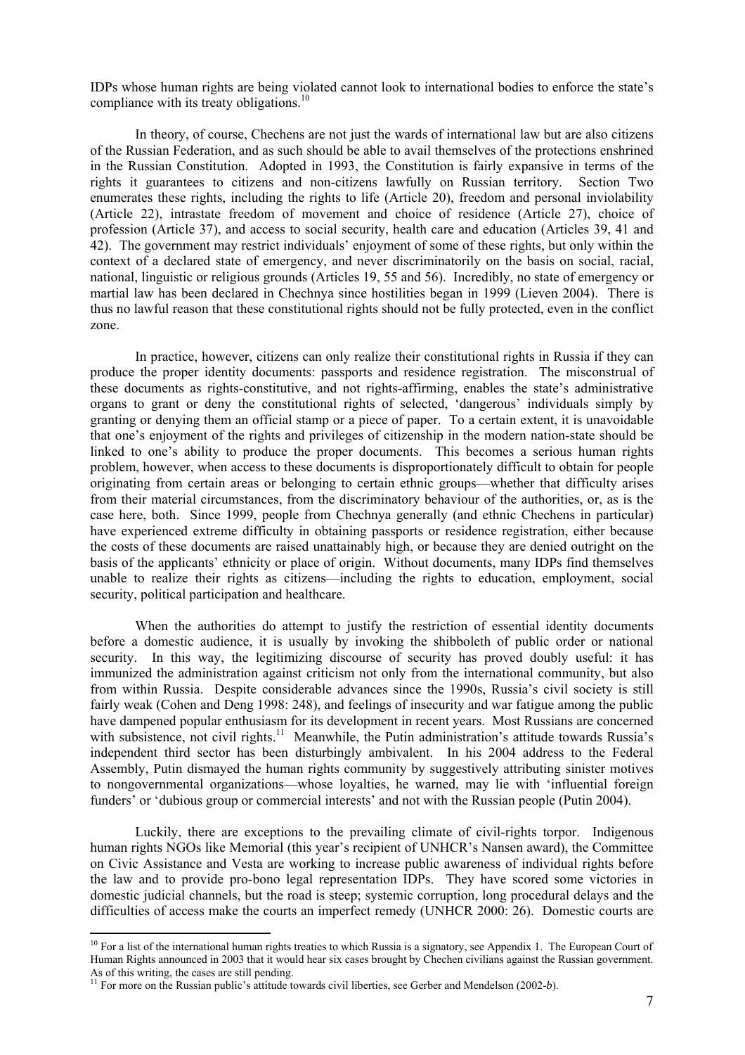IDPs whose human rights are being violated cannot look to international bodies to enforce the state's compliance with its treaty obligations.[10]

In theory, of course, Chechens are not just the wards of international law but are also citizens of the Russian Federation, and as such should be able to avail themselves of the protections enshrined in the Russian Constitution. Adopted in 1993, the Constitution is fairly expansive in terms of the rights it guarantees to citizens and non-citizens lawfully on Russian territory. Section Two enumerates these rights, including the rights to life (Article 20), freedom and personal inviolability (Article 22), intrastate freedom of movement and choice of residence (Article 27), choice of profession (Article 37), and access to social security, health care and education (Articles 39, 41 and 42). The government may restrict individuals' enjoyment of some of these rights, but only within the context of a declared state of emergency, and never discriminatorily on the basis on social, racial, national, linguistic or religious grounds (Articles 19, 55 and 56). Incredibly, no state of emergency or martial law has been declared in Chechnya since hostilities began in 1999 (Lieven 2004). There is thus no lawful reason that these constitutional rights should not be fully protected, even in the conflict zone.

In practice, however, citizens can only realize their constitutional rights in Russia if they can produce the proper identity documents: passports and residence registration. The misconstrual of these documents as rights-constitutive, and not rights-affirming, enables the state's administrative organs to grant or deny the constitutional rights of selected, 'dangerous' individuals simply by granting or denying them an official stamp or a piece of paper. To a certain extent, it is unavoidable that one's enjoyment of the rights and privileges of citizenship in the modern nation-state should be linked to one's ability to produce the proper documents. This becomes a serious human rights problem, however, when access to these documents is disproportionately difficult to obtain for people originating from certain areas or belonging to certain ethnic groups—whether that difficulty arises from their material circumstances, from the discriminatory behaviour of the authorities, or, as is the case here, both. Since 1999, people from Chechnya generally (and ethnic Chechens in particular) have experienced extreme difficulty in obtaining passports or residence registration, either because the costs of these documents are raised unattainably high, or because they are denied outright on the basis of the applicants' ethnicity or place of origin. Without documents, many IDPs find themselves unable to realize their rights as citizens—including the rights to education, employment, social security, political participation and healthcare.

When the authorities do attempt to justify the restriction of essential identity documents before a domestic audience, it is usually by invoking the shibboleth of public order or national security. In this way, the legitimizing discourse of security has proved doubly useful: it has immunized the administration against criticism not only from the international community, but also from within Russia. Despite considerable advances since the 1990s, Russia's civil society is still fairly weak (Cohen and Deng 1998: 248), and feelings of insecurity and war fatigue among the public have dampened popular enthusiasm for its development in recent years. Most Russians are concerned with subsistence, not civil rights.[11] Meanwhile, the Putin administration's attitude towards Russia's independent third sector has been disturbingly ambivalent. In his 2004 address to the Federal Assembly, Putin dismayed the human rights community by suggestively attributing sinister motives to nongovernmental organizations—whose loyalties, he warned, may lie with 'influential foreign funders' or 'dubious group or commercial interests' and not with the Russian people (Putin 2004).

Luckily, there are exceptions to the prevailing climate of civil-rights torpor. Indigenous human rights NGOs like Memorial (this year's recipient of UNHCR's Nansen award), the Committee on Civic Assistance and Vesta are working to increase public awareness of individual rights before the law and to provide pro-bono legal representation IDPs. They have scored some victories in domestic judicial channels, but the road is steep; systemic corruption, long procedural delays and the difficulties of access make the courts an imperfect remedy (UNHCR 2000: 26). Domestic courts are

---

[10] For a list of the international human rights treaties to which Russia is a signatory, see Appendix 1. The European Court of Human Rights announced in 2003 that it would hear six cases brought by Chechen civilians against the Russian government. As of this writing, the cases are still pending.

[11] For more on the Russian public's attitude towards civil liberties, see Gerber and Mendelson (2002-*b*).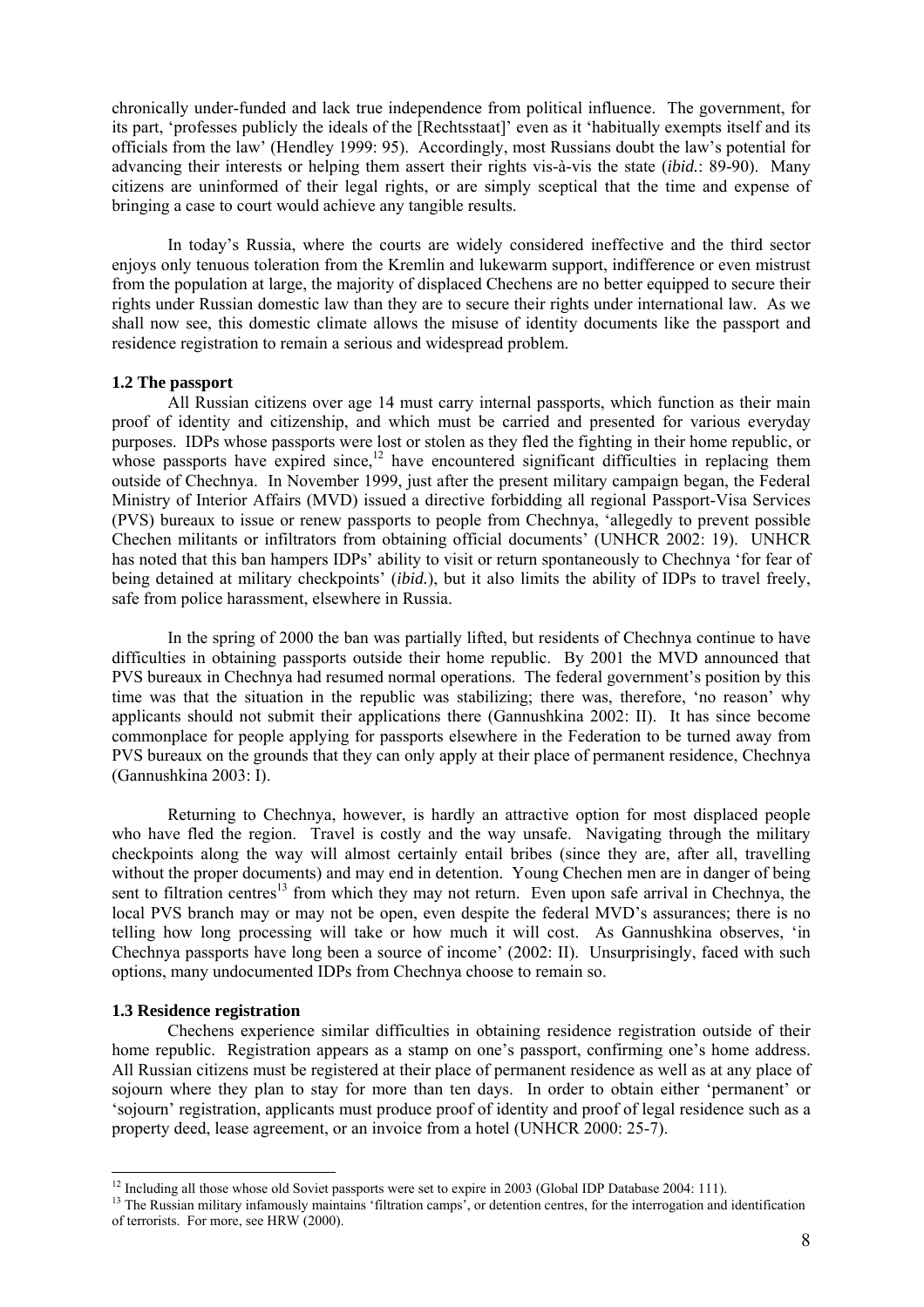chronically under-funded and lack true independence from political influence. The government, for its part, 'professes publicly the ideals of the [Rechtsstaat]' even as it 'habitually exempts itself and its officials from the law' (Hendley 1999: 95). Accordingly, most Russians doubt the law's potential for advancing their interests or helping them assert their rights vis-à-vis the state (*ibid.*: 89-90). Many citizens are uninformed of their legal rights, or are simply sceptical that the time and expense of bringing a case to court would achieve any tangible results.

In today's Russia, where the courts are widely considered ineffective and the third sector enjoys only tenuous toleration from the Kremlin and lukewarm support, indifference or even mistrust from the population at large, the majority of displaced Chechens are no better equipped to secure their rights under Russian domestic law than they are to secure their rights under international law. As we shall now see, this domestic climate allows the misuse of identity documents like the passport and residence registration to remain a serious and widespread problem.

### 1.2 The passport

All Russian citizens over age 14 must carry internal passports, which function as their main proof of identity and citizenship, and which must be carried and presented for various everyday purposes. IDPs whose passports were lost or stolen as they fled the fighting in their home republic, or whose passports have expired since,[12] have encountered significant difficulties in replacing them outside of Chechnya. In November 1999, just after the present military campaign began, the Federal Ministry of Interior Affairs (MVD) issued a directive forbidding all regional Passport-Visa Services (PVS) bureaux to issue or renew passports to people from Chechnya, 'allegedly to prevent possible Chechen militants or infiltrators from obtaining official documents' (UNHCR 2002: 19). UNHCR has noted that this ban hampers IDPs' ability to visit or return spontaneously to Chechnya 'for fear of being detained at military checkpoints' (*ibid.*), but it also limits the ability of IDPs to travel freely, safe from police harassment, elsewhere in Russia.

In the spring of 2000 the ban was partially lifted, but residents of Chechnya continue to have difficulties in obtaining passports outside their home republic. By 2001 the MVD announced that PVS bureaux in Chechnya had resumed normal operations. The federal government's position by this time was that the situation in the republic was stabilizing; there was, therefore, 'no reason' why applicants should not submit their applications there (Gannushkina 2002: II). It has since become commonplace for people applying for passports elsewhere in the Federation to be turned away from PVS bureaux on the grounds that they can only apply at their place of permanent residence, Chechnya (Gannushkina 2003: I).

Returning to Chechnya, however, is hardly an attractive option for most displaced people who have fled the region. Travel is costly and the way unsafe. Navigating through the military checkpoints along the way will almost certainly entail bribes (since they are, after all, travelling without the proper documents) and may end in detention. Young Chechen men are in danger of being sent to filtration centres[13] from which they may not return. Even upon safe arrival in Chechnya, the local PVS branch may or may not be open, even despite the federal MVD's assurances; there is no telling how long processing will take or how much it will cost. As Gannushkina observes, 'in Chechnya passports have long been a source of income' (2002: II). Unsurprisingly, faced with such options, many undocumented IDPs from Chechnya choose to remain so.

### 1.3 Residence registration

Chechens experience similar difficulties in obtaining residence registration outside of their home republic. Registration appears as a stamp on one's passport, confirming one's home address. All Russian citizens must be registered at their place of permanent residence as well as at any place of sojourn where they plan to stay for more than ten days. In order to obtain either 'permanent' or 'sojourn' registration, applicants must produce proof of identity and proof of legal residence such as a property deed, lease agreement, or an invoice from a hotel (UNHCR 2000: 25-7).

---

[12] Including all those whose old Soviet passports were set to expire in 2003 (Global IDP Database 2004: 111).

[13] The Russian military infamously maintains 'filtration camps', or detention centres, for the interrogation and identification of terrorists. For more, see HRW (2000).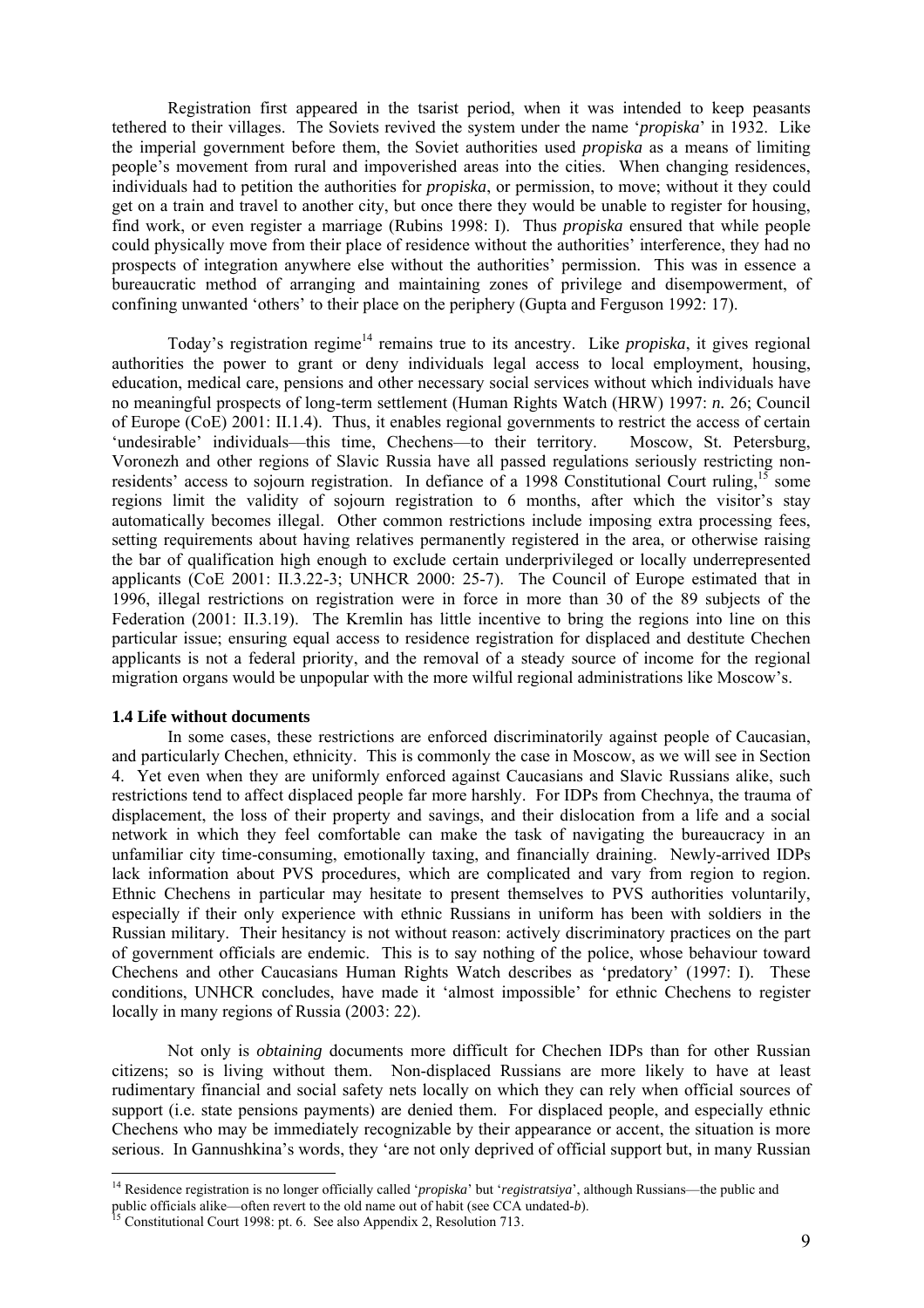Registration first appeared in the tsarist period, when it was intended to keep peasants tethered to their villages. The Soviets revived the system under the name '*propiska*' in 1932. Like the imperial government before them, the Soviet authorities used *propiska* as a means of limiting people's movement from rural and impoverished areas into the cities. When changing residences, individuals had to petition the authorities for *propiska*, or permission, to move; without it they could get on a train and travel to another city, but once there they would be unable to register for housing, find work, or even register a marriage (Rubins 1998: I). Thus *propiska* ensured that while people could physically move from their place of residence without the authorities' interference, they had no prospects of integration anywhere else without the authorities' permission. This was in essence a bureaucratic method of arranging and maintaining zones of privilege and disempowerment, of confining unwanted 'others' to their place on the periphery (Gupta and Ferguson 1992: 17).

Today's registration regime[14] remains true to its ancestry. Like *propiska*, it gives regional authorities the power to grant or deny individuals legal access to local employment, housing, education, medical care, pensions and other necessary social services without which individuals have no meaningful prospects of long-term settlement (Human Rights Watch (HRW) 1997: *n.* 26; Council of Europe (CoE) 2001: II.1.4). Thus, it enables regional governments to restrict the access of certain 'undesirable' individuals—this time, Chechens—to their territory. Moscow, St. Petersburg, Voronezh and other regions of Slavic Russia have all passed regulations seriously restricting non-residents' access to sojourn registration. In defiance of a 1998 Constitutional Court ruling,[15] some regions limit the validity of sojourn registration to 6 months, after which the visitor's stay automatically becomes illegal. Other common restrictions include imposing extra processing fees, setting requirements about having relatives permanently registered in the area, or otherwise raising the bar of qualification high enough to exclude certain underprivileged or locally underrepresented applicants (CoE 2001: II.3.22-3; UNHCR 2000: 25-7). The Council of Europe estimated that in 1996, illegal restrictions on registration were in force in more than 30 of the 89 subjects of the Federation (2001: II.3.19). The Kremlin has little incentive to bring the regions into line on this particular issue; ensuring equal access to residence registration for displaced and destitute Chechen applicants is not a federal priority, and the removal of a steady source of income for the regional migration organs would be unpopular with the more wilful regional administrations like Moscow's.

### 1.4 Life without documents

In some cases, these restrictions are enforced discriminatorily against people of Caucasian, and particularly Chechen, ethnicity. This is commonly the case in Moscow, as we will see in Section 4. Yet even when they are uniformly enforced against Caucasians and Slavic Russians alike, such restrictions tend to affect displaced people far more harshly. For IDPs from Chechnya, the trauma of displacement, the loss of their property and savings, and their dislocation from a life and a social network in which they feel comfortable can make the task of navigating the bureaucracy in an unfamiliar city time-consuming, emotionally taxing, and financially draining. Newly-arrived IDPs lack information about PVS procedures, which are complicated and vary from region to region. Ethnic Chechens in particular may hesitate to present themselves to PVS authorities voluntarily, especially if their only experience with ethnic Russians in uniform has been with soldiers in the Russian military. Their hesitancy is not without reason: actively discriminatory practices on the part of government officials are endemic. This is to say nothing of the police, whose behaviour toward Chechens and other Caucasians Human Rights Watch describes as 'predatory' (1997: I). These conditions, UNHCR concludes, have made it 'almost impossible' for ethnic Chechens to register locally in many regions of Russia (2003: 22).

Not only is *obtaining* documents more difficult for Chechen IDPs than for other Russian citizens; so is living without them. Non-displaced Russians are more likely to have at least rudimentary financial and social safety nets locally on which they can rely when official sources of support (i.e. state pensions payments) are denied them. For displaced people, and especially ethnic Chechens who may be immediately recognizable by their appearance or accent, the situation is more serious. In Gannushkina's words, they 'are not only deprived of official support but, in many Russian

---

[14] Residence registration is no longer officially called '*propiska*' but '*registratsiya*', although Russians—the public and public officials alike—often revert to the old name out of habit (see CCA undated-*b*).

[15] Constitutional Court 1998: pt. 6. See also Appendix 2, Resolution 713.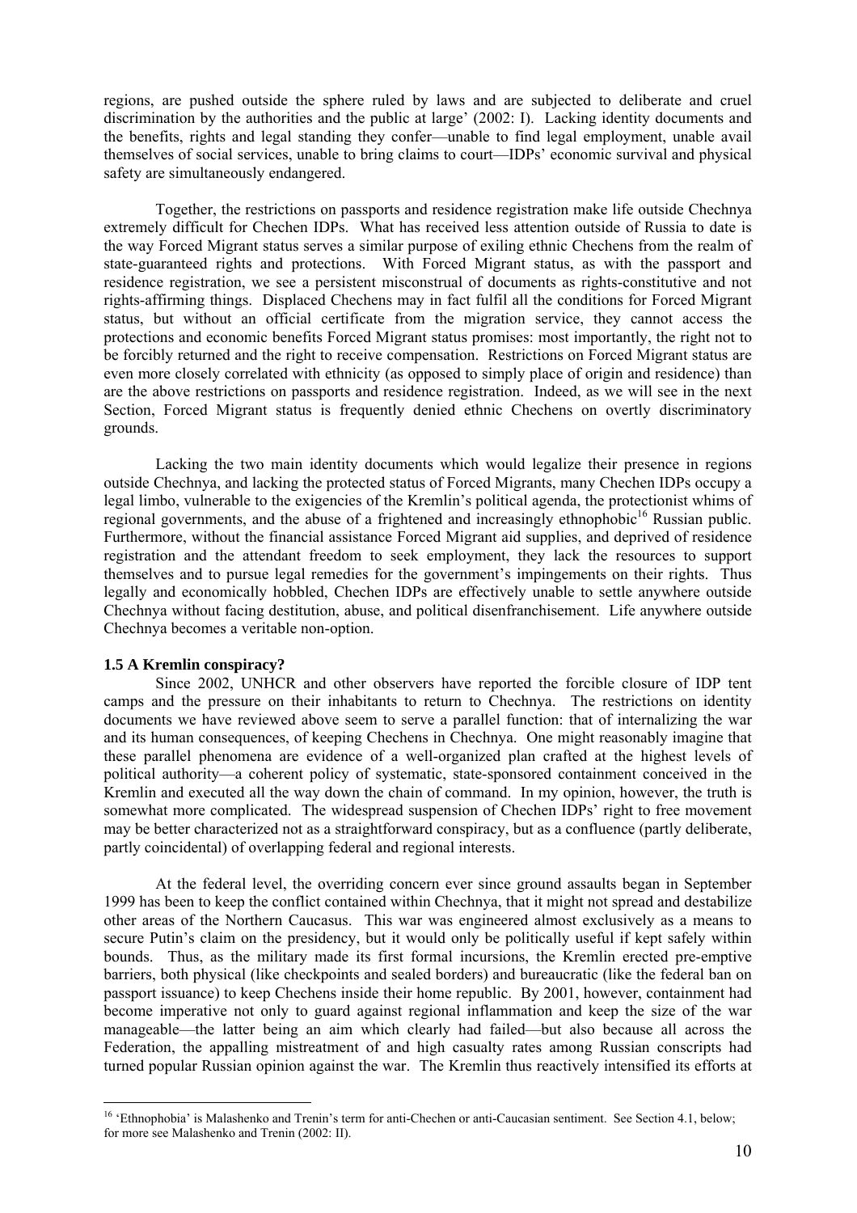regions, are pushed outside the sphere ruled by laws and are subjected to deliberate and cruel discrimination by the authorities and the public at large' (2002: I). Lacking identity documents and the benefits, rights and legal standing they confer—unable to find legal employment, unable avail themselves of social services, unable to bring claims to court—IDPs' economic survival and physical safety are simultaneously endangered.

Together, the restrictions on passports and residence registration make life outside Chechnya extremely difficult for Chechen IDPs. What has received less attention outside of Russia to date is the way Forced Migrant status serves a similar purpose of exiling ethnic Chechens from the realm of state-guaranteed rights and protections. With Forced Migrant status, as with the passport and residence registration, we see a persistent misconstrual of documents as rights-constitutive and not rights-affirming things. Displaced Chechens may in fact fulfil all the conditions for Forced Migrant status, but without an official certificate from the migration service, they cannot access the protections and economic benefits Forced Migrant status promises: most importantly, the right not to be forcibly returned and the right to receive compensation. Restrictions on Forced Migrant status are even more closely correlated with ethnicity (as opposed to simply place of origin and residence) than are the above restrictions on passports and residence registration. Indeed, as we will see in the next Section, Forced Migrant status is frequently denied ethnic Chechens on overtly discriminatory grounds.

Lacking the two main identity documents which would legalize their presence in regions outside Chechnya, and lacking the protected status of Forced Migrants, many Chechen IDPs occupy a legal limbo, vulnerable to the exigencies of the Kremlin's political agenda, the protectionist whims of regional governments, and the abuse of a frightened and increasingly ethnophobic[16] Russian public. Furthermore, without the financial assistance Forced Migrant aid supplies, and deprived of residence registration and the attendant freedom to seek employment, they lack the resources to support themselves and to pursue legal remedies for the government's impingements on their rights. Thus legally and economically hobbled, Chechen IDPs are effectively unable to settle anywhere outside Chechnya without facing destitution, abuse, and political disenfranchisement. Life anywhere outside Chechnya becomes a veritable non-option.

### 1.5 A Kremlin conspiracy?

Since 2002, UNHCR and other observers have reported the forcible closure of IDP tent camps and the pressure on their inhabitants to return to Chechnya. The restrictions on identity documents we have reviewed above seem to serve a parallel function: that of internalizing the war and its human consequences, of keeping Chechens in Chechnya. One might reasonably imagine that these parallel phenomena are evidence of a well-organized plan crafted at the highest levels of political authority—a coherent policy of systematic, state-sponsored containment conceived in the Kremlin and executed all the way down the chain of command. In my opinion, however, the truth is somewhat more complicated. The widespread suspension of Chechen IDPs' right to free movement may be better characterized not as a straightforward conspiracy, but as a confluence (partly deliberate, partly coincidental) of overlapping federal and regional interests.

At the federal level, the overriding concern ever since ground assaults began in September 1999 has been to keep the conflict contained within Chechnya, that it might not spread and destabilize other areas of the Northern Caucasus. This war was engineered almost exclusively as a means to secure Putin's claim on the presidency, but it would only be politically useful if kept safely within bounds. Thus, as the military made its first formal incursions, the Kremlin erected pre-emptive barriers, both physical (like checkpoints and sealed borders) and bureaucratic (like the federal ban on passport issuance) to keep Chechens inside their home republic. By 2001, however, containment had become imperative not only to guard against regional inflammation and keep the size of the war manageable—the latter being an aim which clearly had failed—but also because all across the Federation, the appalling mistreatment of and high casualty rates among Russian conscripts had turned popular Russian opinion against the war. The Kremlin thus reactively intensified its efforts at

[16] 'Ethnophobia' is Malashenko and Trenin's term for anti-Chechen or anti-Caucasian sentiment. See Section 4.1, below; for more see Malashenko and Trenin (2002: II).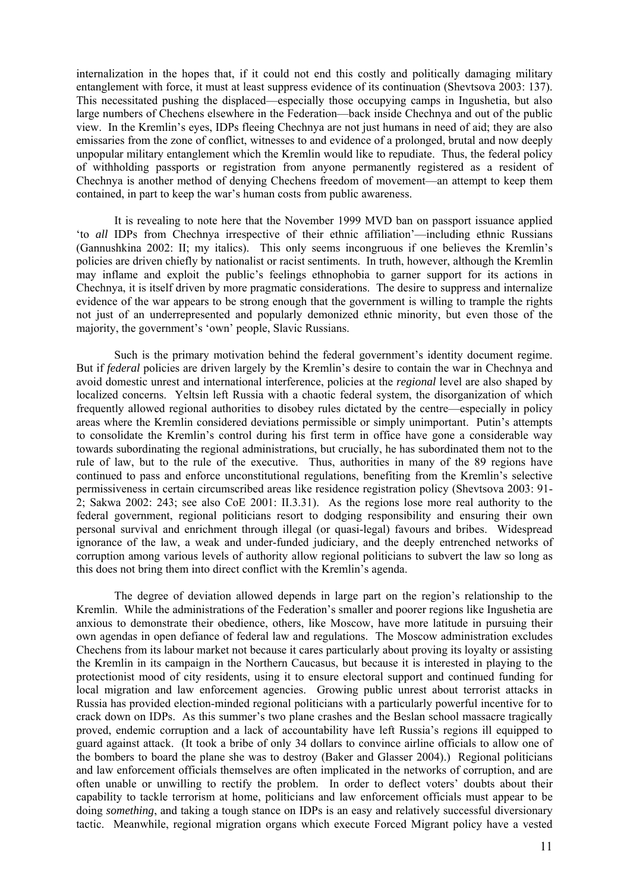internalization in the hopes that, if it could not end this costly and politically damaging military entanglement with force, it must at least suppress evidence of its continuation (Shevtsova 2003: 137). This necessitated pushing the displaced—especially those occupying camps in Ingushetia, but also large numbers of Chechens elsewhere in the Federation—back inside Chechnya and out of the public view. In the Kremlin's eyes, IDPs fleeing Chechnya are not just humans in need of aid; they are also emissaries from the zone of conflict, witnesses to and evidence of a prolonged, brutal and now deeply unpopular military entanglement which the Kremlin would like to repudiate. Thus, the federal policy of withholding passports or registration from anyone permanently registered as a resident of Chechnya is another method of denying Chechens freedom of movement—an attempt to keep them contained, in part to keep the war's human costs from public awareness.

It is revealing to note here that the November 1999 MVD ban on passport issuance applied 'to *all* IDPs from Chechnya irrespective of their ethnic affiliation'—including ethnic Russians (Gannushkina 2002: II; my italics). This only seems incongruous if one believes the Kremlin's policies are driven chiefly by nationalist or racist sentiments. In truth, however, although the Kremlin may inflame and exploit the public's feelings ethnophobia to garner support for its actions in Chechnya, it is itself driven by more pragmatic considerations. The desire to suppress and internalize evidence of the war appears to be strong enough that the government is willing to trample the rights not just of an underrepresented and popularly demonized ethnic minority, but even those of the majority, the government's 'own' people, Slavic Russians.

Such is the primary motivation behind the federal government's identity document regime. But if *federal* policies are driven largely by the Kremlin's desire to contain the war in Chechnya and avoid domestic unrest and international interference, policies at the *regional* level are also shaped by localized concerns. Yeltsin left Russia with a chaotic federal system, the disorganization of which frequently allowed regional authorities to disobey rules dictated by the centre—especially in policy areas where the Kremlin considered deviations permissible or simply unimportant. Putin's attempts to consolidate the Kremlin's control during his first term in office have gone a considerable way towards subordinating the regional administrations, but crucially, he has subordinated them not to the rule of law, but to the rule of the executive. Thus, authorities in many of the 89 regions have continued to pass and enforce unconstitutional regulations, benefiting from the Kremlin's selective permissiveness in certain circumscribed areas like residence registration policy (Shevtsova 2003: 91-2; Sakwa 2002: 243; see also CoE 2001: II.3.31). As the regions lose more real authority to the federal government, regional politicians resort to dodging responsibility and ensuring their own personal survival and enrichment through illegal (or quasi-legal) favours and bribes. Widespread ignorance of the law, a weak and under-funded judiciary, and the deeply entrenched networks of corruption among various levels of authority allow regional politicians to subvert the law so long as this does not bring them into direct conflict with the Kremlin's agenda.

The degree of deviation allowed depends in large part on the region's relationship to the Kremlin. While the administrations of the Federation's smaller and poorer regions like Ingushetia are anxious to demonstrate their obedience, others, like Moscow, have more latitude in pursuing their own agendas in open defiance of federal law and regulations. The Moscow administration excludes Chechens from its labour market not because it cares particularly about proving its loyalty or assisting the Kremlin in its campaign in the Northern Caucasus, but because it is interested in playing to the protectionist mood of city residents, using it to ensure electoral support and continued funding for local migration and law enforcement agencies. Growing public unrest about terrorist attacks in Russia has provided election-minded regional politicians with a particularly powerful incentive for to crack down on IDPs. As this summer's two plane crashes and the Beslan school massacre tragically proved, endemic corruption and a lack of accountability have left Russia's regions ill equipped to guard against attack. (It took a bribe of only 34 dollars to convince airline officials to allow one of the bombers to board the plane she was to destroy (Baker and Glasser 2004).) Regional politicians and law enforcement officials themselves are often implicated in the networks of corruption, and are often unable or unwilling to rectify the problem. In order to deflect voters' doubts about their capability to tackle terrorism at home, politicians and law enforcement officials must appear to be doing *something*, and taking a tough stance on IDPs is an easy and relatively successful diversionary tactic. Meanwhile, regional migration organs which execute Forced Migrant policy have a vested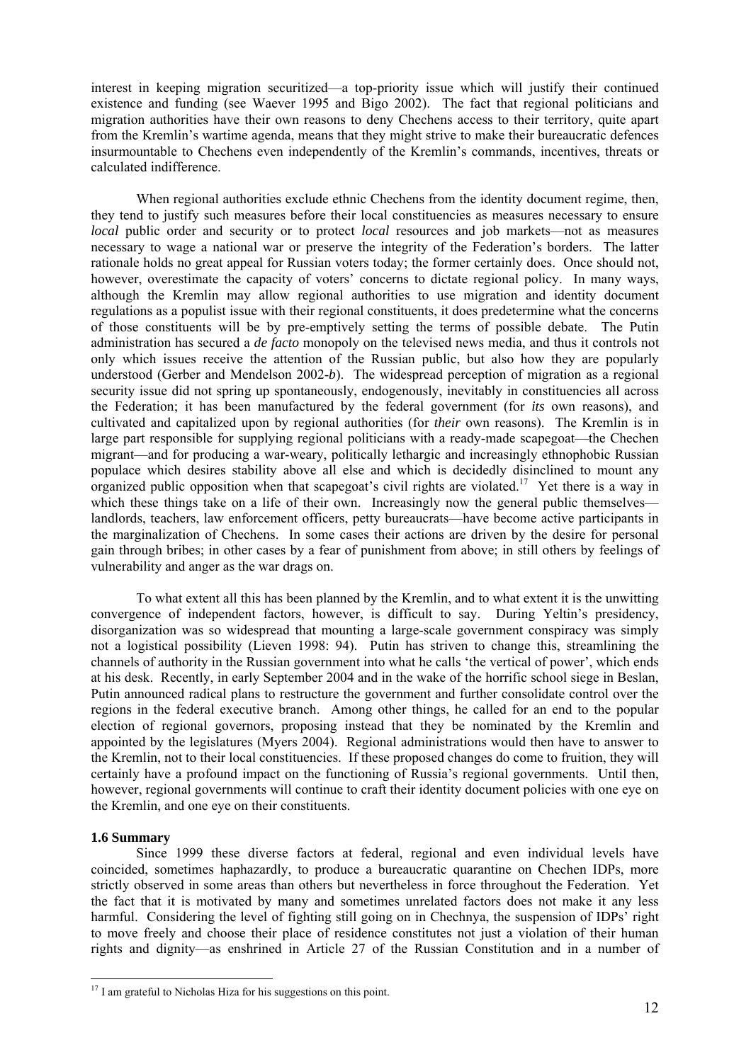interest in keeping migration securitized—a top-priority issue which will justify their continued existence and funding (see Waever 1995 and Bigo 2002). The fact that regional politicians and migration authorities have their own reasons to deny Chechens access to their territory, quite apart from the Kremlin's wartime agenda, means that they might strive to make their bureaucratic defences insurmountable to Chechens even independently of the Kremlin's commands, incentives, threats or calculated indifference.

When regional authorities exclude ethnic Chechens from the identity document regime, then, they tend to justify such measures before their local constituencies as measures necessary to ensure *local* public order and security or to protect *local* resources and job markets—not as measures necessary to wage a national war or preserve the integrity of the Federation's borders. The latter rationale holds no great appeal for Russian voters today; the former certainly does. One should not, however, overestimate the capacity of voters' concerns to dictate regional policy. In many ways, although the Kremlin may allow regional authorities to use migration and identity document regulations as a populist issue with their regional constituents, it does predetermine what the concerns of those constituents will be by pre-emptively setting the terms of possible debate. The Putin administration has secured a *de facto* monopoly on the televised news media, and thus it controls not only which issues receive the attention of the Russian public, but also how they are popularly understood (Gerber and Mendelson 2002-*b*). The widespread perception of migration as a regional security issue did not spring up spontaneously, endogenously, inevitably in constituencies all across the Federation; it has been manufactured by the federal government (for *its* own reasons), and cultivated and capitalized upon by regional authorities (for *their* own reasons). The Kremlin is in large part responsible for supplying regional politicians with a ready-made scapegoat—the Chechen migrant—and for producing a war-weary, politically lethargic and increasingly ethnophobic Russian populace which desires stability above all else and which is decidedly disinclined to mount any organized public opposition when that scapegoat's civil rights are violated.[17] Yet there is a way in which these things take on a life of their own. Increasingly now the general public themselves—landlords, teachers, law enforcement officers, petty bureaucrats—have become active participants in the marginalization of Chechens. In some cases their actions are driven by the desire for personal gain through bribes; in other cases by a fear of punishment from above; in still others by feelings of vulnerability and anger as the war drags on.

To what extent all this has been planned by the Kremlin, and to what extent it is the unwitting convergence of independent factors, however, is difficult to say. During Yeltin's presidency, disorganization was so widespread that mounting a large-scale government conspiracy was simply not a logistical possibility (Lieven 1998: 94). Putin has striven to change this, streamlining the channels of authority in the Russian government into what he calls 'the vertical of power', which ends at his desk. Recently, in early September 2004 and in the wake of the horrific school siege in Beslan, Putin announced radical plans to restructure the government and further consolidate control over the regions in the federal executive branch. Among other things, he called for an end to the popular election of regional governors, proposing instead that they be nominated by the Kremlin and appointed by the legislatures (Myers 2004). Regional administrations would then have to answer to the Kremlin, not to their local constituencies. If these proposed changes do come to fruition, they will certainly have a profound impact on the functioning of Russia's regional governments. Until then, however, regional governments will continue to craft their identity document policies with one eye on the Kremlin, and one eye on their constituents.

### 1.6 Summary

Since 1999 these diverse factors at federal, regional and even individual levels have coincided, sometimes haphazardly, to produce a bureaucratic quarantine on Chechen IDPs, more strictly observed in some areas than others but nevertheless in force throughout the Federation. Yet the fact that it is motivated by many and sometimes unrelated factors does not make it any less harmful. Considering the level of fighting still going on in Chechnya, the suspension of IDPs' right to move freely and choose their place of residence constitutes not just a violation of their human rights and dignity—as enshrined in Article 27 of the Russian Constitution and in a number of

[17] I am grateful to Nicholas Hiza for his suggestions on this point.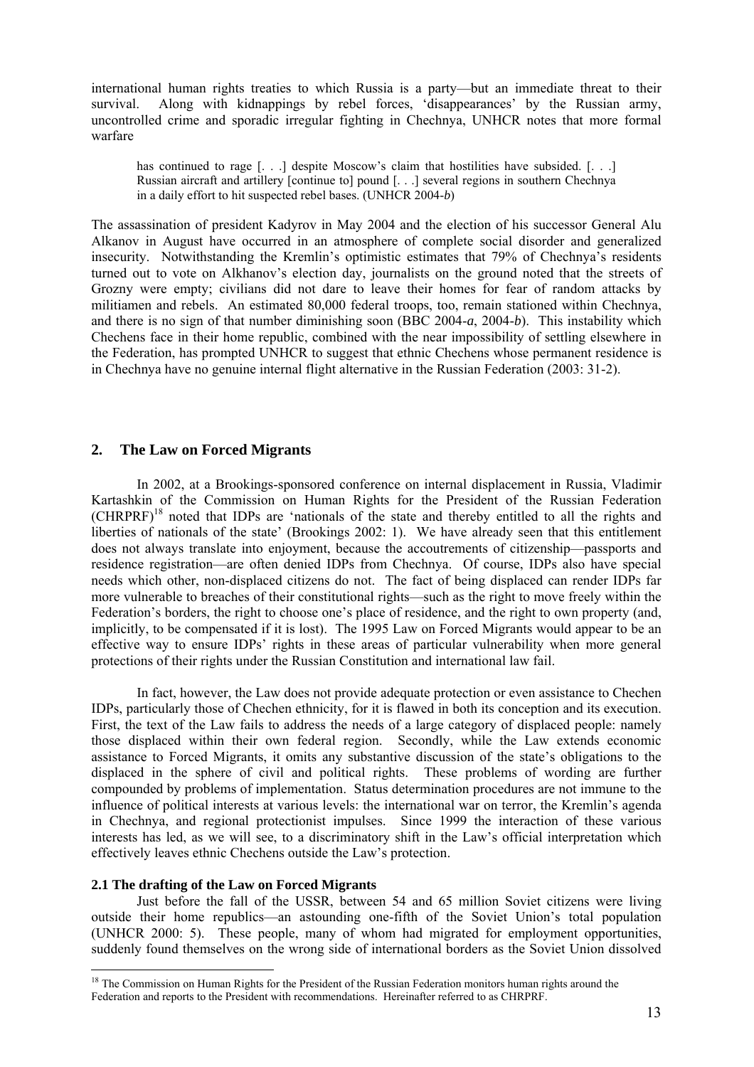international human rights treaties to which Russia is a party—but an immediate threat to their survival. Along with kidnappings by rebel forces, 'disappearances' by the Russian army, uncontrolled crime and sporadic irregular fighting in Chechnya, UNHCR notes that more formal warfare

> has continued to rage [. . .] despite Moscow's claim that hostilities have subsided. [. . .] Russian aircraft and artillery [continue to] pound [. . .] several regions in southern Chechnya in a daily effort to hit suspected rebel bases. (UNHCR 2004-*b*)

The assassination of president Kadyrov in May 2004 and the election of his successor General Alu Alkanov in August have occurred in an atmosphere of complete social disorder and generalized insecurity. Notwithstanding the Kremlin's optimistic estimates that 79% of Chechnya's residents turned out to vote on Alkhanov's election day, journalists on the ground noted that the streets of Grozny were empty; civilians did not dare to leave their homes for fear of random attacks by militiamen and rebels. An estimated 80,000 federal troops, too, remain stationed within Chechnya, and there is no sign of that number diminishing soon (BBC 2004-*a*, 2004-*b*). This instability which Chechens face in their home republic, combined with the near impossibility of settling elsewhere in the Federation, has prompted UNHCR to suggest that ethnic Chechens whose permanent residence is in Chechnya have no genuine internal flight alternative in the Russian Federation (2003: 31-2).

## 2. The Law on Forced Migrants

In 2002, at a Brookings-sponsored conference on internal displacement in Russia, Vladimir Kartashkin of the Commission on Human Rights for the President of the Russian Federation (CHRPRF)[18] noted that IDPs are 'nationals of the state and thereby entitled to all the rights and liberties of nationals of the state' (Brookings 2002: 1). We have already seen that this entitlement does not always translate into enjoyment, because the accoutrements of citizenship—passports and residence registration—are often denied IDPs from Chechnya. Of course, IDPs also have special needs which other, non-displaced citizens do not. The fact of being displaced can render IDPs far more vulnerable to breaches of their constitutional rights—such as the right to move freely within the Federation's borders, the right to choose one's place of residence, and the right to own property (and, implicitly, to be compensated if it is lost). The 1995 Law on Forced Migrants would appear to be an effective way to ensure IDPs' rights in these areas of particular vulnerability when more general protections of their rights under the Russian Constitution and international law fail.

In fact, however, the Law does not provide adequate protection or even assistance to Chechen IDPs, particularly those of Chechen ethnicity, for it is flawed in both its conception and its execution. First, the text of the Law fails to address the needs of a large category of displaced people: namely those displaced within their own federal region. Secondly, while the Law extends economic assistance to Forced Migrants, it omits any substantive discussion of the state's obligations to the displaced in the sphere of civil and political rights. These problems of wording are further compounded by problems of implementation. Status determination procedures are not immune to the influence of political interests at various levels: the international war on terror, the Kremlin's agenda in Chechnya, and regional protectionist impulses. Since 1999 the interaction of these various interests has led, as we will see, to a discriminatory shift in the Law's official interpretation which effectively leaves ethnic Chechens outside the Law's protection.

### 2.1 The drafting of the Law on Forced Migrants

Just before the fall of the USSR, between 54 and 65 million Soviet citizens were living outside their home republics—an astounding one-fifth of the Soviet Union's total population (UNHCR 2000: 5). These people, many of whom had migrated for employment opportunities, suddenly found themselves on the wrong side of international borders as the Soviet Union dissolved

[18] The Commission on Human Rights for the President of the Russian Federation monitors human rights around the Federation and reports to the President with recommendations. Hereinafter referred to as CHRPRF.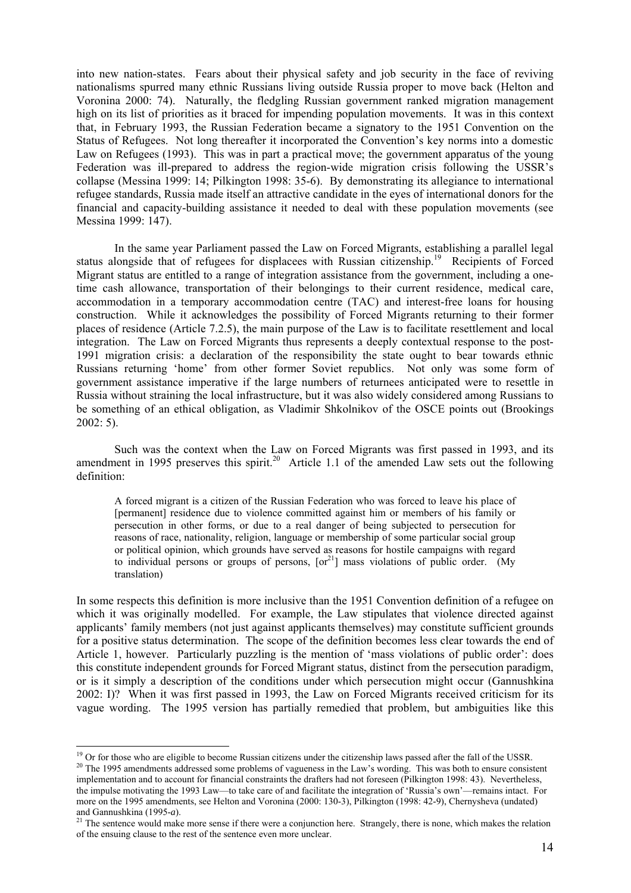into new nation-states. Fears about their physical safety and job security in the face of reviving nationalisms spurred many ethnic Russians living outside Russia proper to move back (Helton and Voronina 2000: 74). Naturally, the fledgling Russian government ranked migration management high on its list of priorities as it braced for impending population movements. It was in this context that, in February 1993, the Russian Federation became a signatory to the 1951 Convention on the Status of Refugees. Not long thereafter it incorporated the Convention's key norms into a domestic Law on Refugees (1993). This was in part a practical move; the government apparatus of the young Federation was ill-prepared to address the region-wide migration crisis following the USSR's collapse (Messina 1999: 14; Pilkington 1998: 35-6). By demonstrating its allegiance to international refugee standards, Russia made itself an attractive candidate in the eyes of international donors for the financial and capacity-building assistance it needed to deal with these population movements (see Messina 1999: 147).

In the same year Parliament passed the Law on Forced Migrants, establishing a parallel legal status alongside that of refugees for displacees with Russian citizenship.[19] Recipients of Forced Migrant status are entitled to a range of integration assistance from the government, including a one-time cash allowance, transportation of their belongings to their current residence, medical care, accommodation in a temporary accommodation centre (TAC) and interest-free loans for housing construction. While it acknowledges the possibility of Forced Migrants returning to their former places of residence (Article 7.2.5), the main purpose of the Law is to facilitate resettlement and local integration. The Law on Forced Migrants thus represents a deeply contextual response to the post-1991 migration crisis: a declaration of the responsibility the state ought to bear towards ethnic Russians returning 'home' from other former Soviet republics. Not only was some form of government assistance imperative if the large numbers of returnees anticipated were to resettle in Russia without straining the local infrastructure, but it was also widely considered among Russians to be something of an ethical obligation, as Vladimir Shkolnikov of the OSCE points out (Brookings 2002: 5).

Such was the context when the Law on Forced Migrants was first passed in 1993, and its amendment in 1995 preserves this spirit.[20] Article 1.1 of the amended Law sets out the following definition:

> A forced migrant is a citizen of the Russian Federation who was forced to leave his place of [permanent] residence due to violence committed against him or members of his family or persecution in other forms, or due to a real danger of being subjected to persecution for reasons of race, nationality, religion, language or membership of some particular social group or political opinion, which grounds have served as reasons for hostile campaigns with regard to individual persons or groups of persons, [or[21]] mass violations of public order. (My translation)

In some respects this definition is more inclusive than the 1951 Convention definition of a refugee on which it was originally modelled. For example, the Law stipulates that violence directed against applicants' family members (not just against applicants themselves) may constitute sufficient grounds for a positive status determination. The scope of the definition becomes less clear towards the end of Article 1, however. Particularly puzzling is the mention of 'mass violations of public order': does this constitute independent grounds for Forced Migrant status, distinct from the persecution paradigm, or is it simply a description of the conditions under which persecution might occur (Gannushkina 2002: I)? When it was first passed in 1993, the Law on Forced Migrants received criticism for its vague wording. The 1995 version has partially remedied that problem, but ambiguities like this

---

[19] Or for those who are eligible to become Russian citizens under the citizenship laws passed after the fall of the USSR.

[20] The 1995 amendments addressed some problems of vagueness in the Law's wording. This was both to ensure consistent implementation and to account for financial constraints the drafters had not foreseen (Pilkington 1998: 43). Nevertheless, the impulse motivating the 1993 Law—to take care of and facilitate the integration of 'Russia's own'—remains intact. For more on the 1995 amendments, see Helton and Voronina (2000: 130-3), Pilkington (1998: 42-9), Chernysheva (undated) and Gannushkina (1995-*a*).

[21] The sentence would make more sense if there were a conjunction here. Strangely, there is none, which makes the relation of the ensuing clause to the rest of the sentence even more unclear.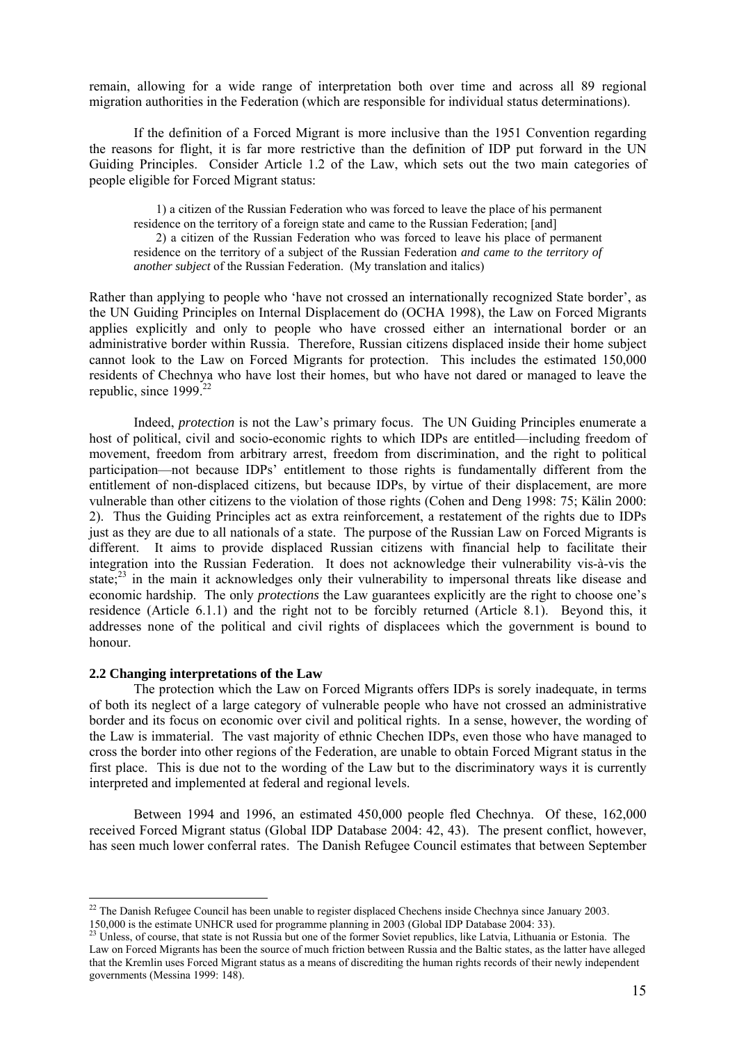remain, allowing for a wide range of interpretation both over time and across all 89 regional migration authorities in the Federation (which are responsible for individual status determinations).

If the definition of a Forced Migrant is more inclusive than the 1951 Convention regarding the reasons for flight, it is far more restrictive than the definition of IDP put forward in the UN Guiding Principles. Consider Article 1.2 of the Law, which sets out the two main categories of people eligible for Forced Migrant status:

> 1) a citizen of the Russian Federation who was forced to leave the place of his permanent residence on the territory of a foreign state and came to the Russian Federation; [and]
>
> 2) a citizen of the Russian Federation who was forced to leave his place of permanent residence on the territory of a subject of the Russian Federation *and came to the territory of another subject* of the Russian Federation. (My translation and italics)

Rather than applying to people who 'have not crossed an internationally recognized State border', as the UN Guiding Principles on Internal Displacement do (OCHA 1998), the Law on Forced Migrants applies explicitly and only to people who have crossed either an international border or an administrative border within Russia. Therefore, Russian citizens displaced inside their home subject cannot look to the Law on Forced Migrants for protection. This includes the estimated 150,000 residents of Chechnya who have lost their homes, but who have not dared or managed to leave the republic, since 1999.[22]

Indeed, *protection* is not the Law's primary focus. The UN Guiding Principles enumerate a host of political, civil and socio-economic rights to which IDPs are entitled—including freedom of movement, freedom from arbitrary arrest, freedom from discrimination, and the right to political participation—not because IDPs' entitlement to those rights is fundamentally different from the entitlement of non-displaced citizens, but because IDPs, by virtue of their displacement, are more vulnerable than other citizens to the violation of those rights (Cohen and Deng 1998: 75; Kälin 2000: 2). Thus the Guiding Principles act as extra reinforcement, a restatement of the rights due to IDPs just as they are due to all nationals of a state. The purpose of the Russian Law on Forced Migrants is different. It aims to provide displaced Russian citizens with financial help to facilitate their integration into the Russian Federation. It does not acknowledge their vulnerability vis-à-vis the state;[23] in the main it acknowledges only their vulnerability to impersonal threats like disease and economic hardship. The only *protections* the Law guarantees explicitly are the right to choose one's residence (Article 6.1.1) and the right not to be forcibly returned (Article 8.1). Beyond this, it addresses none of the political and civil rights of displacees which the government is bound to honour.

**2.2 Changing interpretations of the Law**

The protection which the Law on Forced Migrants offers IDPs is sorely inadequate, in terms of both its neglect of a large category of vulnerable people who have not crossed an administrative border and its focus on economic over civil and political rights. In a sense, however, the wording of the Law is immaterial. The vast majority of ethnic Chechen IDPs, even those who have managed to cross the border into other regions of the Federation, are unable to obtain Forced Migrant status in the first place. This is due not to the wording of the Law but to the discriminatory ways it is currently interpreted and implemented at federal and regional levels.

Between 1994 and 1996, an estimated 450,000 people fled Chechnya. Of these, 162,000 received Forced Migrant status (Global IDP Database 2004: 42, 43). The present conflict, however, has seen much lower conferral rates. The Danish Refugee Council estimates that between September

---

[22] The Danish Refugee Council has been unable to register displaced Chechens inside Chechnya since January 2003. 150,000 is the estimate UNHCR used for programme planning in 2003 (Global IDP Database 2004: 33).

[23] Unless, of course, that state is not Russia but one of the former Soviet republics, like Latvia, Lithuania or Estonia. The Law on Forced Migrants has been the source of much friction between Russia and the Baltic states, as the latter have alleged that the Kremlin uses Forced Migrant status as a means of discrediting the human rights records of their newly independent governments (Messina 1999: 148).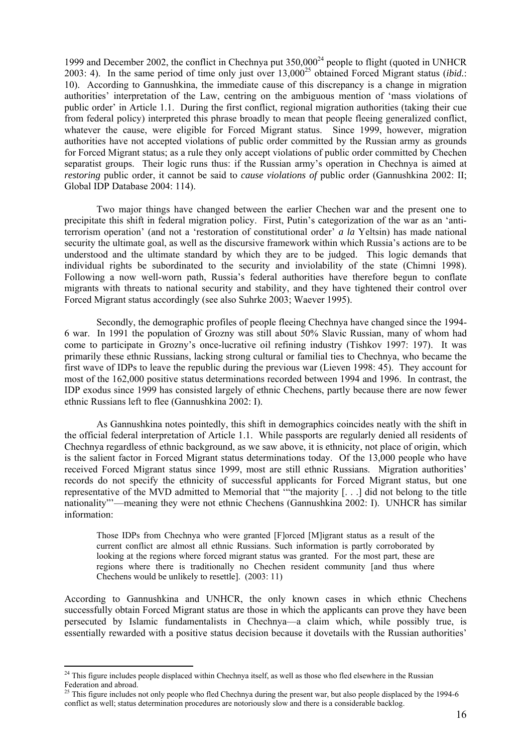1999 and December 2002, the conflict in Chechnya put 350,000[24] people to flight (quoted in UNHCR 2003: 4). In the same period of time only just over 13,000[25] obtained Forced Migrant status (*ibid.*: 10). According to Gannushkina, the immediate cause of this discrepancy is a change in migration authorities' interpretation of the Law, centring on the ambiguous mention of 'mass violations of public order' in Article 1.1. During the first conflict, regional migration authorities (taking their cue from federal policy) interpreted this phrase broadly to mean that people fleeing generalized conflict, whatever the cause, were eligible for Forced Migrant status. Since 1999, however, migration authorities have not accepted violations of public order committed by the Russian army as grounds for Forced Migrant status; as a rule they only accept violations of public order committed by Chechen separatist groups. Their logic runs thus: if the Russian army's operation in Chechnya is aimed at *restoring* public order, it cannot be said to *cause violations of* public order (Gannushkina 2002: II; Global IDP Database 2004: 114).

Two major things have changed between the earlier Chechen war and the present one to precipitate this shift in federal migration policy. First, Putin's categorization of the war as an 'anti-terrorism operation' (and not a 'restoration of constitutional order' *a la* Yeltsin) has made national security the ultimate goal, as well as the discursive framework within which Russia's actions are to be understood and the ultimate standard by which they are to be judged. This logic demands that individual rights be subordinated to the security and inviolability of the state (Chimni 1998). Following a now well-worn path, Russia's federal authorities have therefore begun to conflate migrants with threats to national security and stability, and they have tightened their control over Forced Migrant status accordingly (see also Suhrke 2003; Waever 1995).

Secondly, the demographic profiles of people fleeing Chechnya have changed since the 1994-6 war. In 1991 the population of Grozny was still about 50% Slavic Russian, many of whom had come to participate in Grozny's once-lucrative oil refining industry (Tishkov 1997: 197). It was primarily these ethnic Russians, lacking strong cultural or familial ties to Chechnya, who became the first wave of IDPs to leave the republic during the previous war (Lieven 1998: 45). They account for most of the 162,000 positive status determinations recorded between 1994 and 1996. In contrast, the IDP exodus since 1999 has consisted largely of ethnic Chechens, partly because there are now fewer ethnic Russians left to flee (Gannushkina 2002: I).

As Gannushkina notes pointedly, this shift in demographics coincides neatly with the shift in the official federal interpretation of Article 1.1. While passports are regularly denied all residents of Chechnya regardless of ethnic background, as we saw above, it is ethnicity, not place of origin, which is the salient factor in Forced Migrant status determinations today. Of the 13,000 people who have received Forced Migrant status since 1999, most are still ethnic Russians. Migration authorities' records do not specify the ethnicity of successful applicants for Forced Migrant status, but one representative of the MVD admitted to Memorial that '"the majority [. . .] did not belong to the title nationality"'—meaning they were not ethnic Chechens (Gannushkina 2002: I). UNHCR has similar information:

> Those IDPs from Chechnya who were granted [F]orced [M]igrant status as a result of the current conflict are almost all ethnic Russians. Such information is partly corroborated by looking at the regions where forced migrant status was granted. For the most part, these are regions where there is traditionally no Chechen resident community [and thus where Chechens would be unlikely to resettle]. (2003: 11)

According to Gannushkina and UNHCR, the only known cases in which ethnic Chechens successfully obtain Forced Migrant status are those in which the applicants can prove they have been persecuted by Islamic fundamentalists in Chechnya—a claim which, while possibly true, is essentially rewarded with a positive status decision because it dovetails with the Russian authorities'

---

[24] This figure includes people displaced within Chechnya itself, as well as those who fled elsewhere in the Russian Federation and abroad.

[25] This figure includes not only people who fled Chechnya during the present war, but also people displaced by the 1994-6 conflict as well; status determination procedures are notoriously slow and there is a considerable backlog.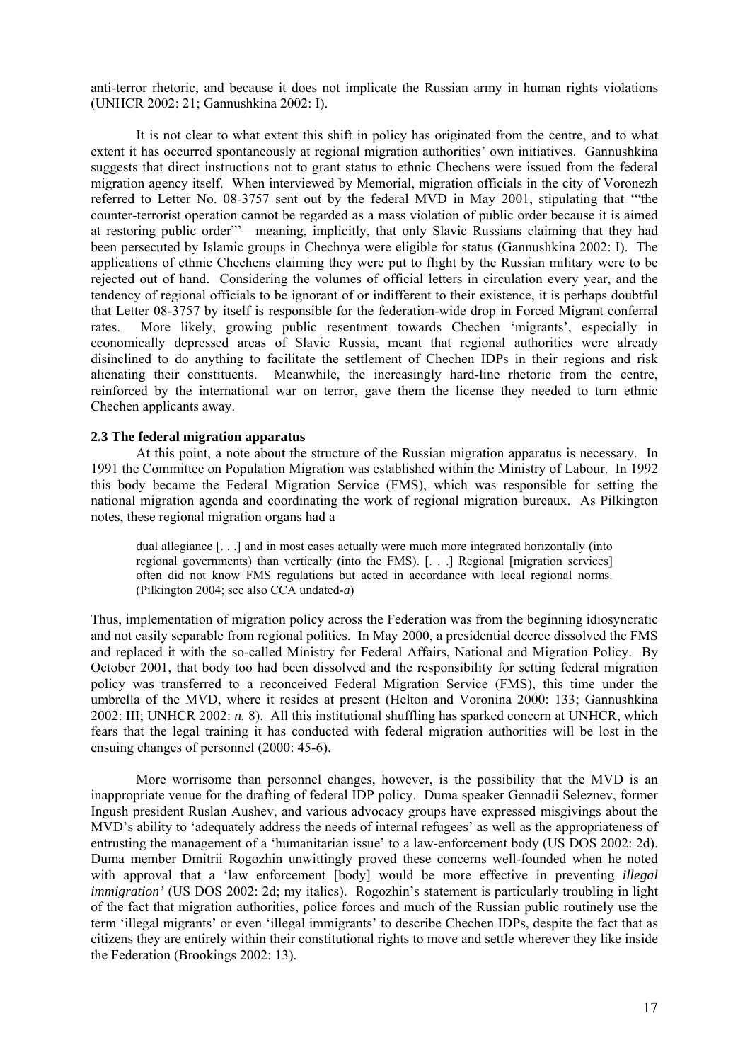anti-terror rhetoric, and because it does not implicate the Russian army in human rights violations (UNHCR 2002: 21; Gannushkina 2002: I).

It is not clear to what extent this shift in policy has originated from the centre, and to what extent it has occurred spontaneously at regional migration authorities' own initiatives. Gannushkina suggests that direct instructions not to grant status to ethnic Chechens were issued from the federal migration agency itself. When interviewed by Memorial, migration officials in the city of Voronezh referred to Letter No. 08-3757 sent out by the federal MVD in May 2001, stipulating that '"the counter-terrorist operation cannot be regarded as a mass violation of public order because it is aimed at restoring public order"'—meaning, implicitly, that only Slavic Russians claiming that they had been persecuted by Islamic groups in Chechnya were eligible for status (Gannushkina 2002: I). The applications of ethnic Chechens claiming they were put to flight by the Russian military were to be rejected out of hand. Considering the volumes of official letters in circulation every year, and the tendency of regional officials to be ignorant of or indifferent to their existence, it is perhaps doubtful that Letter 08-3757 by itself is responsible for the federation-wide drop in Forced Migrant conferral rates. More likely, growing public resentment towards Chechen 'migrants', especially in economically depressed areas of Slavic Russia, meant that regional authorities were already disinclined to do anything to facilitate the settlement of Chechen IDPs in their regions and risk alienating their constituents. Meanwhile, the increasingly hard-line rhetoric from the centre, reinforced by the international war on terror, gave them the license they needed to turn ethnic Chechen applicants away.

### 2.3 The federal migration apparatus

At this point, a note about the structure of the Russian migration apparatus is necessary. In 1991 the Committee on Population Migration was established within the Ministry of Labour. In 1992 this body became the Federal Migration Service (FMS), which was responsible for setting the national migration agenda and coordinating the work of regional migration bureaux. As Pilkington notes, these regional migration organs had a

> dual allegiance [. . .] and in most cases actually were much more integrated horizontally (into regional governments) than vertically (into the FMS). [. . .] Regional [migration services] often did not know FMS regulations but acted in accordance with local regional norms. (Pilkington 2004; see also CCA undated-*a*)

Thus, implementation of migration policy across the Federation was from the beginning idiosyncratic and not easily separable from regional politics. In May 2000, a presidential decree dissolved the FMS and replaced it with the so-called Ministry for Federal Affairs, National and Migration Policy. By October 2001, that body too had been dissolved and the responsibility for setting federal migration policy was transferred to a reconceived Federal Migration Service (FMS), this time under the umbrella of the MVD, where it resides at present (Helton and Voronina 2000: 133; Gannushkina 2002: III; UNHCR 2002: *n.* 8). All this institutional shuffling has sparked concern at UNHCR, which fears that the legal training it has conducted with federal migration authorities will be lost in the ensuing changes of personnel (2000: 45-6).

More worrisome than personnel changes, however, is the possibility that the MVD is an inappropriate venue for the drafting of federal IDP policy. Duma speaker Gennadii Seleznev, former Ingush president Ruslan Aushev, and various advocacy groups have expressed misgivings about the MVD's ability to 'adequately address the needs of internal refugees' as well as the appropriateness of entrusting the management of a 'humanitarian issue' to a law-enforcement body (US DOS 2002: 2d). Duma member Dmitrii Rogozhin unwittingly proved these concerns well-founded when he noted with approval that a 'law enforcement [body] would be more effective in preventing *illegal immigration'* (US DOS 2002: 2d; my italics). Rogozhin's statement is particularly troubling in light of the fact that migration authorities, police forces and much of the Russian public routinely use the term 'illegal migrants' or even 'illegal immigrants' to describe Chechen IDPs, despite the fact that as citizens they are entirely within their constitutional rights to move and settle wherever they like inside the Federation (Brookings 2002: 13).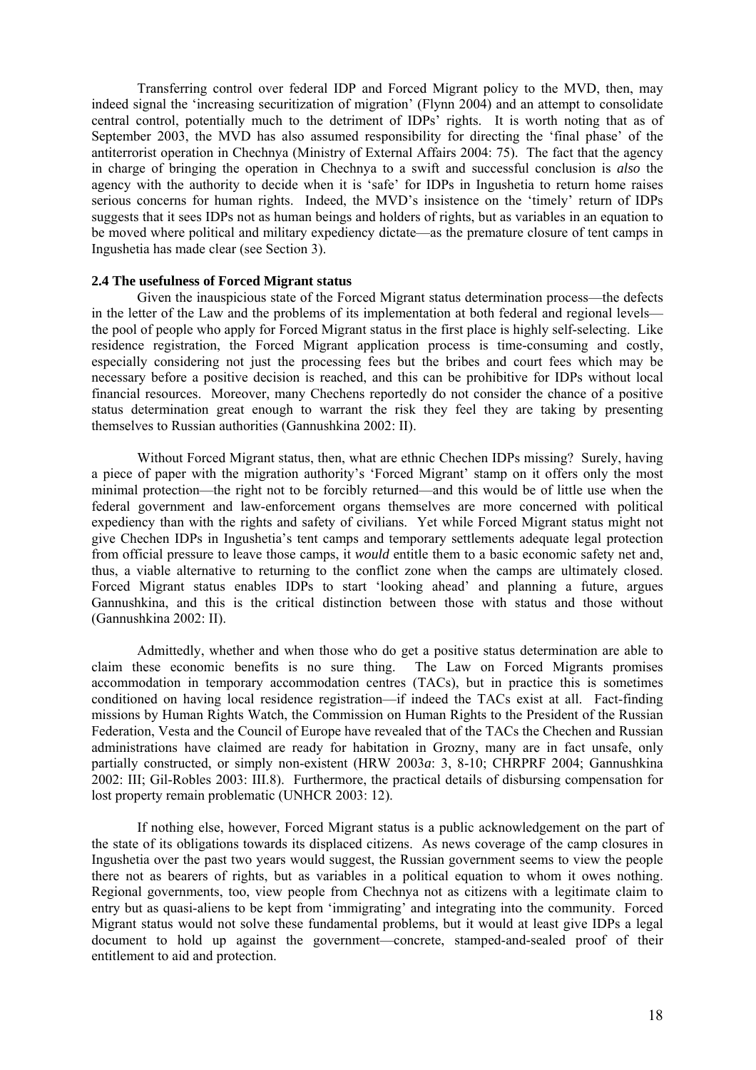Transferring control over federal IDP and Forced Migrant policy to the MVD, then, may indeed signal the 'increasing securitization of migration' (Flynn 2004) and an attempt to consolidate central control, potentially much to the detriment of IDPs' rights. It is worth noting that as of September 2003, the MVD has also assumed responsibility for directing the 'final phase' of the antiterrorist operation in Chechnya (Ministry of External Affairs 2004: 75). The fact that the agency in charge of bringing the operation in Chechnya to a swift and successful conclusion is *also* the agency with the authority to decide when it is 'safe' for IDPs in Ingushetia to return home raises serious concerns for human rights. Indeed, the MVD's insistence on the 'timely' return of IDPs suggests that it sees IDPs not as human beings and holders of rights, but as variables in an equation to be moved where political and military expediency dictate—as the premature closure of tent camps in Ingushetia has made clear (see Section 3).

### 2.4 The usefulness of Forced Migrant status

Given the inauspicious state of the Forced Migrant status determination process—the defects in the letter of the Law and the problems of its implementation at both federal and regional levels—the pool of people who apply for Forced Migrant status in the first place is highly self-selecting. Like residence registration, the Forced Migrant application process is time-consuming and costly, especially considering not just the processing fees but the bribes and court fees which may be necessary before a positive decision is reached, and this can be prohibitive for IDPs without local financial resources. Moreover, many Chechens reportedly do not consider the chance of a positive status determination great enough to warrant the risk they feel they are taking by presenting themselves to Russian authorities (Gannushkina 2002: II).

Without Forced Migrant status, then, what are ethnic Chechen IDPs missing? Surely, having a piece of paper with the migration authority's 'Forced Migrant' stamp on it offers only the most minimal protection—the right not to be forcibly returned—and this would be of little use when the federal government and law-enforcement organs themselves are more concerned with political expediency than with the rights and safety of civilians. Yet while Forced Migrant status might not give Chechen IDPs in Ingushetia's tent camps and temporary settlements adequate legal protection from official pressure to leave those camps, it *would* entitle them to a basic economic safety net and, thus, a viable alternative to returning to the conflict zone when the camps are ultimately closed. Forced Migrant status enables IDPs to start 'looking ahead' and planning a future, argues Gannushkina, and this is the critical distinction between those with status and those without (Gannushkina 2002: II).

Admittedly, whether and when those who do get a positive status determination are able to claim these economic benefits is no sure thing. The Law on Forced Migrants promises accommodation in temporary accommodation centres (TACs), but in practice this is sometimes conditioned on having local residence registration—if indeed the TACs exist at all. Fact-finding missions by Human Rights Watch, the Commission on Human Rights to the President of the Russian Federation, Vesta and the Council of Europe have revealed that of the TACs the Chechen and Russian administrations have claimed are ready for habitation in Grozny, many are in fact unsafe, only partially constructed, or simply non-existent (HRW 2003*a*: 3, 8-10; CHRPRF 2004; Gannushkina 2002: III; Gil-Robles 2003: III.8). Furthermore, the practical details of disbursing compensation for lost property remain problematic (UNHCR 2003: 12).

If nothing else, however, Forced Migrant status is a public acknowledgement on the part of the state of its obligations towards its displaced citizens. As news coverage of the camp closures in Ingushetia over the past two years would suggest, the Russian government seems to view the people there not as bearers of rights, but as variables in a political equation to whom it owes nothing. Regional governments, too, view people from Chechnya not as citizens with a legitimate claim to entry but as quasi-aliens to be kept from 'immigrating' and integrating into the community. Forced Migrant status would not solve these fundamental problems, but it would at least give IDPs a legal document to hold up against the government—concrete, stamped-and-sealed proof of their entitlement to aid and protection.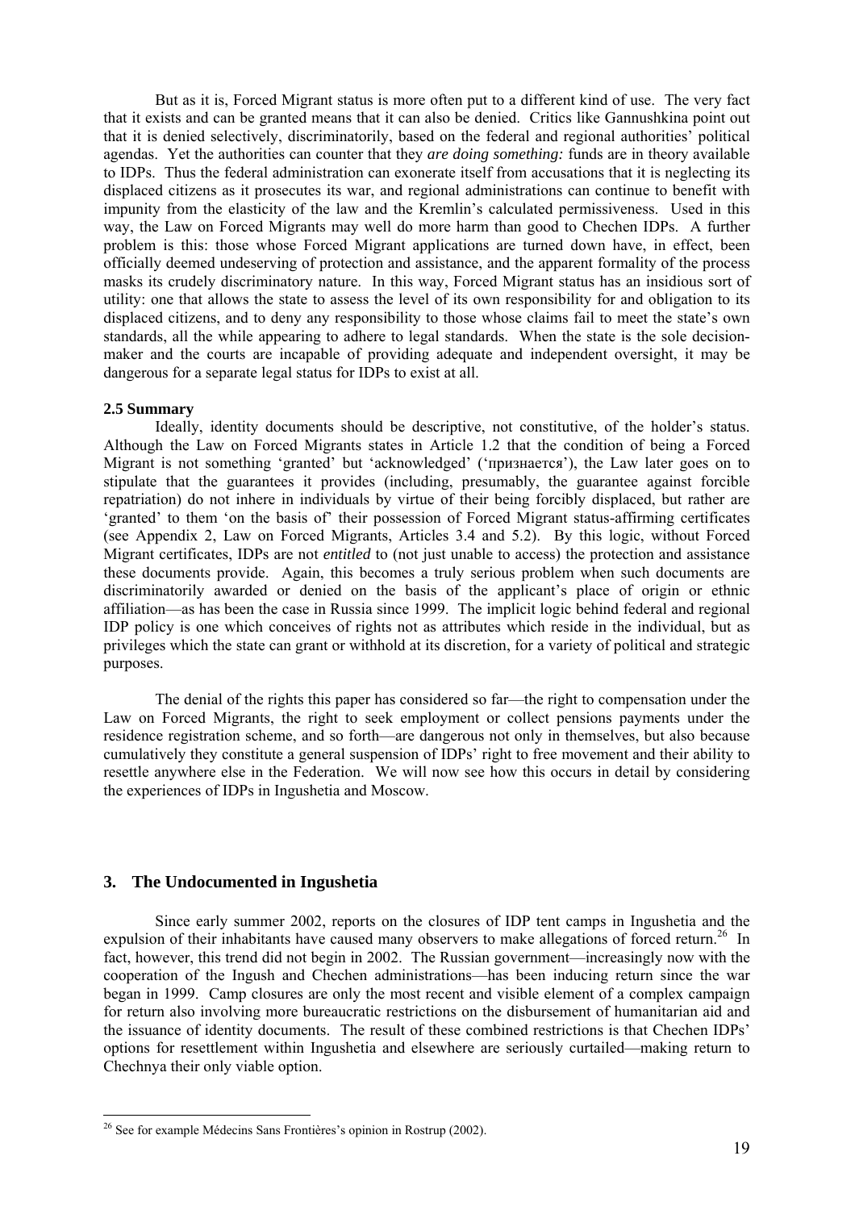But as it is, Forced Migrant status is more often put to a different kind of use. The very fact that it exists and can be granted means that it can also be denied. Critics like Gannushkina point out that it is denied selectively, discriminatorily, based on the federal and regional authorities' political agendas. Yet the authorities can counter that they *are doing something:* funds are in theory available to IDPs. Thus the federal administration can exonerate itself from accusations that it is neglecting its displaced citizens as it prosecutes its war, and regional administrations can continue to benefit with impunity from the elasticity of the law and the Kremlin's calculated permissiveness. Used in this way, the Law on Forced Migrants may well do more harm than good to Chechen IDPs. A further problem is this: those whose Forced Migrant applications are turned down have, in effect, been officially deemed undeserving of protection and assistance, and the apparent formality of the process masks its crudely discriminatory nature. In this way, Forced Migrant status has an insidious sort of utility: one that allows the state to assess the level of its own responsibility for and obligation to its displaced citizens, and to deny any responsibility to those whose claims fail to meet the state's own standards, all the while appearing to adhere to legal standards. When the state is the sole decision-maker and the courts are incapable of providing adequate and independent oversight, it may be dangerous for a separate legal status for IDPs to exist at all.

**2.5 Summary**

Ideally, identity documents should be descriptive, not constitutive, of the holder's status. Although the Law on Forced Migrants states in Article 1.2 that the condition of being a Forced Migrant is not something 'granted' but 'acknowledged' ('признается'), the Law later goes on to stipulate that the guarantees it provides (including, presumably, the guarantee against forcible repatriation) do not inhere in individuals by virtue of their being forcibly displaced, but rather are 'granted' to them 'on the basis of' their possession of Forced Migrant status-affirming certificates (see Appendix 2, Law on Forced Migrants, Articles 3.4 and 5.2). By this logic, without Forced Migrant certificates, IDPs are not *entitled* to (not just unable to access) the protection and assistance these documents provide. Again, this becomes a truly serious problem when such documents are discriminatorily awarded or denied on the basis of the applicant's place of origin or ethnic affiliation—as has been the case in Russia since 1999. The implicit logic behind federal and regional IDP policy is one which conceives of rights not as attributes which reside in the individual, but as privileges which the state can grant or withhold at its discretion, for a variety of political and strategic purposes.

The denial of the rights this paper has considered so far—the right to compensation under the Law on Forced Migrants, the right to seek employment or collect pensions payments under the residence registration scheme, and so forth—are dangerous not only in themselves, but also because cumulatively they constitute a general suspension of IDPs' right to free movement and their ability to resettle anywhere else in the Federation. We will now see how this occurs in detail by considering the experiences of IDPs in Ingushetia and Moscow.

## 3. The Undocumented in Ingushetia

Since early summer 2002, reports on the closures of IDP tent camps in Ingushetia and the expulsion of their inhabitants have caused many observers to make allegations of forced return.[26] In fact, however, this trend did not begin in 2002. The Russian government—increasingly now with the cooperation of the Ingush and Chechen administrations—has been inducing return since the war began in 1999. Camp closures are only the most recent and visible element of a complex campaign for return also involving more bureaucratic restrictions on the disbursement of humanitarian aid and the issuance of identity documents. The result of these combined restrictions is that Chechen IDPs' options for resettlement within Ingushetia and elsewhere are seriously curtailed—making return to Chechnya their only viable option.

[26] See for example Médecins Sans Frontières's opinion in Rostrup (2002).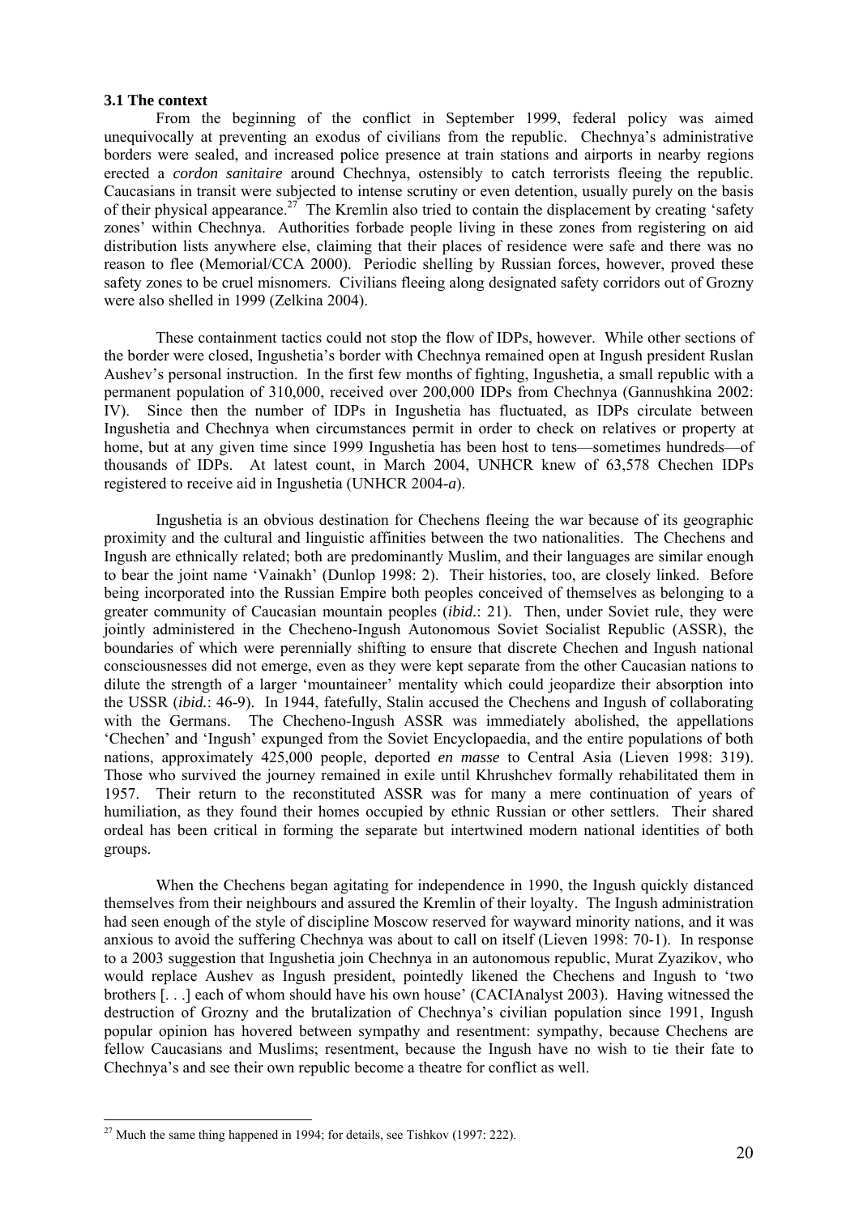### 3.1 The context

From the beginning of the conflict in September 1999, federal policy was aimed unequivocally at preventing an exodus of civilians from the republic. Chechnya's administrative borders were sealed, and increased police presence at train stations and airports in nearby regions erected a *cordon sanitaire* around Chechnya, ostensibly to catch terrorists fleeing the republic. Caucasians in transit were subjected to intense scrutiny or even detention, usually purely on the basis of their physical appearance.[27] The Kremlin also tried to contain the displacement by creating 'safety zones' within Chechnya. Authorities forbade people living in these zones from registering on aid distribution lists anywhere else, claiming that their places of residence were safe and there was no reason to flee (Memorial/CCA 2000). Periodic shelling by Russian forces, however, proved these safety zones to be cruel misnomers. Civilians fleeing along designated safety corridors out of Grozny were also shelled in 1999 (Zelkina 2004).

These containment tactics could not stop the flow of IDPs, however. While other sections of the border were closed, Ingushetia's border with Chechnya remained open at Ingush president Ruslan Aushev's personal instruction. In the first few months of fighting, Ingushetia, a small republic with a permanent population of 310,000, received over 200,000 IDPs from Chechnya (Gannushkina 2002: IV). Since then the number of IDPs in Ingushetia has fluctuated, as IDPs circulate between Ingushetia and Chechnya when circumstances permit in order to check on relatives or property at home, but at any given time since 1999 Ingushetia has been host to tens—sometimes hundreds—of thousands of IDPs. At latest count, in March 2004, UNHCR knew of 63,578 Chechen IDPs registered to receive aid in Ingushetia (UNHCR 2004-*a*).

Ingushetia is an obvious destination for Chechens fleeing the war because of its geographic proximity and the cultural and linguistic affinities between the two nationalities. The Chechens and Ingush are ethnically related; both are predominantly Muslim, and their languages are similar enough to bear the joint name 'Vainakh' (Dunlop 1998: 2). Their histories, too, are closely linked. Before being incorporated into the Russian Empire both peoples conceived of themselves as belonging to a greater community of Caucasian mountain peoples (*ibid.*: 21). Then, under Soviet rule, they were jointly administered in the Checheno-Ingush Autonomous Soviet Socialist Republic (ASSR), the boundaries of which were perennially shifting to ensure that discrete Chechen and Ingush national consciousnesses did not emerge, even as they were kept separate from the other Caucasian nations to dilute the strength of a larger 'mountaineer' mentality which could jeopardize their absorption into the USSR (*ibid.*: 46-9). In 1944, fatefully, Stalin accused the Chechens and Ingush of collaborating with the Germans. The Checheno-Ingush ASSR was immediately abolished, the appellations 'Chechen' and 'Ingush' expunged from the Soviet Encyclopaedia, and the entire populations of both nations, approximately 425,000 people, deported *en masse* to Central Asia (Lieven 1998: 319). Those who survived the journey remained in exile until Khrushchev formally rehabilitated them in 1957. Their return to the reconstituted ASSR was for many a mere continuation of years of humiliation, as they found their homes occupied by ethnic Russian or other settlers. Their shared ordeal has been critical in forming the separate but intertwined modern national identities of both groups.

When the Chechens began agitating for independence in 1990, the Ingush quickly distanced themselves from their neighbours and assured the Kremlin of their loyalty. The Ingush administration had seen enough of the style of discipline Moscow reserved for wayward minority nations, and it was anxious to avoid the suffering Chechnya was about to call on itself (Lieven 1998: 70-1). In response to a 2003 suggestion that Ingushetia join Chechnya in an autonomous republic, Murat Zyazikov, who would replace Aushev as Ingush president, pointedly likened the Chechens and Ingush to 'two brothers [. . .] each of whom should have his own house' (CACIAnalyst 2003). Having witnessed the destruction of Grozny and the brutalization of Chechnya's civilian population since 1991, Ingush popular opinion has hovered between sympathy and resentment: sympathy, because Chechens are fellow Caucasians and Muslims; resentment, because the Ingush have no wish to tie their fate to Chechnya's and see their own republic become a theatre for conflict as well.

---

[27] Much the same thing happened in 1994; for details, see Tishkov (1997: 222).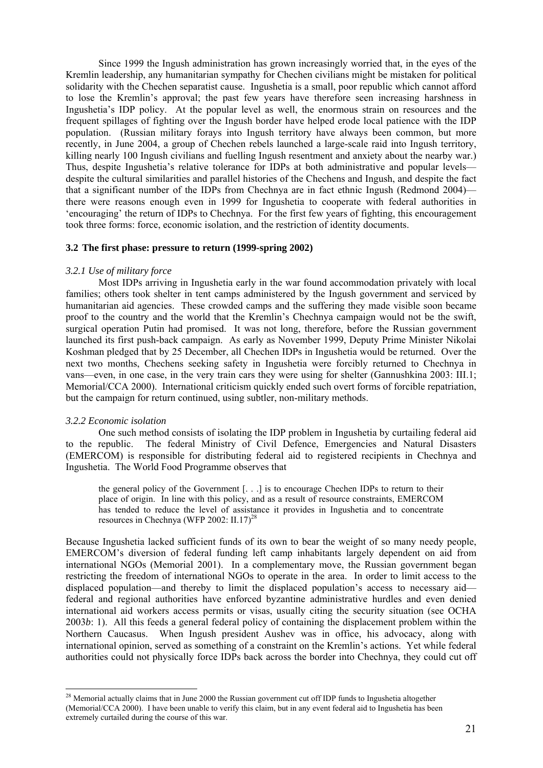Since 1999 the Ingush administration has grown increasingly worried that, in the eyes of the Kremlin leadership, any humanitarian sympathy for Chechen civilians might be mistaken for political solidarity with the Chechen separatist cause. Ingushetia is a small, poor republic which cannot afford to lose the Kremlin's approval; the past few years have therefore seen increasing harshness in Ingushetia's IDP policy. At the popular level as well, the enormous strain on resources and the frequent spillages of fighting over the Ingush border have helped erode local patience with the IDP population. (Russian military forays into Ingush territory have always been common, but more recently, in June 2004, a group of Chechen rebels launched a large-scale raid into Ingush territory, killing nearly 100 Ingush civilians and fuelling Ingush resentment and anxiety about the nearby war.) Thus, despite Ingushetia's relative tolerance for IDPs at both administrative and popular levels—despite the cultural similarities and parallel histories of the Chechens and Ingush, and despite the fact that a significant number of the IDPs from Chechnya are in fact ethnic Ingush (Redmond 2004)—there were reasons enough even in 1999 for Ingushetia to cooperate with federal authorities in 'encouraging' the return of IDPs to Chechnya. For the first few years of fighting, this encouragement took three forms: force, economic isolation, and the restriction of identity documents.

### 3.2 The first phase: pressure to return (1999-spring 2002)

#### *3.2.1 Use of military force*

Most IDPs arriving in Ingushetia early in the war found accommodation privately with local families; others took shelter in tent camps administered by the Ingush government and serviced by humanitarian aid agencies. These crowded camps and the suffering they made visible soon became proof to the country and the world that the Kremlin's Chechnya campaign would not be the swift, surgical operation Putin had promised. It was not long, therefore, before the Russian government launched its first push-back campaign. As early as November 1999, Deputy Prime Minister Nikolai Koshman pledged that by 25 December, all Chechen IDPs in Ingushetia would be returned. Over the next two months, Chechens seeking safety in Ingushetia were forcibly returned to Chechnya in vans—even, in one case, in the very train cars they were using for shelter (Gannushkina 2003: III.1; Memorial/CCA 2000). International criticism quickly ended such overt forms of forcible repatriation, but the campaign for return continued, using subtler, non-military methods.

#### *3.2.2 Economic isolation*

One such method consists of isolating the IDP problem in Ingushetia by curtailing federal aid to the republic. The federal Ministry of Civil Defence, Emergencies and Natural Disasters (EMERCOM) is responsible for distributing federal aid to registered recipients in Chechnya and Ingushetia. The World Food Programme observes that

> the general policy of the Government [. . .] is to encourage Chechen IDPs to return to their place of origin. In line with this policy, and as a result of resource constraints, EMERCOM has tended to reduce the level of assistance it provides in Ingushetia and to concentrate resources in Chechnya (WFP 2002: II.17)[28]

Because Ingushetia lacked sufficient funds of its own to bear the weight of so many needy people, EMERCOM's diversion of federal funding left camp inhabitants largely dependent on aid from international NGOs (Memorial 2001). In a complementary move, the Russian government began restricting the freedom of international NGOs to operate in the area. In order to limit access to the displaced population—and thereby to limit the displaced population's access to necessary aid—federal and regional authorities have enforced byzantine administrative hurdles and even denied international aid workers access permits or visas, usually citing the security situation (see OCHA 2003*b*: 1). All this feeds a general federal policy of containing the displacement problem within the Northern Caucasus. When Ingush president Aushev was in office, his advocacy, along with international opinion, served as something of a constraint on the Kremlin's actions. Yet while federal authorities could not physically force IDPs back across the border into Chechnya, they could cut off

---

[28] Memorial actually claims that in June 2000 the Russian government cut off IDP funds to Ingushetia altogether (Memorial/CCA 2000). I have been unable to verify this claim, but in any event federal aid to Ingushetia has been extremely curtailed during the course of this war.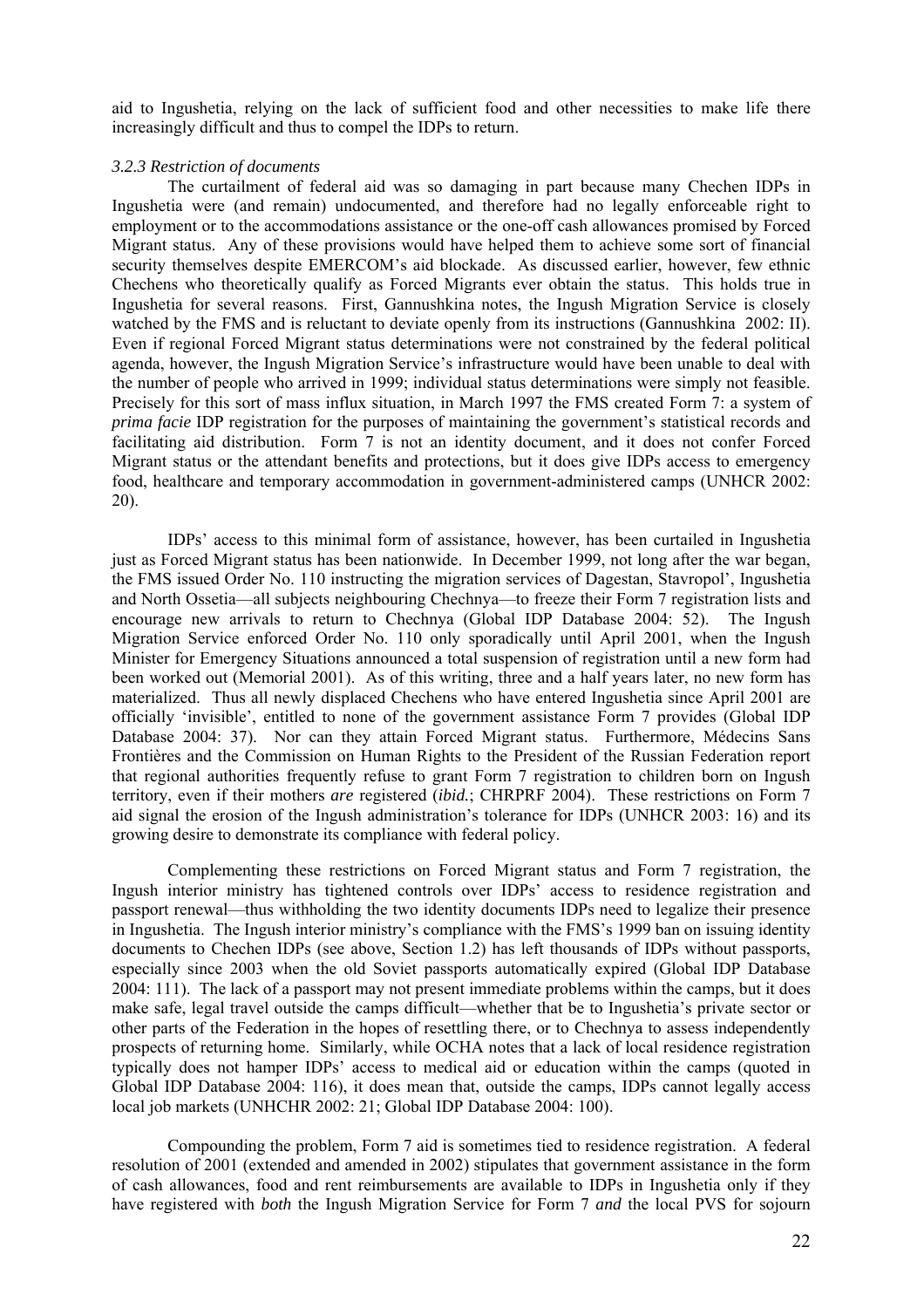aid to Ingushetia, relying on the lack of sufficient food and other necessities to make life there increasingly difficult and thus to compel the IDPs to return.

### *3.2.3 Restriction of documents*

The curtailment of federal aid was so damaging in part because many Chechen IDPs in Ingushetia were (and remain) undocumented, and therefore had no legally enforceable right to employment or to the accommodations assistance or the one-off cash allowances promised by Forced Migrant status. Any of these provisions would have helped them to achieve some sort of financial security themselves despite EMERCOM's aid blockade. As discussed earlier, however, few ethnic Chechens who theoretically qualify as Forced Migrants ever obtain the status. This holds true in Ingushetia for several reasons. First, Gannushkina notes, the Ingush Migration Service is closely watched by the FMS and is reluctant to deviate openly from its instructions (Gannushkina 2002: II). Even if regional Forced Migrant status determinations were not constrained by the federal political agenda, however, the Ingush Migration Service's infrastructure would have been unable to deal with the number of people who arrived in 1999; individual status determinations were simply not feasible. Precisely for this sort of mass influx situation, in March 1997 the FMS created Form 7: a system of *prima facie* IDP registration for the purposes of maintaining the government's statistical records and facilitating aid distribution. Form 7 is not an identity document, and it does not confer Forced Migrant status or the attendant benefits and protections, but it does give IDPs access to emergency food, healthcare and temporary accommodation in government-administered camps (UNHCR 2002: 20).

IDPs' access to this minimal form of assistance, however, has been curtailed in Ingushetia just as Forced Migrant status has been nationwide. In December 1999, not long after the war began, the FMS issued Order No. 110 instructing the migration services of Dagestan, Stavropol', Ingushetia and North Ossetia—all subjects neighbouring Chechnya—to freeze their Form 7 registration lists and encourage new arrivals to return to Chechnya (Global IDP Database 2004: 52). The Ingush Migration Service enforced Order No. 110 only sporadically until April 2001, when the Ingush Minister for Emergency Situations announced a total suspension of registration until a new form had been worked out (Memorial 2001). As of this writing, three and a half years later, no new form has materialized. Thus all newly displaced Chechens who have entered Ingushetia since April 2001 are officially 'invisible', entitled to none of the government assistance Form 7 provides (Global IDP Database 2004: 37). Nor can they attain Forced Migrant status. Furthermore, Médecins Sans Frontières and the Commission on Human Rights to the President of the Russian Federation report that regional authorities frequently refuse to grant Form 7 registration to children born on Ingush territory, even if their mothers *are* registered (*ibid.*; CHRPRF 2004). These restrictions on Form 7 aid signal the erosion of the Ingush administration's tolerance for IDPs (UNHCR 2003: 16) and its growing desire to demonstrate its compliance with federal policy.

Complementing these restrictions on Forced Migrant status and Form 7 registration, the Ingush interior ministry has tightened controls over IDPs' access to residence registration and passport renewal—thus withholding the two identity documents IDPs need to legalize their presence in Ingushetia. The Ingush interior ministry's compliance with the FMS's 1999 ban on issuing identity documents to Chechen IDPs (see above, Section 1.2) has left thousands of IDPs without passports, especially since 2003 when the old Soviet passports automatically expired (Global IDP Database 2004: 111). The lack of a passport may not present immediate problems within the camps, but it does make safe, legal travel outside the camps difficult—whether that be to Ingushetia's private sector or other parts of the Federation in the hopes of resettling there, or to Chechnya to assess independently prospects of returning home. Similarly, while OCHA notes that a lack of local residence registration typically does not hamper IDPs' access to medical aid or education within the camps (quoted in Global IDP Database 2004: 116), it does mean that, outside the camps, IDPs cannot legally access local job markets (UNHCHR 2002: 21; Global IDP Database 2004: 100).

Compounding the problem, Form 7 aid is sometimes tied to residence registration. A federal resolution of 2001 (extended and amended in 2002) stipulates that government assistance in the form of cash allowances, food and rent reimbursements are available to IDPs in Ingushetia only if they have registered with *both* the Ingush Migration Service for Form 7 *and* the local PVS for sojourn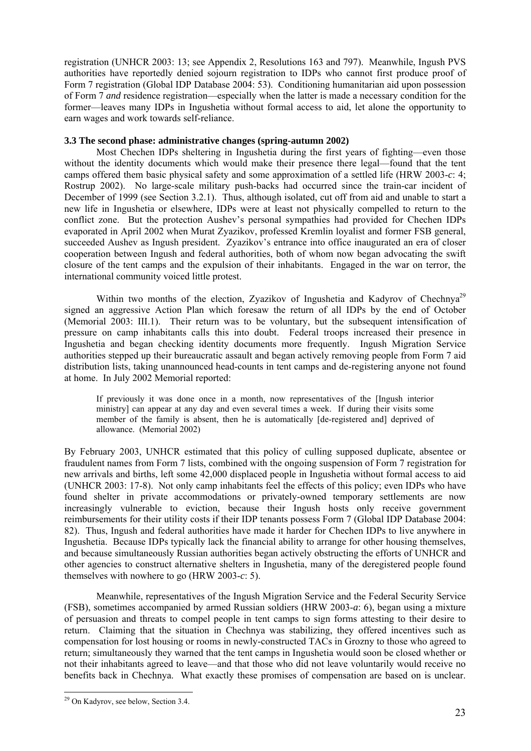registration (UNHCR 2003: 13; see Appendix 2, Resolutions 163 and 797). Meanwhile, Ingush PVS authorities have reportedly denied sojourn registration to IDPs who cannot first produce proof of Form 7 registration (Global IDP Database 2004: 53). Conditioning humanitarian aid upon possession of Form 7 *and* residence registration—especially when the latter is made a necessary condition for the former—leaves many IDPs in Ingushetia without formal access to aid, let alone the opportunity to earn wages and work towards self-reliance.

### 3.3 The second phase: administrative changes (spring-autumn 2002)

Most Chechen IDPs sheltering in Ingushetia during the first years of fighting—even those without the identity documents which would make their presence there legal—found that the tent camps offered them basic physical safety and some approximation of a settled life (HRW 2003-*c*: 4; Rostrup 2002). No large-scale military push-backs had occurred since the train-car incident of December of 1999 (see Section 3.2.1). Thus, although isolated, cut off from aid and unable to start a new life in Ingushetia or elsewhere, IDPs were at least not physically compelled to return to the conflict zone. But the protection Aushev's personal sympathies had provided for Chechen IDPs evaporated in April 2002 when Murat Zyazikov, professed Kremlin loyalist and former FSB general, succeeded Aushev as Ingush president. Zyazikov's entrance into office inaugurated an era of closer cooperation between Ingush and federal authorities, both of whom now began advocating the swift closure of the tent camps and the expulsion of their inhabitants. Engaged in the war on terror, the international community voiced little protest.

Within two months of the election, Zyazikov of Ingushetia and Kadyrov of Chechnya[29] signed an aggressive Action Plan which foresaw the return of all IDPs by the end of October (Memorial 2003: III.1). Their return was to be voluntary, but the subsequent intensification of pressure on camp inhabitants calls this into doubt. Federal troops increased their presence in Ingushetia and began checking identity documents more frequently. Ingush Migration Service authorities stepped up their bureaucratic assault and began actively removing people from Form 7 aid distribution lists, taking unannounced head-counts in tent camps and de-registering anyone not found at home. In July 2002 Memorial reported:

> If previously it was done once in a month, now representatives of the [Ingush interior ministry] can appear at any day and even several times a week. If during their visits some member of the family is absent, then he is automatically [de-registered and] deprived of allowance. (Memorial 2002)

By February 2003, UNHCR estimated that this policy of culling supposed duplicate, absentee or fraudulent names from Form 7 lists, combined with the ongoing suspension of Form 7 registration for new arrivals and births, left some 42,000 displaced people in Ingushetia without formal access to aid (UNHCR 2003: 17-8). Not only camp inhabitants feel the effects of this policy; even IDPs who have found shelter in private accommodations or privately-owned temporary settlements are now increasingly vulnerable to eviction, because their Ingush hosts only receive government reimbursements for their utility costs if their IDP tenants possess Form 7 (Global IDP Database 2004: 82). Thus, Ingush and federal authorities have made it harder for Chechen IDPs to live anywhere in Ingushetia. Because IDPs typically lack the financial ability to arrange for other housing themselves, and because simultaneously Russian authorities began actively obstructing the efforts of UNHCR and other agencies to construct alternative shelters in Ingushetia, many of the deregistered people found themselves with nowhere to go (HRW 2003-*c*: 5).

Meanwhile, representatives of the Ingush Migration Service and the Federal Security Service (FSB), sometimes accompanied by armed Russian soldiers (HRW 2003-*a*: 6), began using a mixture of persuasion and threats to compel people in tent camps to sign forms attesting to their desire to return. Claiming that the situation in Chechnya was stabilizing, they offered incentives such as compensation for lost housing or rooms in newly-constructed TACs in Grozny to those who agreed to return; simultaneously they warned that the tent camps in Ingushetia would soon be closed whether or not their inhabitants agreed to leave—and that those who did not leave voluntarily would receive no benefits back in Chechnya. What exactly these promises of compensation are based on is unclear.

[29] On Kadyrov, see below, Section 3.4.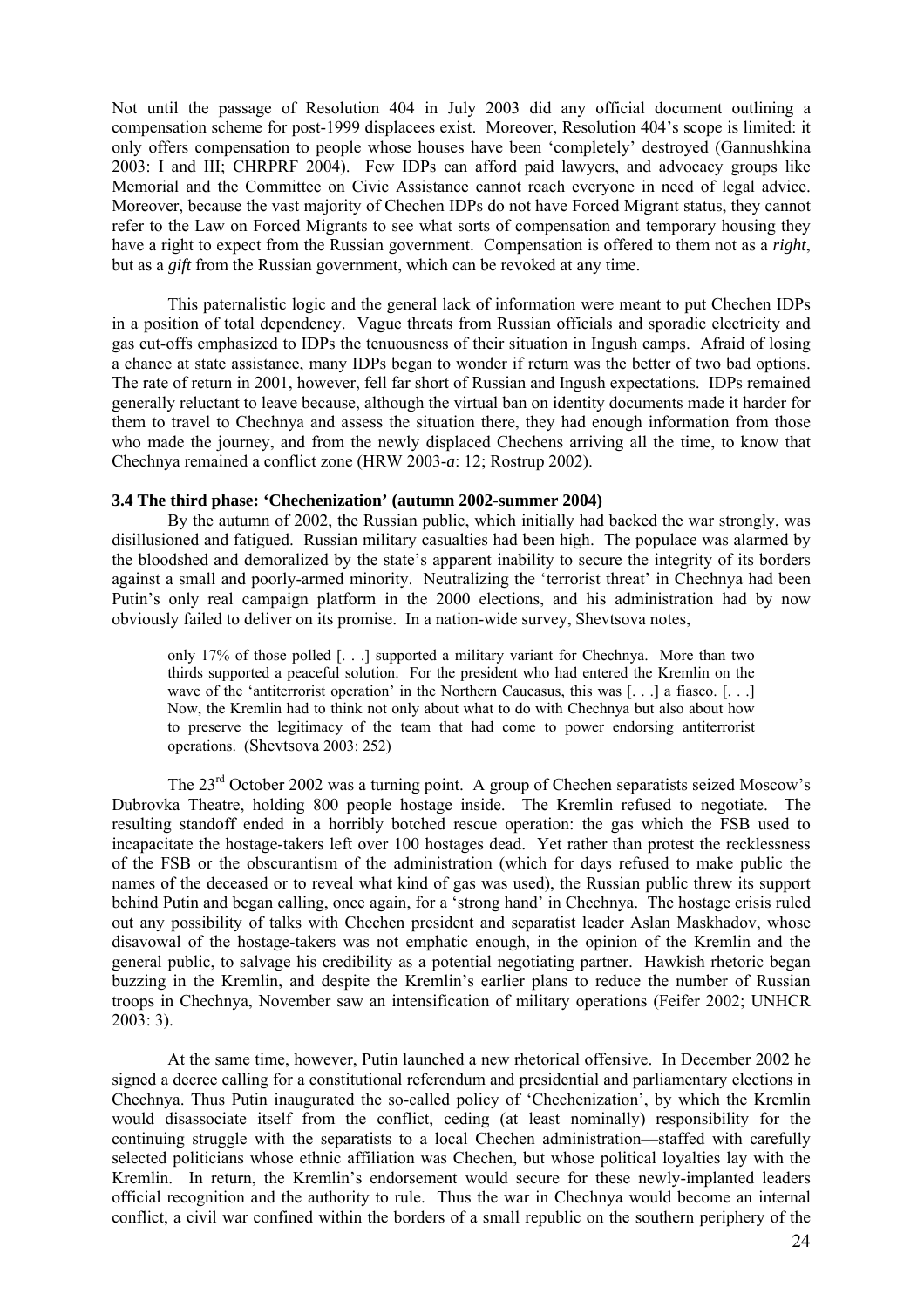Not until the passage of Resolution 404 in July 2003 did any official document outlining a compensation scheme for post-1999 displacees exist. Moreover, Resolution 404's scope is limited: it only offers compensation to people whose houses have been 'completely' destroyed (Gannushkina 2003: I and III; CHRPRF 2004). Few IDPs can afford paid lawyers, and advocacy groups like Memorial and the Committee on Civic Assistance cannot reach everyone in need of legal advice. Moreover, because the vast majority of Chechen IDPs do not have Forced Migrant status, they cannot refer to the Law on Forced Migrants to see what sorts of compensation and temporary housing they have a right to expect from the Russian government. Compensation is offered to them not as a *right*, but as a *gift* from the Russian government, which can be revoked at any time.

This paternalistic logic and the general lack of information were meant to put Chechen IDPs in a position of total dependency. Vague threats from Russian officials and sporadic electricity and gas cut-offs emphasized to IDPs the tenuousness of their situation in Ingush camps. Afraid of losing a chance at state assistance, many IDPs began to wonder if return was the better of two bad options. The rate of return in 2001, however, fell far short of Russian and Ingush expectations. IDPs remained generally reluctant to leave because, although the virtual ban on identity documents made it harder for them to travel to Chechnya and assess the situation there, they had enough information from those who made the journey, and from the newly displaced Chechens arriving all the time, to know that Chechnya remained a conflict zone (HRW 2003-*a*: 12; Rostrup 2002).

### 3.4 The third phase: 'Chechenization' (autumn 2002-summer 2004)

By the autumn of 2002, the Russian public, which initially had backed the war strongly, was disillusioned and fatigued. Russian military casualties had been high. The populace was alarmed by the bloodshed and demoralized by the state's apparent inability to secure the integrity of its borders against a small and poorly-armed minority. Neutralizing the 'terrorist threat' in Chechnya had been Putin's only real campaign platform in the 2000 elections, and his administration had by now obviously failed to deliver on its promise. In a nation-wide survey, Shevtsova notes,

> only 17% of those polled [. . .] supported a military variant for Chechnya. More than two thirds supported a peaceful solution. For the president who had entered the Kremlin on the wave of the 'antiterrorist operation' in the Northern Caucasus, this was [. . .] a fiasco. [. . .] Now, the Kremlin had to think not only about what to do with Chechnya but also about how to preserve the legitimacy of the team that had come to power endorsing antiterrorist operations. (Shevtsova 2003: 252)

The 23rd October 2002 was a turning point. A group of Chechen separatists seized Moscow's Dubrovka Theatre, holding 800 people hostage inside. The Kremlin refused to negotiate. The resulting standoff ended in a horribly botched rescue operation: the gas which the FSB used to incapacitate the hostage-takers left over 100 hostages dead. Yet rather than protest the recklessness of the FSB or the obscurantism of the administration (which for days refused to make public the names of the deceased or to reveal what kind of gas was used), the Russian public threw its support behind Putin and began calling, once again, for a 'strong hand' in Chechnya. The hostage crisis ruled out any possibility of talks with Chechen president and separatist leader Aslan Maskhadov, whose disavowal of the hostage-takers was not emphatic enough, in the opinion of the Kremlin and the general public, to salvage his credibility as a potential negotiating partner. Hawkish rhetoric began buzzing in the Kremlin, and despite the Kremlin's earlier plans to reduce the number of Russian troops in Chechnya, November saw an intensification of military operations (Feifer 2002; UNHCR 2003: 3).

At the same time, however, Putin launched a new rhetorical offensive. In December 2002 he signed a decree calling for a constitutional referendum and presidential and parliamentary elections in Chechnya. Thus Putin inaugurated the so-called policy of 'Chechenization', by which the Kremlin would disassociate itself from the conflict, ceding (at least nominally) responsibility for the continuing struggle with the separatists to a local Chechen administration—staffed with carefully selected politicians whose ethnic affiliation was Chechen, but whose political loyalties lay with the Kremlin. In return, the Kremlin's endorsement would secure for these newly-implanted leaders official recognition and the authority to rule. Thus the war in Chechnya would become an internal conflict, a civil war confined within the borders of a small republic on the southern periphery of the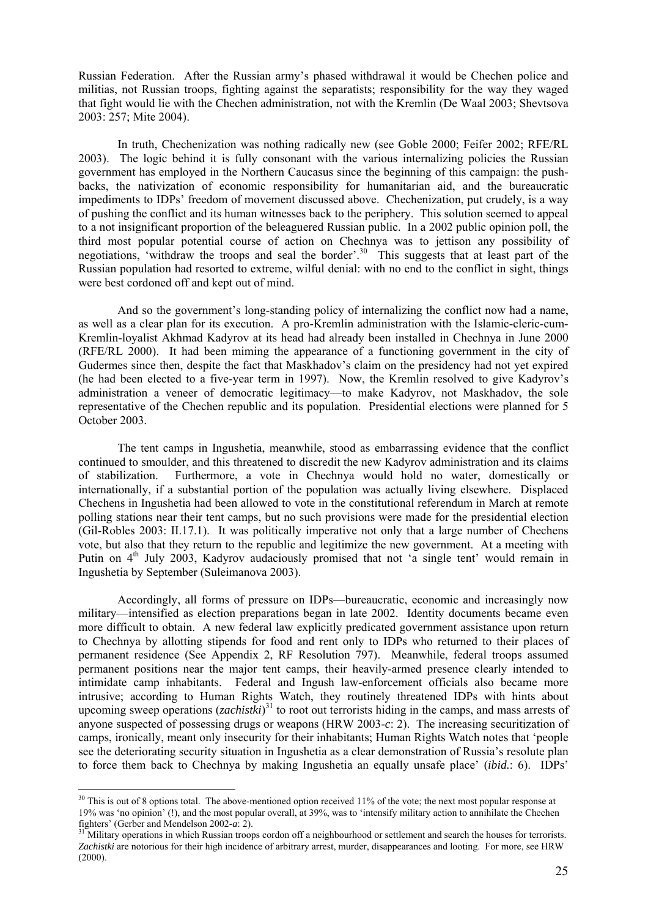Russian Federation. After the Russian army's phased withdrawal it would be Chechen police and militias, not Russian troops, fighting against the separatists; responsibility for the way they waged that fight would lie with the Chechen administration, not with the Kremlin (De Waal 2003; Shevtsova 2003: 257; Mite 2004).

In truth, Chechenization was nothing radically new (see Goble 2000; Feifer 2002; RFE/RL 2003). The logic behind it is fully consonant with the various internalizing policies the Russian government has employed in the Northern Caucasus since the beginning of this campaign: the push-backs, the nativization of economic responsibility for humanitarian aid, and the bureaucratic impediments to IDPs' freedom of movement discussed above. Chechenization, put crudely, is a way of pushing the conflict and its human witnesses back to the periphery. This solution seemed to appeal to a not insignificant proportion of the beleaguered Russian public. In a 2002 public opinion poll, the third most popular potential course of action on Chechnya was to jettison any possibility of negotiations, 'withdraw the troops and seal the border'.[30] This suggests that at least part of the Russian population had resorted to extreme, wilful denial: with no end to the conflict in sight, things were best cordoned off and kept out of mind.

And so the government's long-standing policy of internalizing the conflict now had a name, as well as a clear plan for its execution. A pro-Kremlin administration with the Islamic-cleric-cum-Kremlin-loyalist Akhmad Kadyrov at its head had already been installed in Chechnya in June 2000 (RFE/RL 2000). It had been miming the appearance of a functioning government in the city of Gudermes since then, despite the fact that Maskhadov's claim on the presidency had not yet expired (he had been elected to a five-year term in 1997). Now, the Kremlin resolved to give Kadyrov's administration a veneer of democratic legitimacy—to make Kadyrov, not Maskhadov, the sole representative of the Chechen republic and its population. Presidential elections were planned for 5 October 2003.

The tent camps in Ingushetia, meanwhile, stood as embarrassing evidence that the conflict continued to smoulder, and this threatened to discredit the new Kadyrov administration and its claims of stabilization. Furthermore, a vote in Chechnya would hold no water, domestically or internationally, if a substantial portion of the population was actually living elsewhere. Displaced Chechens in Ingushetia had been allowed to vote in the constitutional referendum in March at remote polling stations near their tent camps, but no such provisions were made for the presidential election (Gil-Robles 2003: II.17.1). It was politically imperative not only that a large number of Chechens vote, but also that they return to the republic and legitimize the new government. At a meeting with Putin on 4th July 2003, Kadyrov audaciously promised that not 'a single tent' would remain in Ingushetia by September (Suleimanova 2003).

Accordingly, all forms of pressure on IDPs—bureaucratic, economic and increasingly now military—intensified as election preparations began in late 2002. Identity documents became even more difficult to obtain. A new federal law explicitly predicated government assistance upon return to Chechnya by allotting stipends for food and rent only to IDPs who returned to their places of permanent residence (See Appendix 2, RF Resolution 797). Meanwhile, federal troops assumed permanent positions near the major tent camps, their heavily-armed presence clearly intended to intimidate camp inhabitants. Federal and Ingush law-enforcement officials also became more intrusive; according to Human Rights Watch, they routinely threatened IDPs with hints about upcoming sweep operations (*zachistki*)[31] to root out terrorists hiding in the camps, and mass arrests of anyone suspected of possessing drugs or weapons (HRW 2003-*c*: 2). The increasing securitization of camps, ironically, meant only insecurity for their inhabitants; Human Rights Watch notes that 'people see the deteriorating security situation in Ingushetia as a clear demonstration of Russia's resolute plan to force them back to Chechnya by making Ingushetia an equally unsafe place' (*ibid.*: 6). IDPs'

---

[30] This is out of 8 options total. The above-mentioned option received 11% of the vote; the next most popular response at 19% was 'no opinion' (!), and the most popular overall, at 39%, was to 'intensify military action to annihilate the Chechen fighters' (Gerber and Mendelson 2002-*a*: 2).

[31] Military operations in which Russian troops cordon off a neighbourhood or settlement and search the houses for terrorists. *Zachistki* are notorious for their high incidence of arbitrary arrest, murder, disappearances and looting. For more, see HRW (2000).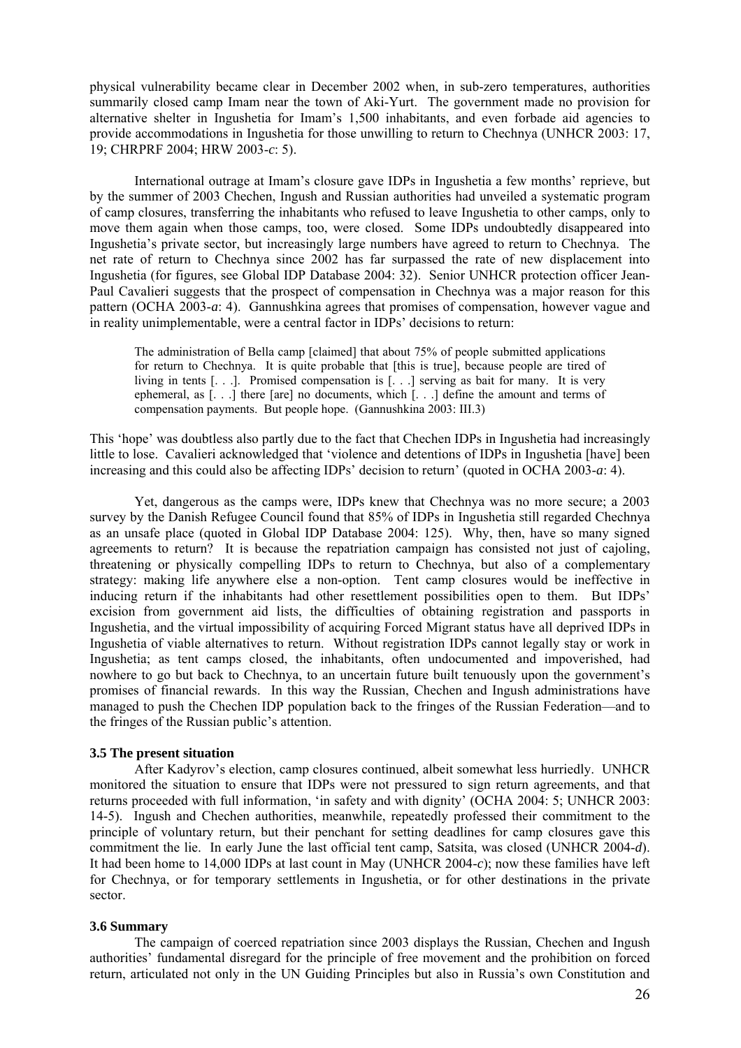physical vulnerability became clear in December 2002 when, in sub-zero temperatures, authorities summarily closed camp Imam near the town of Aki-Yurt. The government made no provision for alternative shelter in Ingushetia for Imam's 1,500 inhabitants, and even forbade aid agencies to provide accommodations in Ingushetia for those unwilling to return to Chechnya (UNHCR 2003: 17, 19; CHRPRF 2004; HRW 2003-*c*: 5).

International outrage at Imam's closure gave IDPs in Ingushetia a few months' reprieve, but by the summer of 2003 Chechen, Ingush and Russian authorities had unveiled a systematic program of camp closures, transferring the inhabitants who refused to leave Ingushetia to other camps, only to move them again when those camps, too, were closed. Some IDPs undoubtedly disappeared into Ingushetia's private sector, but increasingly large numbers have agreed to return to Chechnya. The net rate of return to Chechnya since 2002 has far surpassed the rate of new displacement into Ingushetia (for figures, see Global IDP Database 2004: 32). Senior UNHCR protection officer Jean-Paul Cavalieri suggests that the prospect of compensation in Chechnya was a major reason for this pattern (OCHA 2003-*a*: 4). Gannushkina agrees that promises of compensation, however vague and in reality unimplementable, were a central factor in IDPs' decisions to return:

> The administration of Bella camp [claimed] that about 75% of people submitted applications for return to Chechnya. It is quite probable that [this is true], because people are tired of living in tents [. . .]. Promised compensation is [. . .] serving as bait for many. It is very ephemeral, as [. . .] there [are] no documents, which [. . .] define the amount and terms of compensation payments. But people hope. (Gannushkina 2003: III.3)

This 'hope' was doubtless also partly due to the fact that Chechen IDPs in Ingushetia had increasingly little to lose. Cavalieri acknowledged that 'violence and detentions of IDPs in Ingushetia [have] been increasing and this could also be affecting IDPs' decision to return' (quoted in OCHA 2003-*a*: 4).

Yet, dangerous as the camps were, IDPs knew that Chechnya was no more secure; a 2003 survey by the Danish Refugee Council found that 85% of IDPs in Ingushetia still regarded Chechnya as an unsafe place (quoted in Global IDP Database 2004: 125). Why, then, have so many signed agreements to return? It is because the repatriation campaign has consisted not just of cajoling, threatening or physically compelling IDPs to return to Chechnya, but also of a complementary strategy: making life anywhere else a non-option. Tent camp closures would be ineffective in inducing return if the inhabitants had other resettlement possibilities open to them. But IDPs' excision from government aid lists, the difficulties of obtaining registration and passports in Ingushetia, and the virtual impossibility of acquiring Forced Migrant status have all deprived IDPs in Ingushetia of viable alternatives to return. Without registration IDPs cannot legally stay or work in Ingushetia; as tent camps closed, the inhabitants, often undocumented and impoverished, had nowhere to go but back to Chechnya, to an uncertain future built tenuously upon the government's promises of financial rewards. In this way the Russian, Chechen and Ingush administrations have managed to push the Chechen IDP population back to the fringes of the Russian Federation—and to the fringes of the Russian public's attention.

### 3.5 The present situation

After Kadyrov's election, camp closures continued, albeit somewhat less hurriedly. UNHCR monitored the situation to ensure that IDPs were not pressured to sign return agreements, and that returns proceeded with full information, 'in safety and with dignity' (OCHA 2004: 5; UNHCR 2003: 14-5). Ingush and Chechen authorities, meanwhile, repeatedly professed their commitment to the principle of voluntary return, but their penchant for setting deadlines for camp closures gave this commitment the lie. In early June the last official tent camp, Satsita, was closed (UNHCR 2004-*d*). It had been home to 14,000 IDPs at last count in May (UNHCR 2004-*c*); now these families have left for Chechnya, or for temporary settlements in Ingushetia, or for other destinations in the private sector.

### 3.6 Summary

The campaign of coerced repatriation since 2003 displays the Russian, Chechen and Ingush authorities' fundamental disregard for the principle of free movement and the prohibition on forced return, articulated not only in the UN Guiding Principles but also in Russia's own Constitution and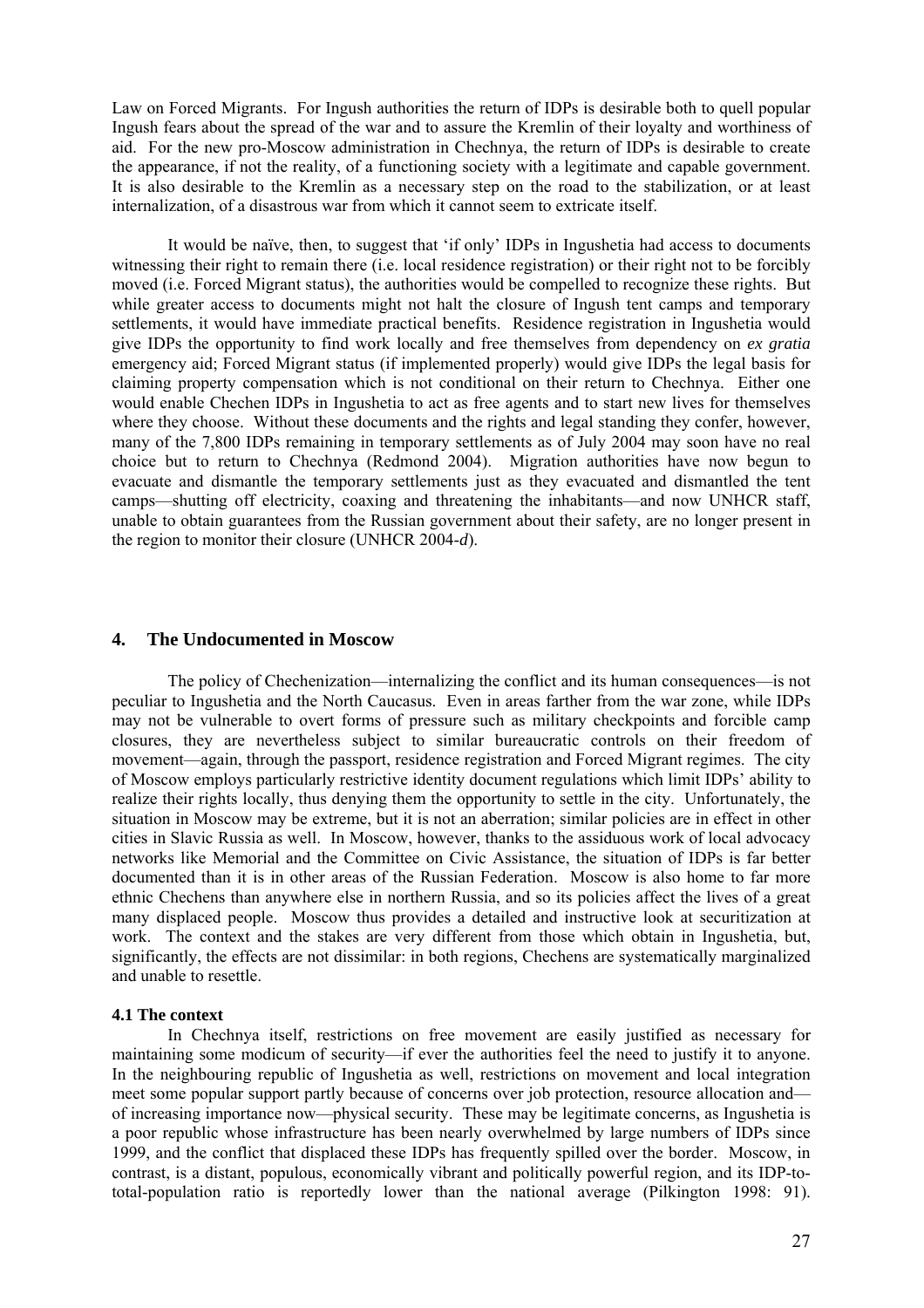Law on Forced Migrants. For Ingush authorities the return of IDPs is desirable both to quell popular Ingush fears about the spread of the war and to assure the Kremlin of their loyalty and worthiness of aid. For the new pro-Moscow administration in Chechnya, the return of IDPs is desirable to create the appearance, if not the reality, of a functioning society with a legitimate and capable government. It is also desirable to the Kremlin as a necessary step on the road to the stabilization, or at least internalization, of a disastrous war from which it cannot seem to extricate itself.

It would be naïve, then, to suggest that 'if only' IDPs in Ingushetia had access to documents witnessing their right to remain there (i.e. local residence registration) or their right not to be forcibly moved (i.e. Forced Migrant status), the authorities would be compelled to recognize these rights. But while greater access to documents might not halt the closure of Ingush tent camps and temporary settlements, it would have immediate practical benefits. Residence registration in Ingushetia would give IDPs the opportunity to find work locally and free themselves from dependency on *ex gratia* emergency aid; Forced Migrant status (if implemented properly) would give IDPs the legal basis for claiming property compensation which is not conditional on their return to Chechnya. Either one would enable Chechen IDPs in Ingushetia to act as free agents and to start new lives for themselves where they choose. Without these documents and the rights and legal standing they confer, however, many of the 7,800 IDPs remaining in temporary settlements as of July 2004 may soon have no real choice but to return to Chechnya (Redmond 2004). Migration authorities have now begun to evacuate and dismantle the temporary settlements just as they evacuated and dismantled the tent camps—shutting off electricity, coaxing and threatening the inhabitants—and now UNHCR staff, unable to obtain guarantees from the Russian government about their safety, are no longer present in the region to monitor their closure (UNHCR 2004-*d*).

## 4. The Undocumented in Moscow

The policy of Chechenization—internalizing the conflict and its human consequences—is not peculiar to Ingushetia and the North Caucasus. Even in areas farther from the war zone, while IDPs may not be vulnerable to overt forms of pressure such as military checkpoints and forcible camp closures, they are nevertheless subject to similar bureaucratic controls on their freedom of movement—again, through the passport, residence registration and Forced Migrant regimes. The city of Moscow employs particularly restrictive identity document regulations which limit IDPs' ability to realize their rights locally, thus denying them the opportunity to settle in the city. Unfortunately, the situation in Moscow may be extreme, but it is not an aberration; similar policies are in effect in other cities in Slavic Russia as well. In Moscow, however, thanks to the assiduous work of local advocacy networks like Memorial and the Committee on Civic Assistance, the situation of IDPs is far better documented than it is in other areas of the Russian Federation. Moscow is also home to far more ethnic Chechens than anywhere else in northern Russia, and so its policies affect the lives of a great many displaced people. Moscow thus provides a detailed and instructive look at securitization at work. The context and the stakes are very different from those which obtain in Ingushetia, but, significantly, the effects are not dissimilar: in both regions, Chechens are systematically marginalized and unable to resettle.

### 4.1 The context

In Chechnya itself, restrictions on free movement are easily justified as necessary for maintaining some modicum of security—if ever the authorities feel the need to justify it to anyone. In the neighbouring republic of Ingushetia as well, restrictions on movement and local integration meet some popular support partly because of concerns over job protection, resource allocation and—of increasing importance now—physical security. These may be legitimate concerns, as Ingushetia is a poor republic whose infrastructure has been nearly overwhelmed by large numbers of IDPs since 1999, and the conflict that displaced these IDPs has frequently spilled over the border. Moscow, in contrast, is a distant, populous, economically vibrant and politically powerful region, and its IDP-to-total-population ratio is reportedly lower than the national average (Pilkington 1998: 91).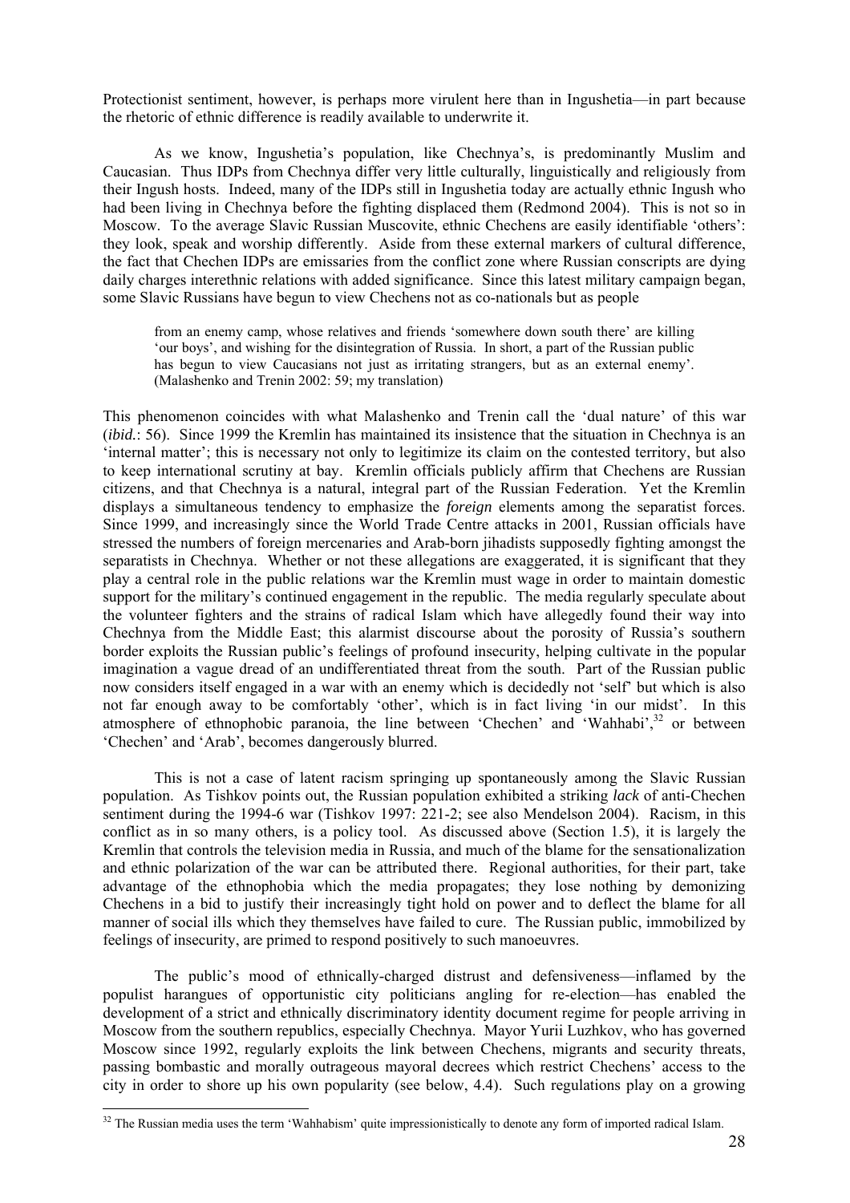Protectionist sentiment, however, is perhaps more virulent here than in Ingushetia—in part because the rhetoric of ethnic difference is readily available to underwrite it.

As we know, Ingushetia's population, like Chechnya's, is predominantly Muslim and Caucasian. Thus IDPs from Chechnya differ very little culturally, linguistically and religiously from their Ingush hosts. Indeed, many of the IDPs still in Ingushetia today are actually ethnic Ingush who had been living in Chechnya before the fighting displaced them (Redmond 2004). This is not so in Moscow. To the average Slavic Russian Muscovite, ethnic Chechens are easily identifiable 'others': they look, speak and worship differently. Aside from these external markers of cultural difference, the fact that Chechen IDPs are emissaries from the conflict zone where Russian conscripts are dying daily charges interethnic relations with added significance. Since this latest military campaign began, some Slavic Russians have begun to view Chechens not as co-nationals but as people

> from an enemy camp, whose relatives and friends 'somewhere down south there' are killing 'our boys', and wishing for the disintegration of Russia. In short, a part of the Russian public has begun to view Caucasians not just as irritating strangers, but as an external enemy'. (Malashenko and Trenin 2002: 59; my translation)

This phenomenon coincides with what Malashenko and Trenin call the 'dual nature' of this war (*ibid.*: 56). Since 1999 the Kremlin has maintained its insistence that the situation in Chechnya is an 'internal matter'; this is necessary not only to legitimize its claim on the contested territory, but also to keep international scrutiny at bay. Kremlin officials publicly affirm that Chechens are Russian citizens, and that Chechnya is a natural, integral part of the Russian Federation. Yet the Kremlin displays a simultaneous tendency to emphasize the *foreign* elements among the separatist forces. Since 1999, and increasingly since the World Trade Centre attacks in 2001, Russian officials have stressed the numbers of foreign mercenaries and Arab-born jihadists supposedly fighting amongst the separatists in Chechnya. Whether or not these allegations are exaggerated, it is significant that they play a central role in the public relations war the Kremlin must wage in order to maintain domestic support for the military's continued engagement in the republic. The media regularly speculate about the volunteer fighters and the strains of radical Islam which have allegedly found their way into Chechnya from the Middle East; this alarmist discourse about the porosity of Russia's southern border exploits the Russian public's feelings of profound insecurity, helping cultivate in the popular imagination a vague dread of an undifferentiated threat from the south. Part of the Russian public now considers itself engaged in a war with an enemy which is decidedly not 'self' but which is also not far enough away to be comfortably 'other', which is in fact living 'in our midst'. In this atmosphere of ethnophobic paranoia, the line between 'Chechen' and 'Wahhabi',[32] or between 'Chechen' and 'Arab', becomes dangerously blurred.

This is not a case of latent racism springing up spontaneously among the Slavic Russian population. As Tishkov points out, the Russian population exhibited a striking *lack* of anti-Chechen sentiment during the 1994-6 war (Tishkov 1997: 221-2; see also Mendelson 2004). Racism, in this conflict as in so many others, is a policy tool. As discussed above (Section 1.5), it is largely the Kremlin that controls the television media in Russia, and much of the blame for the sensationalization and ethnic polarization of the war can be attributed there. Regional authorities, for their part, take advantage of the ethnophobia which the media propagates; they lose nothing by demonizing Chechens in a bid to justify their increasingly tight hold on power and to deflect the blame for all manner of social ills which they themselves have failed to cure. The Russian public, immobilized by feelings of insecurity, are primed to respond positively to such manoeuvres.

The public's mood of ethnically-charged distrust and defensiveness—inflamed by the populist harangues of opportunistic city politicians angling for re-election—has enabled the development of a strict and ethnically discriminatory identity document regime for people arriving in Moscow from the southern republics, especially Chechnya. Mayor Yurii Luzhkov, who has governed Moscow since 1992, regularly exploits the link between Chechens, migrants and security threats, passing bombastic and morally outrageous mayoral decrees which restrict Chechens' access to the city in order to shore up his own popularity (see below, 4.4). Such regulations play on a growing

---

[32] The Russian media uses the term 'Wahhabism' quite impressionistically to denote any form of imported radical Islam.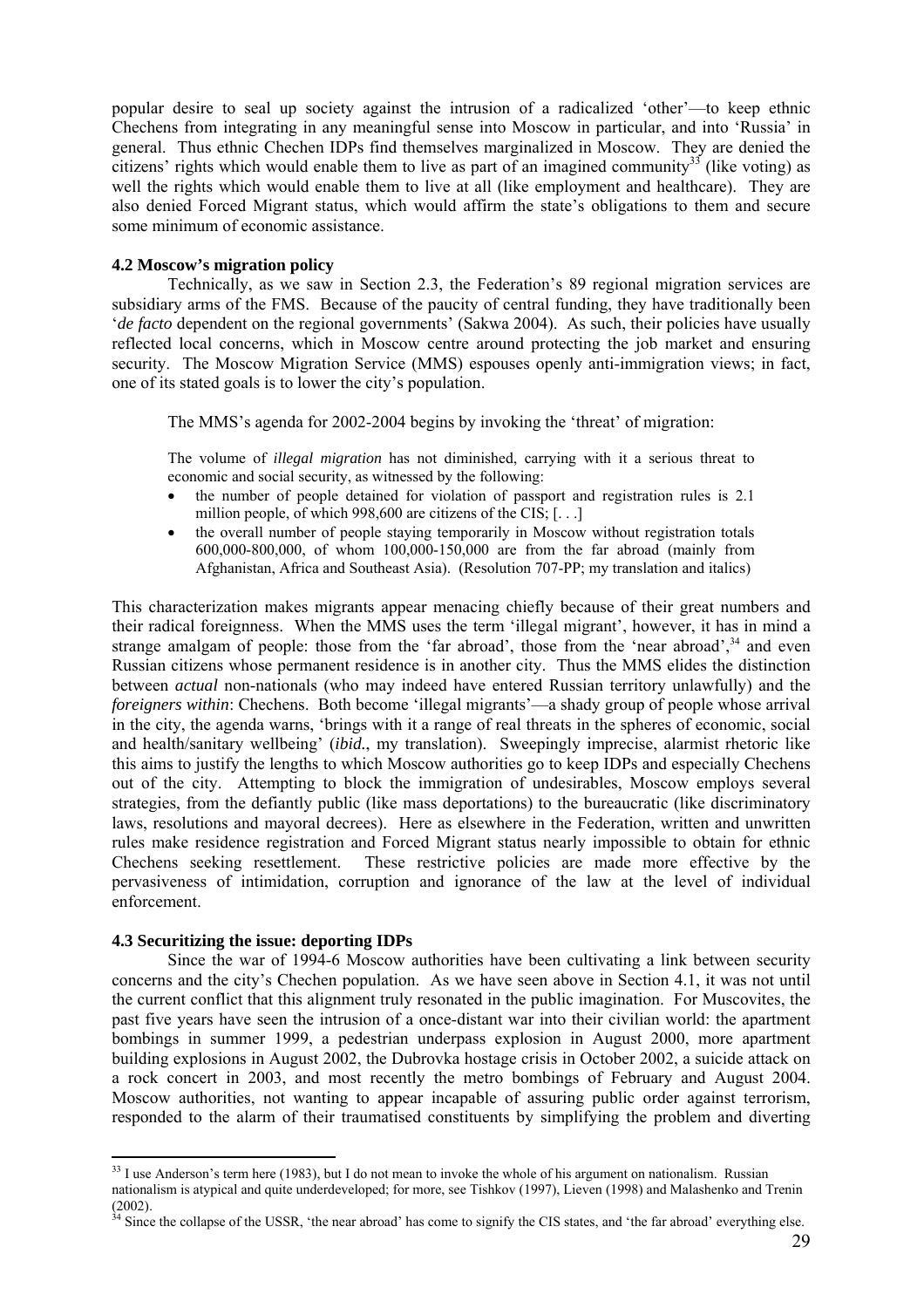popular desire to seal up society against the intrusion of a radicalized 'other'—to keep ethnic Chechens from integrating in any meaningful sense into Moscow in particular, and into 'Russia' in general. Thus ethnic Chechen IDPs find themselves marginalized in Moscow. They are denied the citizens' rights which would enable them to live as part of an imagined community[33] (like voting) as well the rights which would enable them to live at all (like employment and healthcare). They are also denied Forced Migrant status, which would affirm the state's obligations to them and secure some minimum of economic assistance.

### 4.2 Moscow's migration policy

Technically, as we saw in Section 2.3, the Federation's 89 regional migration services are subsidiary arms of the FMS. Because of the paucity of central funding, they have traditionally been '*de facto* dependent on the regional governments' (Sakwa 2004). As such, their policies have usually reflected local concerns, which in Moscow centre around protecting the job market and ensuring security. The Moscow Migration Service (MMS) espouses openly anti-immigration views; in fact, one of its stated goals is to lower the city's population.

The MMS's agenda for 2002-2004 begins by invoking the 'threat' of migration:

> The volume of *illegal migration* has not diminished, carrying with it a serious threat to economic and social security, as witnessed by the following:
>
> - the number of people detained for violation of passport and registration rules is 2.1 million people, of which 998,600 are citizens of the CIS; [. . .]
> - the overall number of people staying temporarily in Moscow without registration totals 600,000-800,000, of whom 100,000-150,000 are from the far abroad (mainly from Afghanistan, Africa and Southeast Asia). (Resolution 707-PP; my translation and italics)

This characterization makes migrants appear menacing chiefly because of their great numbers and their radical foreignness. When the MMS uses the term 'illegal migrant', however, it has in mind a strange amalgam of people: those from the 'far abroad', those from the 'near abroad',[34] and even Russian citizens whose permanent residence is in another city. Thus the MMS elides the distinction between *actual* non-nationals (who may indeed have entered Russian territory unlawfully) and the *foreigners within*: Chechens. Both become 'illegal migrants'—a shady group of people whose arrival in the city, the agenda warns, 'brings with it a range of real threats in the spheres of economic, social and health/sanitary wellbeing' (*ibid.*, my translation). Sweepingly imprecise, alarmist rhetoric like this aims to justify the lengths to which Moscow authorities go to keep IDPs and especially Chechens out of the city. Attempting to block the immigration of undesirables, Moscow employs several strategies, from the defiantly public (like mass deportations) to the bureaucratic (like discriminatory laws, resolutions and mayoral decrees). Here as elsewhere in the Federation, written and unwritten rules make residence registration and Forced Migrant status nearly impossible to obtain for ethnic Chechens seeking resettlement. These restrictive policies are made more effective by the pervasiveness of intimidation, corruption and ignorance of the law at the level of individual enforcement.

### 4.3 Securitizing the issue: deporting IDPs

Since the war of 1994-6 Moscow authorities have been cultivating a link between security concerns and the city's Chechen population. As we have seen above in Section 4.1, it was not until the current conflict that this alignment truly resonated in the public imagination. For Muscovites, the past five years have seen the intrusion of a once-distant war into their civilian world: the apartment bombings in summer 1999, a pedestrian underpass explosion in August 2000, more apartment building explosions in August 2002, the Dubrovka hostage crisis in October 2002, a suicide attack on a rock concert in 2003, and most recently the metro bombings of February and August 2004. Moscow authorities, not wanting to appear incapable of assuring public order against terrorism, responded to the alarm of their traumatised constituents by simplifying the problem and diverting

---

[33] I use Anderson's term here (1983), but I do not mean to invoke the whole of his argument on nationalism. Russian nationalism is atypical and quite underdeveloped; for more, see Tishkov (1997), Lieven (1998) and Malashenko and Trenin (2002).

[34] Since the collapse of the USSR, 'the near abroad' has come to signify the CIS states, and 'the far abroad' everything else.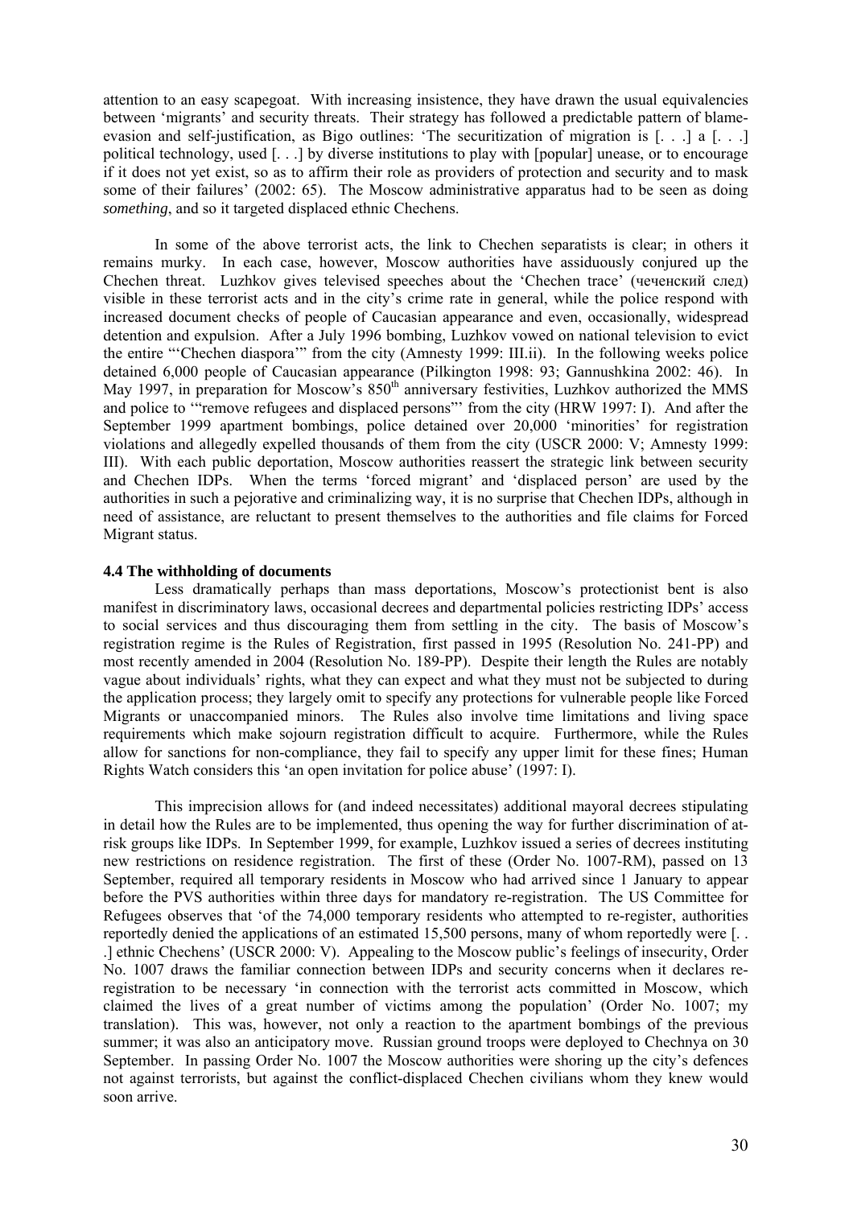attention to an easy scapegoat. With increasing insistence, they have drawn the usual equivalencies between 'migrants' and security threats. Their strategy has followed a predictable pattern of blame-evasion and self-justification, as Bigo outlines: 'The securitization of migration is [. . .] a [. . .] political technology, used [. . .] by diverse institutions to play with [popular] unease, or to encourage if it does not yet exist, so as to affirm their role as providers of protection and security and to mask some of their failures' (2002: 65). The Moscow administrative apparatus had to be seen as doing *something*, and so it targeted displaced ethnic Chechens.

In some of the above terrorist acts, the link to Chechen separatists is clear; in others it remains murky. In each case, however, Moscow authorities have assiduously conjured up the Chechen threat. Luzhkov gives televised speeches about the 'Chechen trace' (чеченский след) visible in these terrorist acts and in the city's crime rate in general, while the police respond with increased document checks of people of Caucasian appearance and even, occasionally, widespread detention and expulsion. After a July 1996 bombing, Luzhkov vowed on national television to evict the entire "'Chechen diaspora'" from the city (Amnesty 1999: III.ii). In the following weeks police detained 6,000 people of Caucasian appearance (Pilkington 1998: 93; Gannushkina 2002: 46). In May 1997, in preparation for Moscow's 850th anniversary festivities, Luzhkov authorized the MMS and police to '"remove refugees and displaced persons"' from the city (HRW 1997: I). And after the September 1999 apartment bombings, police detained over 20,000 'minorities' for registration violations and allegedly expelled thousands of them from the city (USCR 2000: V; Amnesty 1999: III). With each public deportation, Moscow authorities reassert the strategic link between security and Chechen IDPs. When the terms 'forced migrant' and 'displaced person' are used by the authorities in such a pejorative and criminalizing way, it is no surprise that Chechen IDPs, although in need of assistance, are reluctant to present themselves to the authorities and file claims for Forced Migrant status.

### 4.4 The withholding of documents

Less dramatically perhaps than mass deportations, Moscow's protectionist bent is also manifest in discriminatory laws, occasional decrees and departmental policies restricting IDPs' access to social services and thus discouraging them from settling in the city. The basis of Moscow's registration regime is the Rules of Registration, first passed in 1995 (Resolution No. 241-PP) and most recently amended in 2004 (Resolution No. 189-PP). Despite their length the Rules are notably vague about individuals' rights, what they can expect and what they must not be subjected to during the application process; they largely omit to specify any protections for vulnerable people like Forced Migrants or unaccompanied minors. The Rules also involve time limitations and living space requirements which make sojourn registration difficult to acquire. Furthermore, while the Rules allow for sanctions for non-compliance, they fail to specify any upper limit for these fines; Human Rights Watch considers this 'an open invitation for police abuse' (1997: I).

This imprecision allows for (and indeed necessitates) additional mayoral decrees stipulating in detail how the Rules are to be implemented, thus opening the way for further discrimination of at-risk groups like IDPs. In September 1999, for example, Luzhkov issued a series of decrees instituting new restrictions on residence registration. The first of these (Order No. 1007-RM), passed on 13 September, required all temporary residents in Moscow who had arrived since 1 January to appear before the PVS authorities within three days for mandatory re-registration. The US Committee for Refugees observes that 'of the 74,000 temporary residents who attempted to re-register, authorities reportedly denied the applications of an estimated 15,500 persons, many of whom reportedly were [. . .] ethnic Chechens' (USCR 2000: V). Appealing to the Moscow public's feelings of insecurity, Order No. 1007 draws the familiar connection between IDPs and security concerns when it declares re-registration to be necessary 'in connection with the terrorist acts committed in Moscow, which claimed the lives of a great number of victims among the population' (Order No. 1007; my translation). This was, however, not only a reaction to the apartment bombings of the previous summer; it was also an anticipatory move. Russian ground troops were deployed to Chechnya on 30 September. In passing Order No. 1007 the Moscow authorities were shoring up the city's defences not against terrorists, but against the conflict-displaced Chechen civilians whom they knew would soon arrive.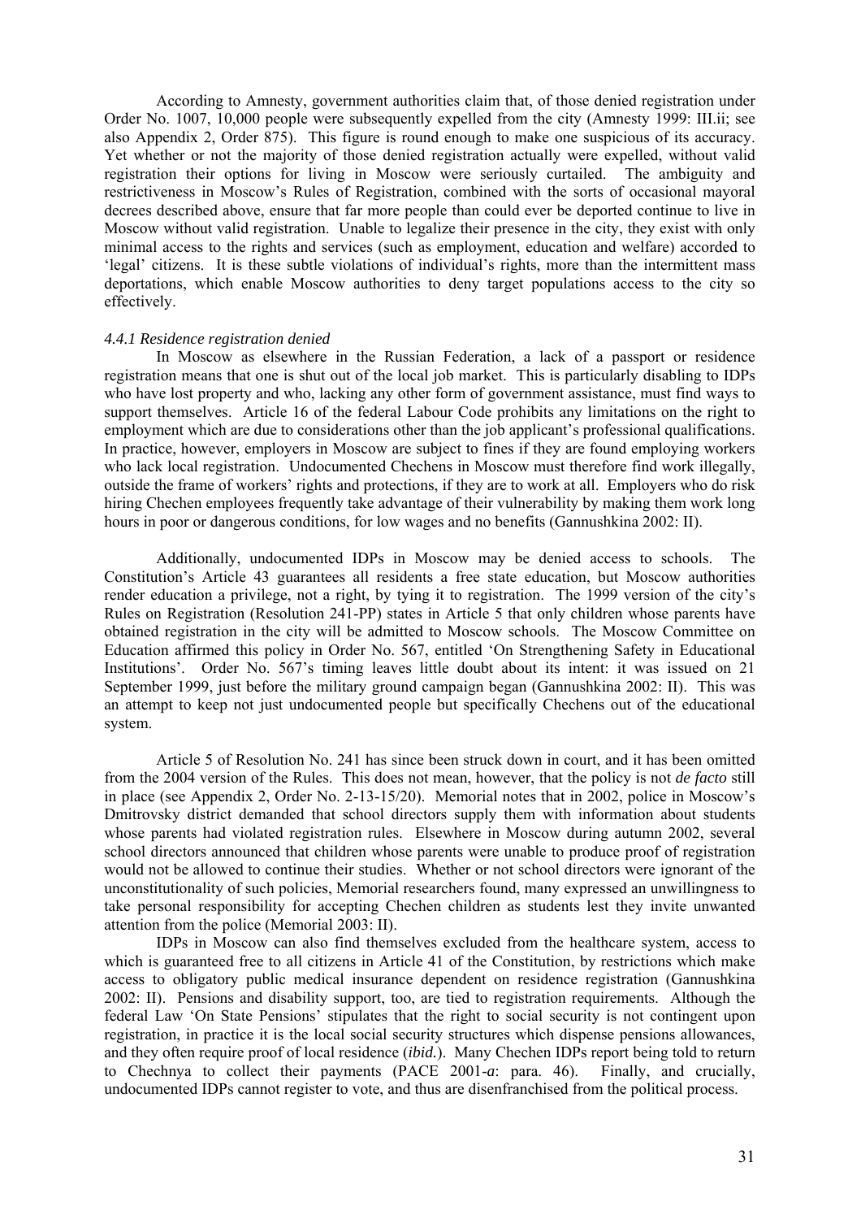According to Amnesty, government authorities claim that, of those denied registration under Order No. 1007, 10,000 people were subsequently expelled from the city (Amnesty 1999: III.ii; see also Appendix 2, Order 875). This figure is round enough to make one suspicious of its accuracy. Yet whether or not the majority of those denied registration actually were expelled, without valid registration their options for living in Moscow were seriously curtailed. The ambiguity and restrictiveness in Moscow's Rules of Registration, combined with the sorts of occasional mayoral decrees described above, ensure that far more people than could ever be deported continue to live in Moscow without valid registration. Unable to legalize their presence in the city, they exist with only minimal access to the rights and services (such as employment, education and welfare) accorded to 'legal' citizens. It is these subtle violations of individual's rights, more than the intermittent mass deportations, which enable Moscow authorities to deny target populations access to the city so effectively.

#### *4.4.1 Residence registration denied*

In Moscow as elsewhere in the Russian Federation, a lack of a passport or residence registration means that one is shut out of the local job market. This is particularly disabling to IDPs who have lost property and who, lacking any other form of government assistance, must find ways to support themselves. Article 16 of the federal Labour Code prohibits any limitations on the right to employment which are due to considerations other than the job applicant's professional qualifications. In practice, however, employers in Moscow are subject to fines if they are found employing workers who lack local registration. Undocumented Chechens in Moscow must therefore find work illegally, outside the frame of workers' rights and protections, if they are to work at all. Employers who do risk hiring Chechen employees frequently take advantage of their vulnerability by making them work long hours in poor or dangerous conditions, for low wages and no benefits (Gannushkina 2002: II).

Additionally, undocumented IDPs in Moscow may be denied access to schools. The Constitution's Article 43 guarantees all residents a free state education, but Moscow authorities render education a privilege, not a right, by tying it to registration. The 1999 version of the city's Rules on Registration (Resolution 241-PP) states in Article 5 that only children whose parents have obtained registration in the city will be admitted to Moscow schools. The Moscow Committee on Education affirmed this policy in Order No. 567, entitled 'On Strengthening Safety in Educational Institutions'. Order No. 567's timing leaves little doubt about its intent: it was issued on 21 September 1999, just before the military ground campaign began (Gannushkina 2002: II). This was an attempt to keep not just undocumented people but specifically Chechens out of the educational system.

Article 5 of Resolution No. 241 has since been struck down in court, and it has been omitted from the 2004 version of the Rules. This does not mean, however, that the policy is not *de facto* still in place (see Appendix 2, Order No. 2-13-15/20). Memorial notes that in 2002, police in Moscow's Dmitrovsky district demanded that school directors supply them with information about students whose parents had violated registration rules. Elsewhere in Moscow during autumn 2002, several school directors announced that children whose parents were unable to produce proof of registration would not be allowed to continue their studies. Whether or not school directors were ignorant of the unconstitutionality of such policies, Memorial researchers found, many expressed an unwillingness to take personal responsibility for accepting Chechen children as students lest they invite unwanted attention from the police (Memorial 2003: II).

IDPs in Moscow can also find themselves excluded from the healthcare system, access to which is guaranteed free to all citizens in Article 41 of the Constitution, by restrictions which make access to obligatory public medical insurance dependent on residence registration (Gannushkina 2002: II). Pensions and disability support, too, are tied to registration requirements. Although the federal Law 'On State Pensions' stipulates that the right to social security is not contingent upon registration, in practice it is the local social security structures which dispense pensions allowances, and they often require proof of local residence (*ibid.*). Many Chechen IDPs report being told to return to Chechnya to collect their payments (PACE 2001-*a*: para. 46). Finally, and crucially, undocumented IDPs cannot register to vote, and thus are disenfranchised from the political process.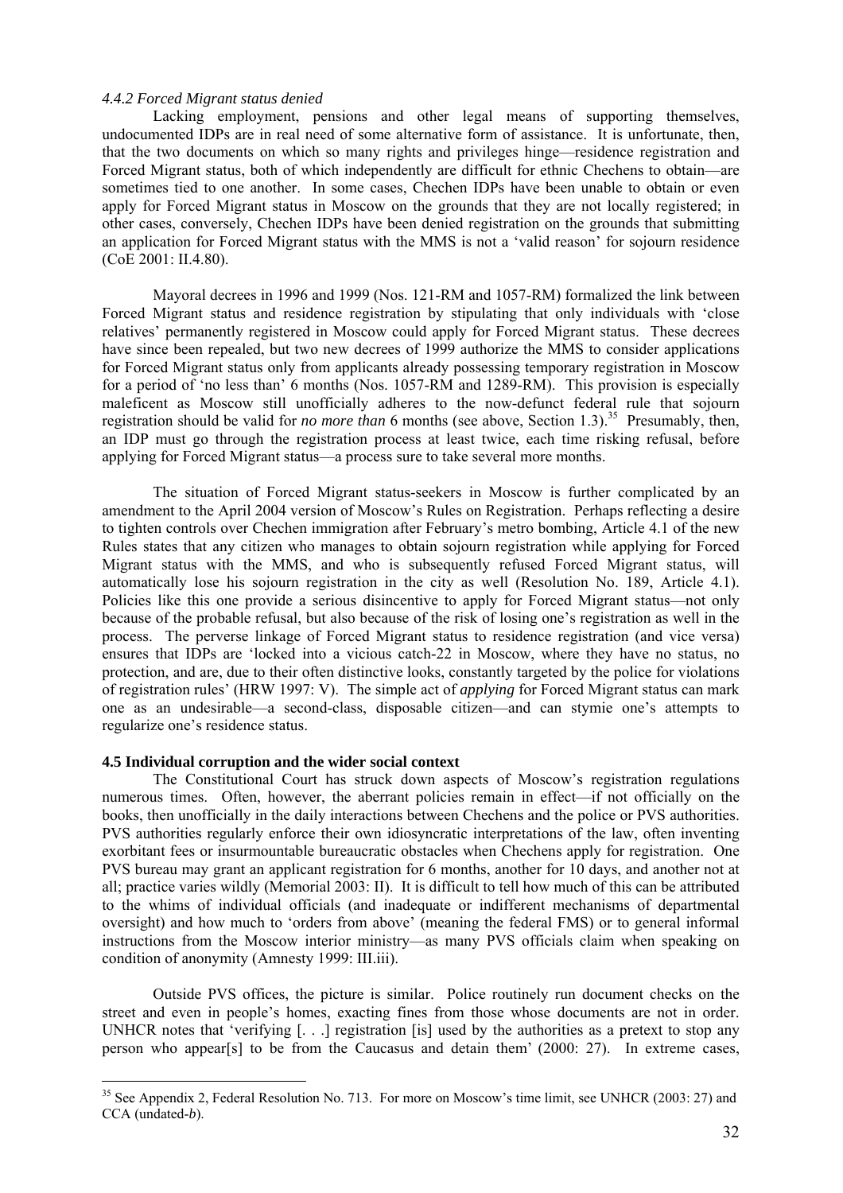*4.4.2 Forced Migrant status denied*

Lacking employment, pensions and other legal means of supporting themselves, undocumented IDPs are in real need of some alternative form of assistance. It is unfortunate, then, that the two documents on which so many rights and privileges hinge—residence registration and Forced Migrant status, both of which independently are difficult for ethnic Chechens to obtain—are sometimes tied to one another. In some cases, Chechen IDPs have been unable to obtain or even apply for Forced Migrant status in Moscow on the grounds that they are not locally registered; in other cases, conversely, Chechen IDPs have been denied registration on the grounds that submitting an application for Forced Migrant status with the MMS is not a 'valid reason' for sojourn residence (CoE 2001: II.4.80).

Mayoral decrees in 1996 and 1999 (Nos. 121-RM and 1057-RM) formalized the link between Forced Migrant status and residence registration by stipulating that only individuals with 'close relatives' permanently registered in Moscow could apply for Forced Migrant status. These decrees have since been repealed, but two new decrees of 1999 authorize the MMS to consider applications for Forced Migrant status only from applicants already possessing temporary registration in Moscow for a period of 'no less than' 6 months (Nos. 1057-RM and 1289-RM). This provision is especially maleficent as Moscow still unofficially adheres to the now-defunct federal rule that sojourn registration should be valid for *no more than* 6 months (see above, Section 1.3).[35] Presumably, then, an IDP must go through the registration process at least twice, each time risking refusal, before applying for Forced Migrant status—a process sure to take several more months.

The situation of Forced Migrant status-seekers in Moscow is further complicated by an amendment to the April 2004 version of Moscow's Rules on Registration. Perhaps reflecting a desire to tighten controls over Chechen immigration after February's metro bombing, Article 4.1 of the new Rules states that any citizen who manages to obtain sojourn registration while applying for Forced Migrant status with the MMS, and who is subsequently refused Forced Migrant status, will automatically lose his sojourn registration in the city as well (Resolution No. 189, Article 4.1). Policies like this one provide a serious disincentive to apply for Forced Migrant status—not only because of the probable refusal, but also because of the risk of losing one's registration as well in the process. The perverse linkage of Forced Migrant status to residence registration (and vice versa) ensures that IDPs are 'locked into a vicious catch-22 in Moscow, where they have no status, no protection, and are, due to their often distinctive looks, constantly targeted by the police for violations of registration rules' (HRW 1997: V). The simple act of *applying* for Forced Migrant status can mark one as an undesirable—a second-class, disposable citizen—and can stymie one's attempts to regularize one's residence status.

### 4.5 Individual corruption and the wider social context

The Constitutional Court has struck down aspects of Moscow's registration regulations numerous times. Often, however, the aberrant policies remain in effect—if not officially on the books, then unofficially in the daily interactions between Chechens and the police or PVS authorities. PVS authorities regularly enforce their own idiosyncratic interpretations of the law, often inventing exorbitant fees or insurmountable bureaucratic obstacles when Chechens apply for registration. One PVS bureau may grant an applicant registration for 6 months, another for 10 days, and another not at all; practice varies wildly (Memorial 2003: II). It is difficult to tell how much of this can be attributed to the whims of individual officials (and inadequate or indifferent mechanisms of departmental oversight) and how much to 'orders from above' (meaning the federal FMS) or to general informal instructions from the Moscow interior ministry—as many PVS officials claim when speaking on condition of anonymity (Amnesty 1999: III.iii).

Outside PVS offices, the picture is similar. Police routinely run document checks on the street and even in people's homes, exacting fines from those whose documents are not in order. UNHCR notes that 'verifying [. . .] registration [is] used by the authorities as a pretext to stop any person who appear[s] to be from the Caucasus and detain them' (2000: 27). In extreme cases,

[35] See Appendix 2, Federal Resolution No. 713. For more on Moscow's time limit, see UNHCR (2003: 27) and CCA (undated-*b*).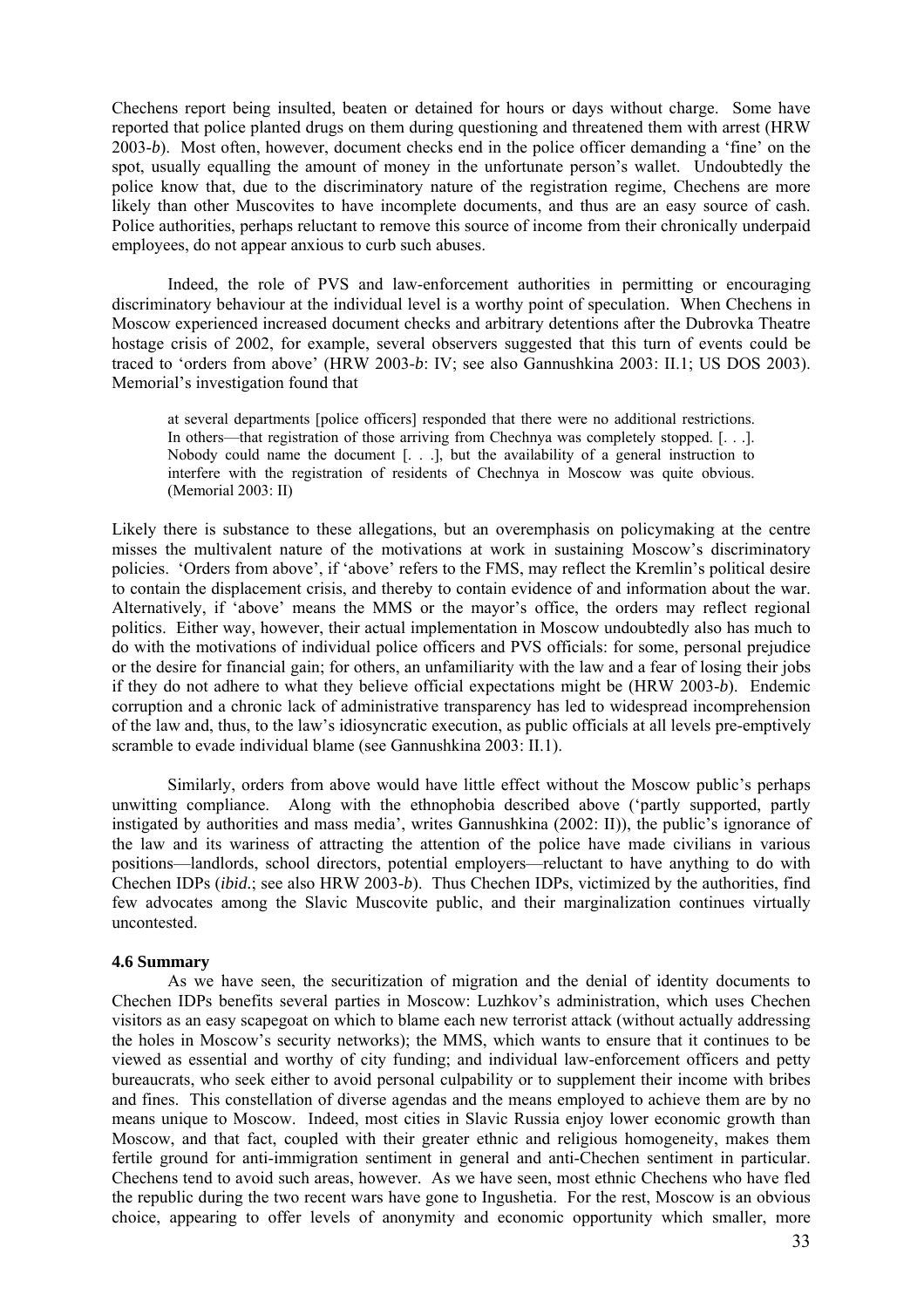Chechens report being insulted, beaten or detained for hours or days without charge. Some have reported that police planted drugs on them during questioning and threatened them with arrest (HRW 2003-*b*). Most often, however, document checks end in the police officer demanding a 'fine' on the spot, usually equalling the amount of money in the unfortunate person's wallet. Undoubtedly the police know that, due to the discriminatory nature of the registration regime, Chechens are more likely than other Muscovites to have incomplete documents, and thus are an easy source of cash. Police authorities, perhaps reluctant to remove this source of income from their chronically underpaid employees, do not appear anxious to curb such abuses.

Indeed, the role of PVS and law-enforcement authorities in permitting or encouraging discriminatory behaviour at the individual level is a worthy point of speculation. When Chechens in Moscow experienced increased document checks and arbitrary detentions after the Dubrovka Theatre hostage crisis of 2002, for example, several observers suggested that this turn of events could be traced to 'orders from above' (HRW 2003-*b*: IV; see also Gannushkina 2003: II.1; US DOS 2003). Memorial's investigation found that

> at several departments [police officers] responded that there were no additional restrictions. In others—that registration of those arriving from Chechnya was completely stopped. [. . .]. Nobody could name the document [. . .], but the availability of a general instruction to interfere with the registration of residents of Chechnya in Moscow was quite obvious. (Memorial 2003: II)

Likely there is substance to these allegations, but an overemphasis on policymaking at the centre misses the multivalent nature of the motivations at work in sustaining Moscow's discriminatory policies. 'Orders from above', if 'above' refers to the FMS, may reflect the Kremlin's political desire to contain the displacement crisis, and thereby to contain evidence of and information about the war. Alternatively, if 'above' means the MMS or the mayor's office, the orders may reflect regional politics. Either way, however, their actual implementation in Moscow undoubtedly also has much to do with the motivations of individual police officers and PVS officials: for some, personal prejudice or the desire for financial gain; for others, an unfamiliarity with the law and a fear of losing their jobs if they do not adhere to what they believe official expectations might be (HRW 2003-*b*). Endemic corruption and a chronic lack of administrative transparency has led to widespread incomprehension of the law and, thus, to the law's idiosyncratic execution, as public officials at all levels pre-emptively scramble to evade individual blame (see Gannushkina 2003: II.1).

Similarly, orders from above would have little effect without the Moscow public's perhaps unwitting compliance. Along with the ethnophobia described above ('partly supported, partly instigated by authorities and mass media', writes Gannushkina (2002: II)), the public's ignorance of the law and its wariness of attracting the attention of the police have made civilians in various positions—landlords, school directors, potential employers—reluctant to have anything to do with Chechen IDPs (*ibid.*; see also HRW 2003-*b*). Thus Chechen IDPs, victimized by the authorities, find few advocates among the Slavic Muscovite public, and their marginalization continues virtually uncontested.

### 4.6 Summary

As we have seen, the securitization of migration and the denial of identity documents to Chechen IDPs benefits several parties in Moscow: Luzhkov's administration, which uses Chechen visitors as an easy scapegoat on which to blame each new terrorist attack (without actually addressing the holes in Moscow's security networks); the MMS, which wants to ensure that it continues to be viewed as essential and worthy of city funding; and individual law-enforcement officers and petty bureaucrats, who seek either to avoid personal culpability or to supplement their income with bribes and fines. This constellation of diverse agendas and the means employed to achieve them are by no means unique to Moscow. Indeed, most cities in Slavic Russia enjoy lower economic growth than Moscow, and that fact, coupled with their greater ethnic and religious homogeneity, makes them fertile ground for anti-immigration sentiment in general and anti-Chechen sentiment in particular. Chechens tend to avoid such areas, however. As we have seen, most ethnic Chechens who have fled the republic during the two recent wars have gone to Ingushetia. For the rest, Moscow is an obvious choice, appearing to offer levels of anonymity and economic opportunity which smaller, more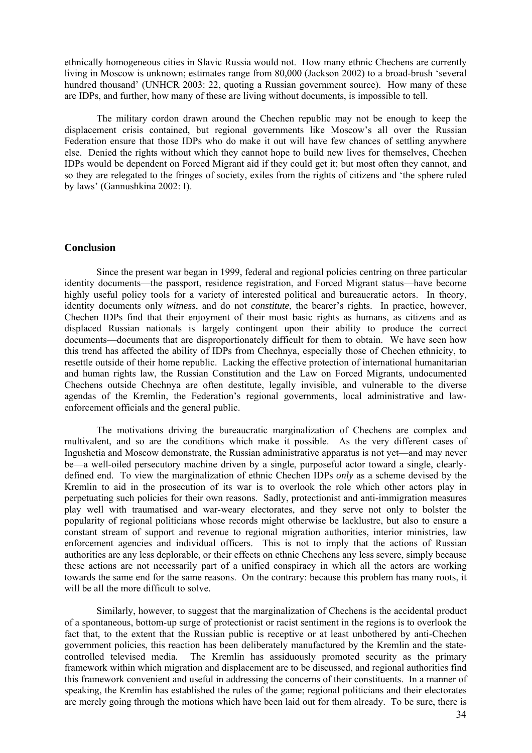ethnically homogeneous cities in Slavic Russia would not. How many ethnic Chechens are currently living in Moscow is unknown; estimates range from 80,000 (Jackson 2002) to a broad-brush 'several hundred thousand' (UNHCR 2003: 22, quoting a Russian government source). How many of these are IDPs, and further, how many of these are living without documents, is impossible to tell.

The military cordon drawn around the Chechen republic may not be enough to keep the displacement crisis contained, but regional governments like Moscow's all over the Russian Federation ensure that those IDPs who do make it out will have few chances of settling anywhere else. Denied the rights without which they cannot hope to build new lives for themselves, Chechen IDPs would be dependent on Forced Migrant aid if they could get it; but most often they cannot, and so they are relegated to the fringes of society, exiles from the rights of citizens and 'the sphere ruled by laws' (Gannushkina 2002: I).

## Conclusion

Since the present war began in 1999, federal and regional policies centring on three particular identity documents—the passport, residence registration, and Forced Migrant status—have become highly useful policy tools for a variety of interested political and bureaucratic actors. In theory, identity documents only *witness*, and do not *constitute*, the bearer's rights. In practice, however, Chechen IDPs find that their enjoyment of their most basic rights as humans, as citizens and as displaced Russian nationals is largely contingent upon their ability to produce the correct documents—documents that are disproportionately difficult for them to obtain. We have seen how this trend has affected the ability of IDPs from Chechnya, especially those of Chechen ethnicity, to resettle outside of their home republic. Lacking the effective protection of international humanitarian and human rights law, the Russian Constitution and the Law on Forced Migrants, undocumented Chechens outside Chechnya are often destitute, legally invisible, and vulnerable to the diverse agendas of the Kremlin, the Federation's regional governments, local administrative and law-enforcement officials and the general public.

The motivations driving the bureaucratic marginalization of Chechens are complex and multivalent, and so are the conditions which make it possible. As the very different cases of Ingushetia and Moscow demonstrate, the Russian administrative apparatus is not yet—and may never be—a well-oiled persecutory machine driven by a single, purposeful actor toward a single, clearly-defined end. To view the marginalization of ethnic Chechen IDPs *only* as a scheme devised by the Kremlin to aid in the prosecution of its war is to overlook the role which other actors play in perpetuating such policies for their own reasons. Sadly, protectionist and anti-immigration measures play well with traumatised and war-weary electorates, and they serve not only to bolster the popularity of regional politicians whose records might otherwise be lacklustre, but also to ensure a constant stream of support and revenue to regional migration authorities, interior ministries, law enforcement agencies and individual officers. This is not to imply that the actions of Russian authorities are any less deplorable, or their effects on ethnic Chechens any less severe, simply because these actions are not necessarily part of a unified conspiracy in which all the actors are working towards the same end for the same reasons. On the contrary: because this problem has many roots, it will be all the more difficult to solve.

Similarly, however, to suggest that the marginalization of Chechens is the accidental product of a spontaneous, bottom-up surge of protectionist or racist sentiment in the regions is to overlook the fact that, to the extent that the Russian public is receptive or at least unbothered by anti-Chechen government policies, this reaction has been deliberately manufactured by the Kremlin and the state-controlled televised media. The Kremlin has assiduously promoted security as the primary framework within which migration and displacement are to be discussed, and regional authorities find this framework convenient and useful in addressing the concerns of their constituents. In a manner of speaking, the Kremlin has established the rules of the game; regional politicians and their electorates are merely going through the motions which have been laid out for them already. To be sure, there is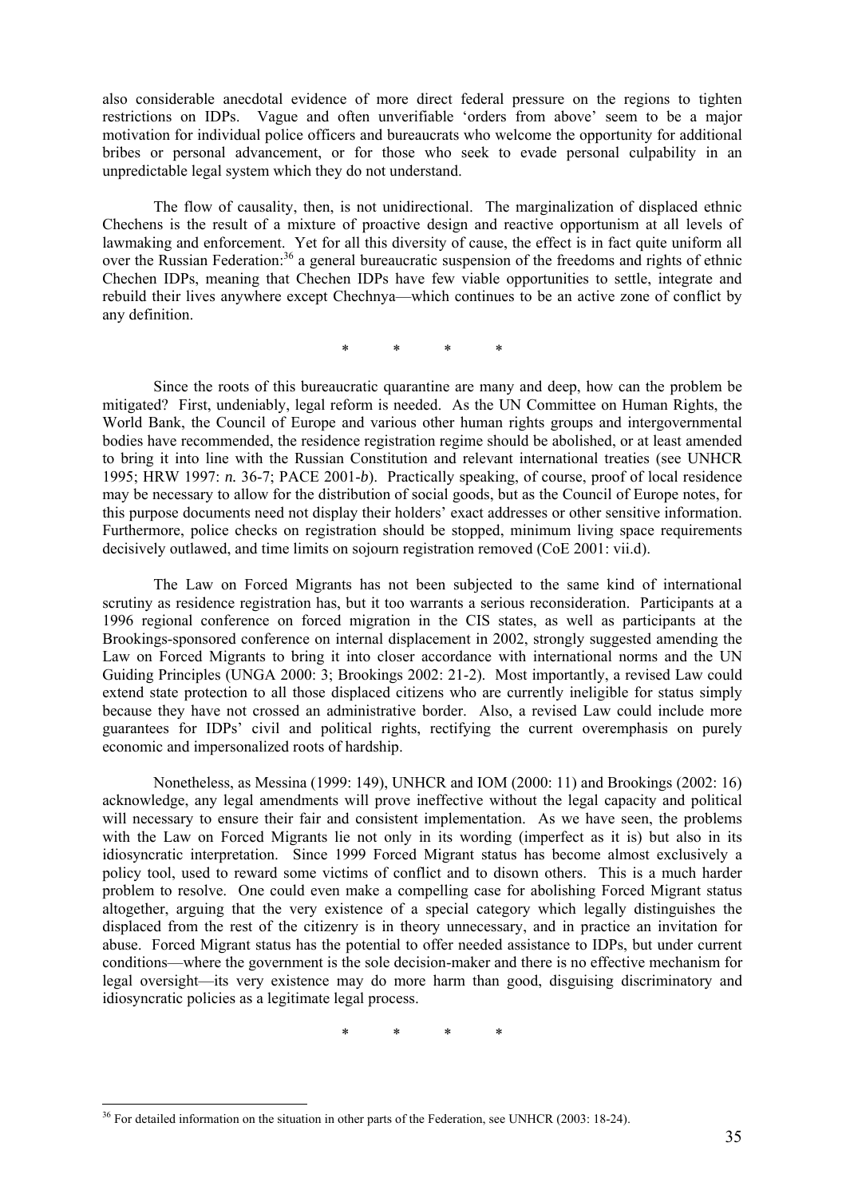also considerable anecdotal evidence of more direct federal pressure on the regions to tighten restrictions on IDPs. Vague and often unverifiable 'orders from above' seem to be a major motivation for individual police officers and bureaucrats who welcome the opportunity for additional bribes or personal advancement, or for those who seek to evade personal culpability in an unpredictable legal system which they do not understand.

The flow of causality, then, is not unidirectional. The marginalization of displaced ethnic Chechens is the result of a mixture of proactive design and reactive opportunism at all levels of lawmaking and enforcement. Yet for all this diversity of cause, the effect is in fact quite uniform all over the Russian Federation:[36] a general bureaucratic suspension of the freedoms and rights of ethnic Chechen IDPs, meaning that Chechen IDPs have few viable opportunities to settle, integrate and rebuild their lives anywhere except Chechnya—which continues to be an active zone of conflict by any definition.

\* \* \* \*

Since the roots of this bureaucratic quarantine are many and deep, how can the problem be mitigated? First, undeniably, legal reform is needed. As the UN Committee on Human Rights, the World Bank, the Council of Europe and various other human rights groups and intergovernmental bodies have recommended, the residence registration regime should be abolished, or at least amended to bring it into line with the Russian Constitution and relevant international treaties (see UNHCR 1995; HRW 1997: *n.* 36-7; PACE 2001-*b*). Practically speaking, of course, proof of local residence may be necessary to allow for the distribution of social goods, but as the Council of Europe notes, for this purpose documents need not display their holders' exact addresses or other sensitive information. Furthermore, police checks on registration should be stopped, minimum living space requirements decisively outlawed, and time limits on sojourn registration removed (CoE 2001: vii.d).

The Law on Forced Migrants has not been subjected to the same kind of international scrutiny as residence registration has, but it too warrants a serious reconsideration. Participants at a 1996 regional conference on forced migration in the CIS states, as well as participants at the Brookings-sponsored conference on internal displacement in 2002, strongly suggested amending the Law on Forced Migrants to bring it into closer accordance with international norms and the UN Guiding Principles (UNGA 2000: 3; Brookings 2002: 21-2). Most importantly, a revised Law could extend state protection to all those displaced citizens who are currently ineligible for status simply because they have not crossed an administrative border. Also, a revised Law could include more guarantees for IDPs' civil and political rights, rectifying the current overemphasis on purely economic and impersonalized roots of hardship.

Nonetheless, as Messina (1999: 149), UNHCR and IOM (2000: 11) and Brookings (2002: 16) acknowledge, any legal amendments will prove ineffective without the legal capacity and political will necessary to ensure their fair and consistent implementation. As we have seen, the problems with the Law on Forced Migrants lie not only in its wording (imperfect as it is) but also in its idiosyncratic interpretation. Since 1999 Forced Migrant status has become almost exclusively a policy tool, used to reward some victims of conflict and to disown others. This is a much harder problem to resolve. One could even make a compelling case for abolishing Forced Migrant status altogether, arguing that the very existence of a special category which legally distinguishes the displaced from the rest of the citizenry is in theory unnecessary, and in practice an invitation for abuse. Forced Migrant status has the potential to offer needed assistance to IDPs, but under current conditions—where the government is the sole decision-maker and there is no effective mechanism for legal oversight—its very existence may do more harm than good, disguising discriminatory and idiosyncratic policies as a legitimate legal process.

\* \* \* \*

[36] For detailed information on the situation in other parts of the Federation, see UNHCR (2003: 18-24).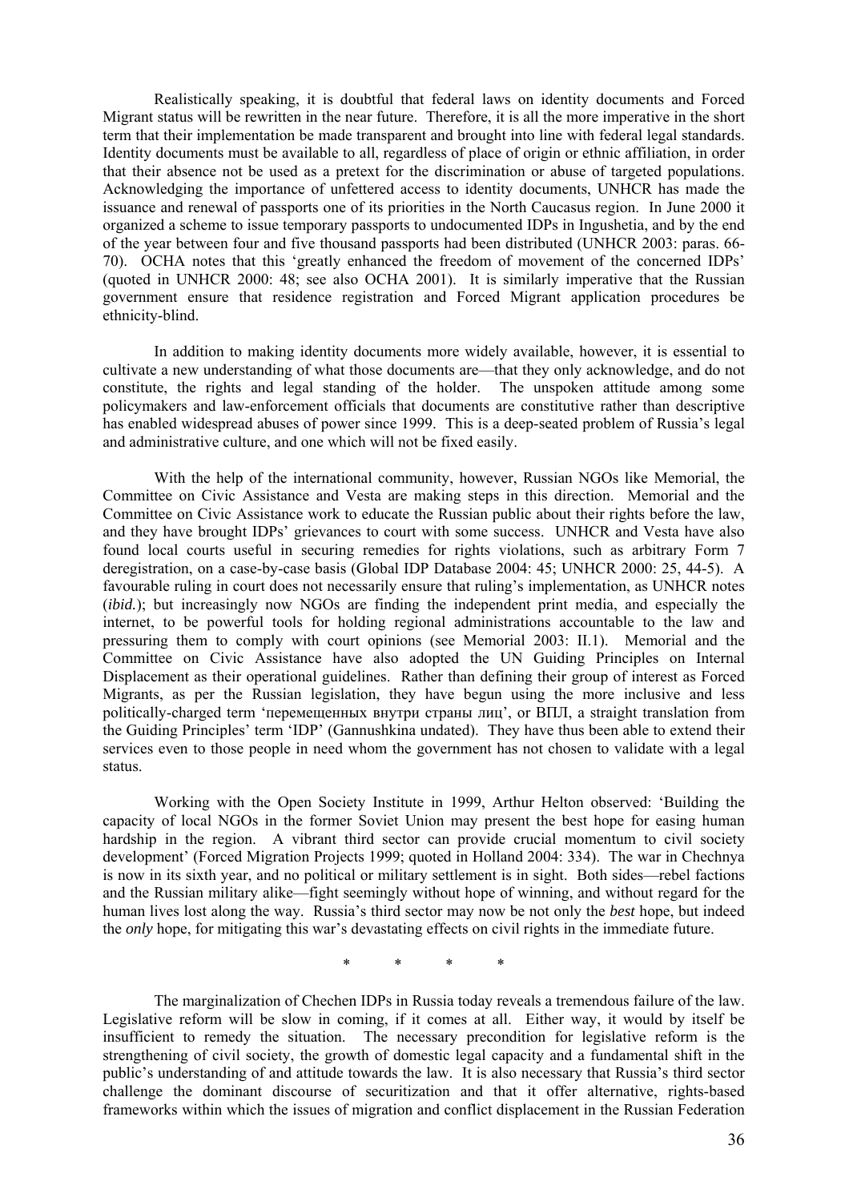Realistically speaking, it is doubtful that federal laws on identity documents and Forced Migrant status will be rewritten in the near future. Therefore, it is all the more imperative in the short term that their implementation be made transparent and brought into line with federal legal standards. Identity documents must be available to all, regardless of place of origin or ethnic affiliation, in order that their absence not be used as a pretext for the discrimination or abuse of targeted populations. Acknowledging the importance of unfettered access to identity documents, UNHCR has made the issuance and renewal of passports one of its priorities in the North Caucasus region. In June 2000 it organized a scheme to issue temporary passports to undocumented IDPs in Ingushetia, and by the end of the year between four and five thousand passports had been distributed (UNHCR 2003: paras. 66-70). OCHA notes that this 'greatly enhanced the freedom of movement of the concerned IDPs' (quoted in UNHCR 2000: 48; see also OCHA 2001). It is similarly imperative that the Russian government ensure that residence registration and Forced Migrant application procedures be ethnicity-blind.

In addition to making identity documents more widely available, however, it is essential to cultivate a new understanding of what those documents are—that they only acknowledge, and do not constitute, the rights and legal standing of the holder. The unspoken attitude among some policymakers and law-enforcement officials that documents are constitutive rather than descriptive has enabled widespread abuses of power since 1999. This is a deep-seated problem of Russia's legal and administrative culture, and one which will not be fixed easily.

With the help of the international community, however, Russian NGOs like Memorial, the Committee on Civic Assistance and Vesta are making steps in this direction. Memorial and the Committee on Civic Assistance work to educate the Russian public about their rights before the law, and they have brought IDPs' grievances to court with some success. UNHCR and Vesta have also found local courts useful in securing remedies for rights violations, such as arbitrary Form 7 deregistration, on a case-by-case basis (Global IDP Database 2004: 45; UNHCR 2000: 25, 44-5). A favourable ruling in court does not necessarily ensure that ruling's implementation, as UNHCR notes (*ibid.*); but increasingly now NGOs are finding the independent print media, and especially the internet, to be powerful tools for holding regional administrations accountable to the law and pressuring them to comply with court opinions (see Memorial 2003: II.1). Memorial and the Committee on Civic Assistance have also adopted the UN Guiding Principles on Internal Displacement as their operational guidelines. Rather than defining their group of interest as Forced Migrants, as per the Russian legislation, they have begun using the more inclusive and less politically-charged term 'перемещенных внутри страны лиц', or ВПЛ, a straight translation from the Guiding Principles' term 'IDP' (Gannushkina undated). They have thus been able to extend their services even to those people in need whom the government has not chosen to validate with a legal status.

Working with the Open Society Institute in 1999, Arthur Helton observed: 'Building the capacity of local NGOs in the former Soviet Union may present the best hope for easing human hardship in the region. A vibrant third sector can provide crucial momentum to civil society development' (Forced Migration Projects 1999; quoted in Holland 2004: 334). The war in Chechnya is now in its sixth year, and no political or military settlement is in sight. Both sides—rebel factions and the Russian military alike—fight seemingly without hope of winning, and without regard for the human lives lost along the way. Russia's third sector may now be not only the *best* hope, but indeed the *only* hope, for mitigating this war's devastating effects on civil rights in the immediate future.

\*   \*   \*   \*

The marginalization of Chechen IDPs in Russia today reveals a tremendous failure of the law. Legislative reform will be slow in coming, if it comes at all. Either way, it would by itself be insufficient to remedy the situation. The necessary precondition for legislative reform is the strengthening of civil society, the growth of domestic legal capacity and a fundamental shift in the public's understanding of and attitude towards the law. It is also necessary that Russia's third sector challenge the dominant discourse of securitization and that it offer alternative, rights-based frameworks within which the issues of migration and conflict displacement in the Russian Federation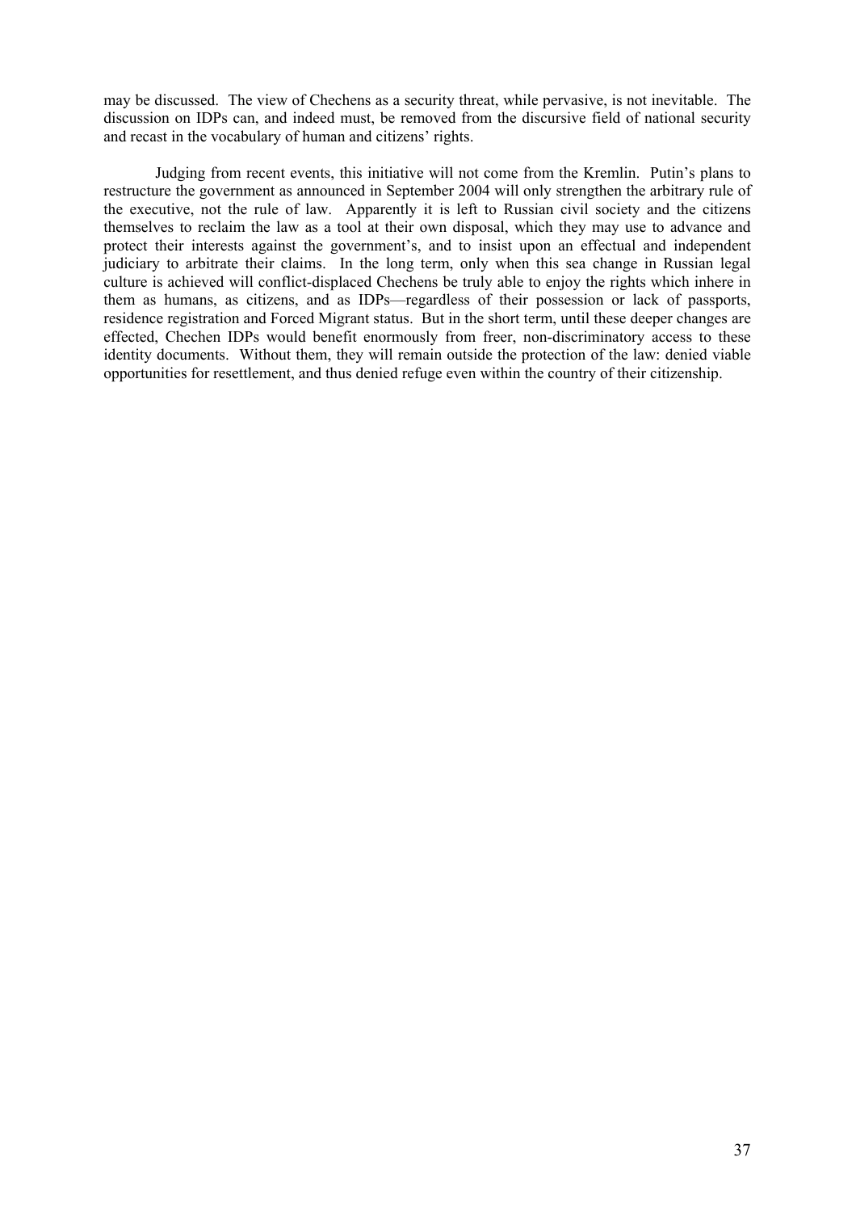may be discussed. The view of Chechens as a security threat, while pervasive, is not inevitable. The discussion on IDPs can, and indeed must, be removed from the discursive field of national security and recast in the vocabulary of human and citizens' rights.

Judging from recent events, this initiative will not come from the Kremlin. Putin's plans to restructure the government as announced in September 2004 will only strengthen the arbitrary rule of the executive, not the rule of law. Apparently it is left to Russian civil society and the citizens themselves to reclaim the law as a tool at their own disposal, which they may use to advance and protect their interests against the government's, and to insist upon an effectual and independent judiciary to arbitrate their claims. In the long term, only when this sea change in Russian legal culture is achieved will conflict-displaced Chechens be truly able to enjoy the rights which inhere in them as humans, as citizens, and as IDPs—regardless of their possession or lack of passports, residence registration and Forced Migrant status. But in the short term, until these deeper changes are effected, Chechen IDPs would benefit enormously from freer, non-discriminatory access to these identity documents. Without them, they will remain outside the protection of the law: denied viable opportunities for resettlement, and thus denied refuge even within the country of their citizenship.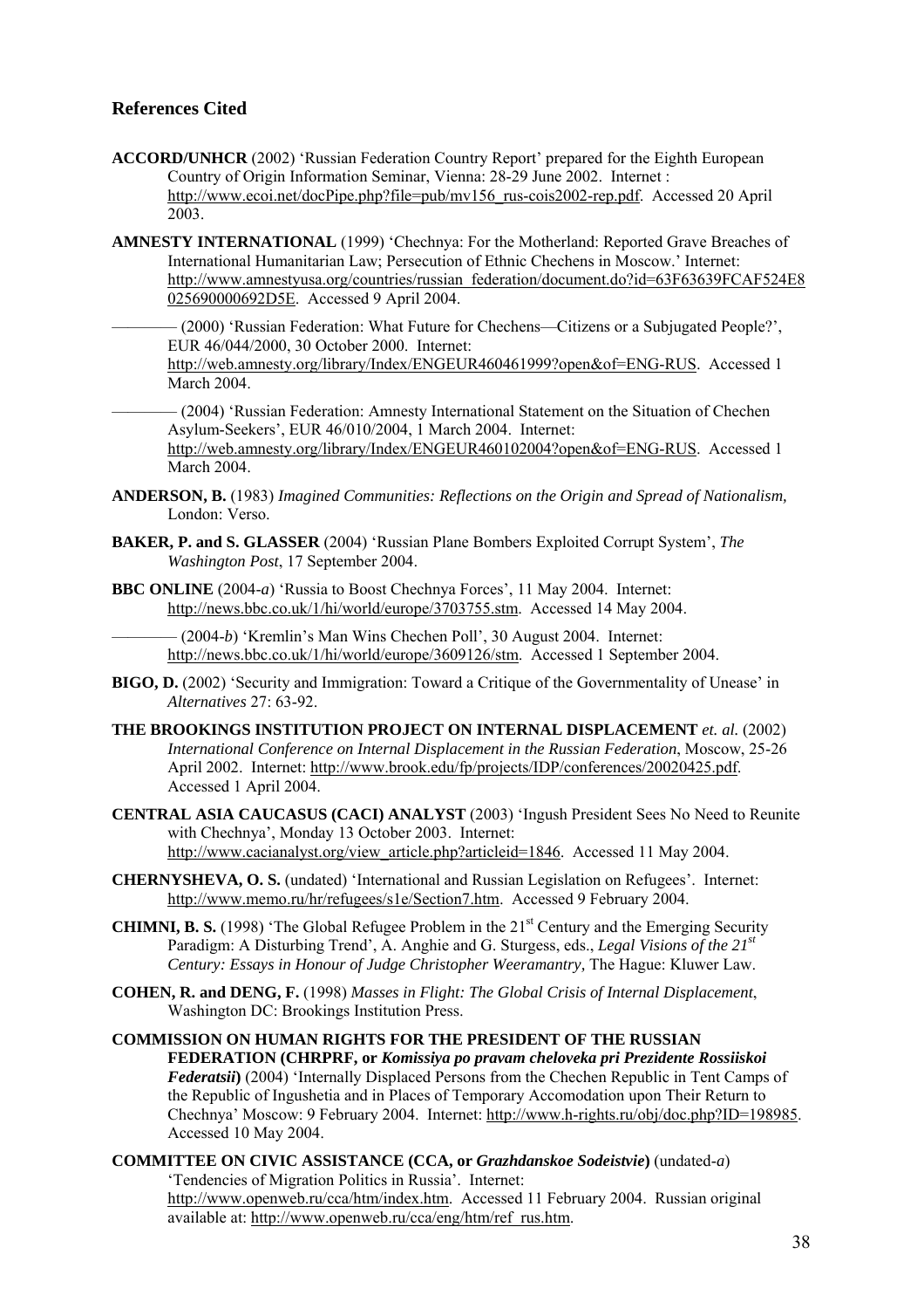## References Cited

**ACCORD/UNHCR** (2002) 'Russian Federation Country Report' prepared for the Eighth European Country of Origin Information Seminar, Vienna: 28-29 June 2002. Internet : http://www.ecoi.net/docPipe.php?file=pub/mv156_rus-cois2002-rep.pdf. Accessed 20 April 2003.

**AMNESTY INTERNATIONAL** (1999) 'Chechnya: For the Motherland: Reported Grave Breaches of International Humanitarian Law; Persecution of Ethnic Chechens in Moscow.' Internet: http://www.amnestyusa.org/countries/russian_federation/document.do?id=63F63639FCAF524E8025690000692D5E. Accessed 9 April 2004.

———— (2000) 'Russian Federation: What Future for Chechens—Citizens or a Subjugated People?', EUR 46/044/2000, 30 October 2000. Internet: http://web.amnesty.org/library/Index/ENGEUR460461999?open&of=ENG-RUS. Accessed 1 March 2004.

———— (2004) 'Russian Federation: Amnesty International Statement on the Situation of Chechen Asylum-Seekers', EUR 46/010/2004, 1 March 2004. Internet: http://web.amnesty.org/library/Index/ENGEUR460102004?open&of=ENG-RUS. Accessed 1 March 2004.

**ANDERSON, B.** (1983) *Imagined Communities: Reflections on the Origin and Spread of Nationalism,* London: Verso.

**BAKER, P. and S. GLASSER** (2004) 'Russian Plane Bombers Exploited Corrupt System', *The Washington Post*, 17 September 2004.

**BBC ONLINE** (2004-*a*) 'Russia to Boost Chechnya Forces', 11 May 2004. Internet: http://news.bbc.co.uk/1/hi/world/europe/3703755.stm. Accessed 14 May 2004.

———— (2004-*b*) 'Kremlin's Man Wins Chechen Poll', 30 August 2004. Internet: http://news.bbc.co.uk/1/hi/world/europe/3609126/stm. Accessed 1 September 2004.

**BIGO, D.** (2002) 'Security and Immigration: Toward a Critique of the Governmentality of Unease' in *Alternatives* 27: 63-92.

**THE BROOKINGS INSTITUTION PROJECT ON INTERNAL DISPLACEMENT** *et. al.* (2002) *International Conference on Internal Displacement in the Russian Federation*, Moscow, 25-26 April 2002. Internet: http://www.brook.edu/fp/projects/IDP/conferences/20020425.pdf. Accessed 1 April 2004.

**CENTRAL ASIA CAUCASUS (CACI) ANALYST** (2003) 'Ingush President Sees No Need to Reunite with Chechnya', Monday 13 October 2003. Internet: http://www.cacianalyst.org/view_article.php?articleid=1846. Accessed 11 May 2004.

**CHERNYSHEVA, O. S.** (undated) 'International and Russian Legislation on Refugees'. Internet: http://www.memo.ru/hr/refugees/s1e/Section7.htm. Accessed 9 February 2004.

**CHIMNI, B. S.** (1998) 'The Global Refugee Problem in the 21st Century and the Emerging Security Paradigm: A Disturbing Trend', A. Anghie and G. Sturgess, eds., *Legal Visions of the 21st Century: Essays in Honour of Judge Christopher Weeramantry,* The Hague: Kluwer Law.

**COHEN, R. and DENG, F.** (1998) *Masses in Flight: The Global Crisis of Internal Displacement*, Washington DC: Brookings Institution Press.

**COMMISSION ON HUMAN RIGHTS FOR THE PRESIDENT OF THE RUSSIAN FEDERATION (CHRPRF, or** ***Komissiya po pravam cheloveka pri Prezidente Rossiiskoi Federatsii*****)** (2004) 'Internally Displaced Persons from the Chechen Republic in Tent Camps of the Republic of Ingushetia and in Places of Temporary Accomodation upon Their Return to Chechnya' Moscow: 9 February 2004. Internet: http://www.h-rights.ru/obj/doc.php?ID=198985. Accessed 10 May 2004.

**COMMITTEE ON CIVIC ASSISTANCE (CCA, or** ***Grazhdanskoe Sodeistvie*****)** (undated-*a*) 'Tendencies of Migration Politics in Russia'. Internet: http://www.openweb.ru/cca/htm/index.htm. Accessed 11 February 2004. Russian original available at: http://www.openweb.ru/cca/eng/htm/ref_rus.htm.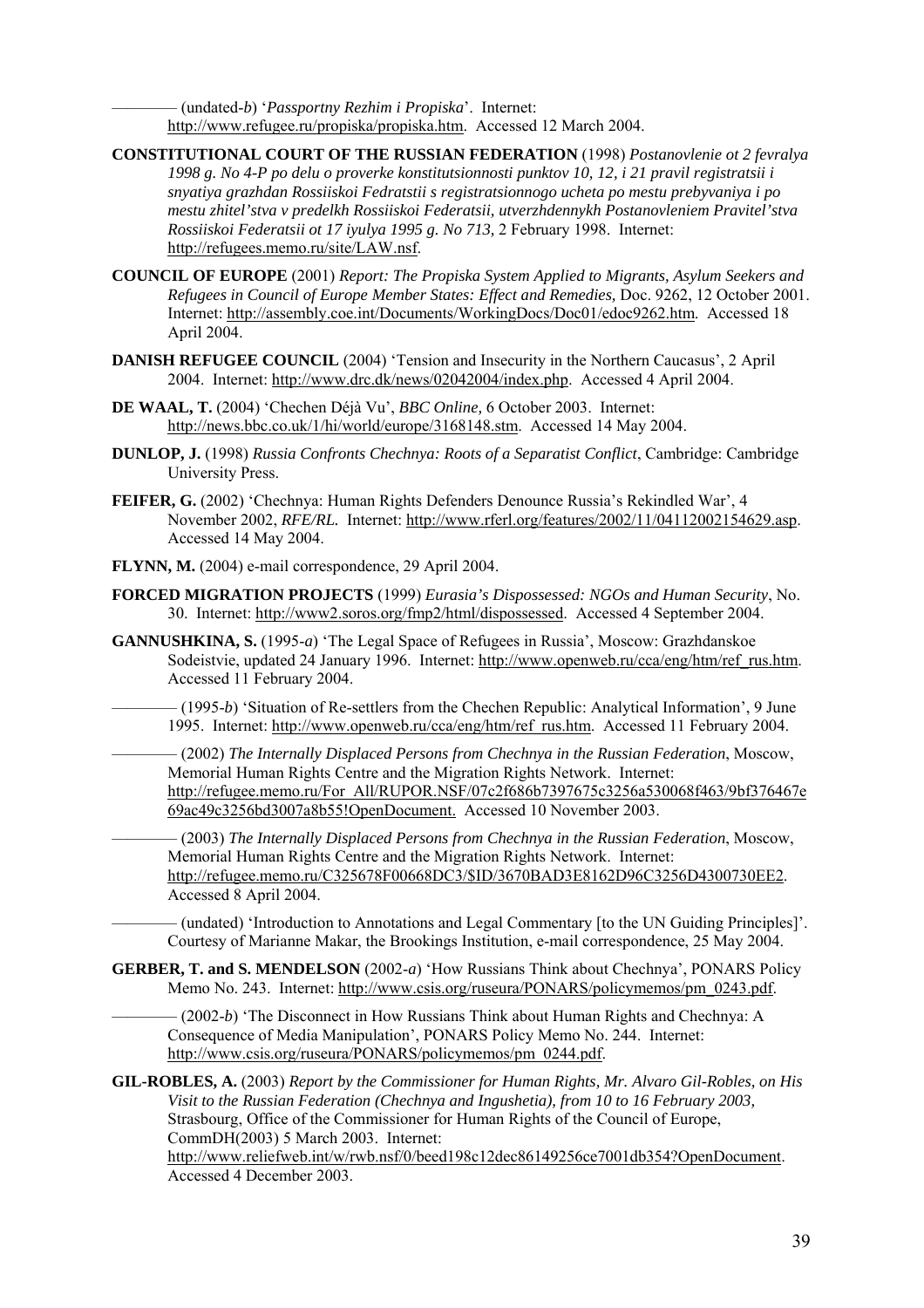———— (undated-*b*) '*Passportny Rezhim i Propiska*'. Internet: http://www.refugee.ru/propiska/propiska.htm. Accessed 12 March 2004.

**CONSTITUTIONAL COURT OF THE RUSSIAN FEDERATION** (1998) *Postanovlenie ot 2 fevralya 1998 g. No 4-P po delu o proverke konstitutsionnosti punktov 10, 12, i 21 pravil registratsii i snyatiya grazhdan Rossiiskoi Fedratstii s registratsionnogo ucheta po mestu prebyvaniya i po mestu zhitel'stva v predelkh Rossiiskoi Federatsii, utverzhdennykh Postanovleniem Pravitel'stva Rossiiskoi Federatsii ot 17 iyulya 1995 g. No 713,* 2 February 1998. Internet: http://refugees.memo.ru/site/LAW.nsf.

**COUNCIL OF EUROPE** (2001) *Report: The Propiska System Applied to Migrants, Asylum Seekers and Refugees in Council of Europe Member States: Effect and Remedies,* Doc. 9262, 12 October 2001. Internet: http://assembly.coe.int/Documents/WorkingDocs/Doc01/edoc9262.htm. Accessed 18 April 2004.

**DANISH REFUGEE COUNCIL** (2004) 'Tension and Insecurity in the Northern Caucasus', 2 April 2004. Internet: http://www.drc.dk/news/02042004/index.php. Accessed 4 April 2004.

**DE WAAL, T.** (2004) 'Chechen Déjà Vu', *BBC Online,* 6 October 2003. Internet: http://news.bbc.co.uk/1/hi/world/europe/3168148.stm. Accessed 14 May 2004.

**DUNLOP, J.** (1998) *Russia Confronts Chechnya: Roots of a Separatist Conflict*, Cambridge: Cambridge University Press.

**FEIFER, G.** (2002) 'Chechnya: Human Rights Defenders Denounce Russia's Rekindled War', 4 November 2002, *RFE/RL.* Internet: http://www.rferl.org/features/2002/11/04112002154629.asp. Accessed 14 May 2004.

**FLYNN, M.** (2004) e-mail correspondence, 29 April 2004.

**FORCED MIGRATION PROJECTS** (1999) *Eurasia's Dispossessed: NGOs and Human Security*, No. 30. Internet: http://www2.soros.org/fmp2/html/dispossessed. Accessed 4 September 2004.

**GANNUSHKINA, S.** (1995-*a*) 'The Legal Space of Refugees in Russia', Moscow: Grazhdanskoe Sodeistvie, updated 24 January 1996. Internet: http://www.openweb.ru/cca/eng/htm/ref_rus.htm. Accessed 11 February 2004.

———— (1995-*b*) 'Situation of Re-settlers from the Chechen Republic: Analytical Information', 9 June 1995. Internet: http://www.openweb.ru/cca/eng/htm/ref_rus.htm. Accessed 11 February 2004.

———— (2002) *The Internally Displaced Persons from Chechnya in the Russian Federation*, Moscow, Memorial Human Rights Centre and the Migration Rights Network. Internet: http://refugee.memo.ru/For_All/RUPOR.NSF/07c2f686b7397675c3256a530068f463/9bf376467e69ac49c3256bd3007a8b55!OpenDocument. Accessed 10 November 2003.

———— (2003) *The Internally Displaced Persons from Chechnya in the Russian Federation*, Moscow, Memorial Human Rights Centre and the Migration Rights Network. Internet: http://refugee.memo.ru/C325678F00668DC3/$ID/3670BAD3E8162D96C3256D4300730EE2. Accessed 8 April 2004.

———— (undated) 'Introduction to Annotations and Legal Commentary [to the UN Guiding Principles]'. Courtesy of Marianne Makar, the Brookings Institution, e-mail correspondence, 25 May 2004.

**GERBER, T. and S. MENDELSON** (2002-*a*) 'How Russians Think about Chechnya', PONARS Policy Memo No. 243. Internet: http://www.csis.org/ruseura/PONARS/policymemos/pm_0243.pdf.

———— (2002-*b*) 'The Disconnect in How Russians Think about Human Rights and Chechnya: A Consequence of Media Manipulation', PONARS Policy Memo No. 244. Internet: http://www.csis.org/ruseura/PONARS/policymemos/pm_0244.pdf.

**GIL-ROBLES, A.** (2003) *Report by the Commissioner for Human Rights, Mr. Alvaro Gil-Robles, on His Visit to the Russian Federation (Chechnya and Ingushetia), from 10 to 16 February 2003,* Strasbourg, Office of the Commissioner for Human Rights of the Council of Europe, CommDH(2003) 5 March 2003. Internet: http://www.reliefweb.int/w/rwb.nsf/0/beed198c12dec86149256ce7001db354?OpenDocument. Accessed 4 December 2003.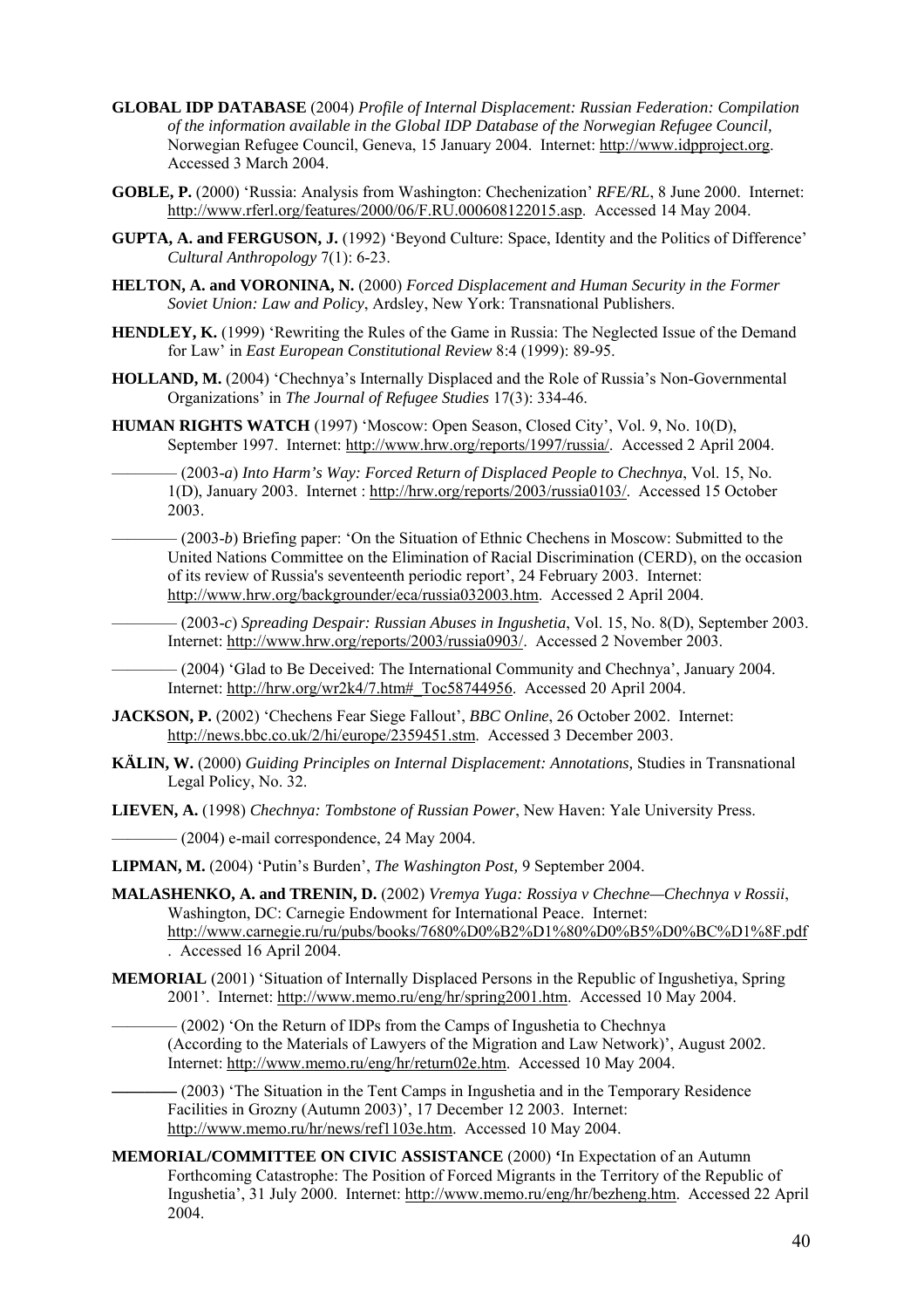**GLOBAL IDP DATABASE** (2004) *Profile of Internal Displacement: Russian Federation: Compilation of the information available in the Global IDP Database of the Norwegian Refugee Council*, Norwegian Refugee Council, Geneva, 15 January 2004. Internet: http://www.idpproject.org. Accessed 3 March 2004.

**GOBLE, P.** (2000) 'Russia: Analysis from Washington: Chechenization' *RFE/RL*, 8 June 2000. Internet: http://www.rferl.org/features/2000/06/F.RU.000608122015.asp. Accessed 14 May 2004.

**GUPTA, A. and FERGUSON, J.** (1992) 'Beyond Culture: Space, Identity and the Politics of Difference' *Cultural Anthropology* 7(1): 6-23.

**HELTON, A. and VORONINA, N.** (2000) *Forced Displacement and Human Security in the Former Soviet Union: Law and Policy*, Ardsley, New York: Transnational Publishers.

**HENDLEY, K.** (1999) 'Rewriting the Rules of the Game in Russia: The Neglected Issue of the Demand for Law' in *East European Constitutional Review* 8:4 (1999): 89-95.

**HOLLAND, M.** (2004) 'Chechnya's Internally Displaced and the Role of Russia's Non-Governmental Organizations' in *The Journal of Refugee Studies* 17(3): 334-46.

**HUMAN RIGHTS WATCH** (1997) 'Moscow: Open Season, Closed City', Vol. 9, No. 10(D), September 1997. Internet: http://www.hrw.org/reports/1997/russia/. Accessed 2 April 2004.

———— (2003-*a*) *Into Harm's Way: Forced Return of Displaced People to Chechnya*, Vol. 15, No. 1(D), January 2003. Internet : http://hrw.org/reports/2003/russia0103/. Accessed 15 October 2003.

———— (2003-*b*) Briefing paper: 'On the Situation of Ethnic Chechens in Moscow: Submitted to the United Nations Committee on the Elimination of Racial Discrimination (CERD), on the occasion of its review of Russia's seventeenth periodic report', 24 February 2003. Internet: http://www.hrw.org/backgrounder/eca/russia032003.htm. Accessed 2 April 2004.

———— (2003-*c*) *Spreading Despair: Russian Abuses in Ingushetia*, Vol. 15, No. 8(D), September 2003. Internet: http://hrw.org/reports/2003/russia0903/. Accessed 2 November 2003.

———— (2004) 'Glad to Be Deceived: The International Community and Chechnya', January 2004. Internet: http://hrw.org/wr2k4/7.htm#_Toc58744956. Accessed 20 April 2004.

**JACKSON, P.** (2002) 'Chechens Fear Siege Fallout', *BBC Online*, 26 October 2002. Internet: http://news.bbc.co.uk/2/hi/europe/2359451.stm. Accessed 3 December 2003.

**KÄLIN, W.** (2000) *Guiding Principles on Internal Displacement: Annotations,* Studies in Transnational Legal Policy, No. 32.

**LIEVEN, A.** (1998) *Chechnya: Tombstone of Russian Power*, New Haven: Yale University Press.

———— (2004) e-mail correspondence, 24 May 2004.

**LIPMAN, M.** (2004) 'Putin's Burden', *The Washington Post,* 9 September 2004.

**MALASHENKO, A. and TRENIN, D.** (2002) *Vremya Yuga: Rossiya v Chechne—Chechnya v Rossii*, Washington, DC: Carnegie Endowment for International Peace. Internet: http://www.carnegie.ru/ru/pubs/books/7680%D0%B2%D1%80%D0%B5%D0%BC%D1%8F.pdf . Accessed 16 April 2004.

**MEMORIAL** (2001) 'Situation of Internally Displaced Persons in the Republic of Ingushetiya, Spring 2001'. Internet: http://www.memo.ru/eng/hr/spring2001.htm. Accessed 10 May 2004.

———— (2002) 'On the Return of IDPs from the Camps of Ingushetia to Chechnya (According to the Materials of Lawyers of the Migration and Law Network)', August 2002. Internet: http://www.memo.ru/eng/hr/return02e.htm. Accessed 10 May 2004.

———— (2003) 'The Situation in the Tent Camps in Ingushetia and in the Temporary Residence Facilities in Grozny (Autumn 2003)', 17 December 12 2003. Internet: http://www.memo.ru/hr/news/ref1103e.htm. Accessed 10 May 2004.

**MEMORIAL/COMMITTEE ON CIVIC ASSISTANCE** (2000) 'In Expectation of an Autumn Forthcoming Catastrophe: The Position of Forced Migrants in the Territory of the Republic of Ingushetia', 31 July 2000. Internet: http://www.memo.ru/eng/hr/bezheng.htm. Accessed 22 April 2004.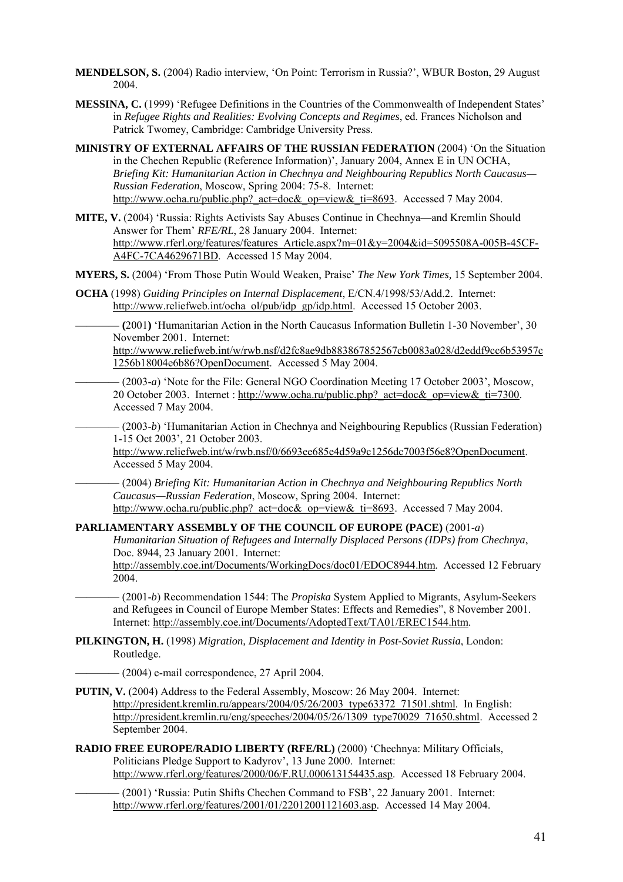**MENDELSON, S.** (2004) Radio interview, 'On Point: Terrorism in Russia?', WBUR Boston, 29 August 2004.

**MESSINA, C.** (1999) 'Refugee Definitions in the Countries of the Commonwealth of Independent States' in *Refugee Rights and Realities: Evolving Concepts and Regimes*, ed. Frances Nicholson and Patrick Twomey, Cambridge: Cambridge University Press.

**MINISTRY OF EXTERNAL AFFAIRS OF THE RUSSIAN FEDERATION** (2004) 'On the Situation in the Chechen Republic (Reference Information)', January 2004, Annex E in UN OCHA, *Briefing Kit: Humanitarian Action in Chechnya and Neighbouring Republics North Caucasus—Russian Federation*, Moscow, Spring 2004: 75-8. Internet: http://www.ocha.ru/public.php?_act=doc&_op=view&_ti=8693. Accessed 7 May 2004.

**MITE, V.** (2004) 'Russia: Rights Activists Say Abuses Continue in Chechnya—and Kremlin Should Answer for Them' *RFE/RL*, 28 January 2004. Internet: http://www.rferl.org/features/features_Article.aspx?m=01&y=2004&id=5095508A-005B-45CF-A4FC-7CA4629671BD. Accessed 15 May 2004.

**MYERS, S.** (2004) 'From Those Putin Would Weaken, Praise' *The New York Times,* 15 September 2004.

**OCHA** (1998) *Guiding Principles on Internal Displacement*, E/CN.4/1998/53/Add.2. Internet: http://www.reliefweb.int/ocha_ol/pub/idp_gp/idp.html. Accessed 15 October 2003.

———— **(**2001**)** 'Humanitarian Action in the North Caucasus Information Bulletin 1-30 November', 30 November 2001. Internet: http://wwww.reliefweb.int/w/rwb.nsf/d2fc8ae9db883867852567cb0083a028/d2eddf9cc6b53957c1256b18004e6b86?OpenDocument. Accessed 5 May 2004.

———— (2003-*a*) 'Note for the File: General NGO Coordination Meeting 17 October 2003', Moscow, 20 October 2003. Internet : http://www.ocha.ru/public.php?_act=doc&_op=view&_ti=7300. Accessed 7 May 2004.

———— (2003-*b*) 'Humanitarian Action in Chechnya and Neighbouring Republics (Russian Federation) 1-15 Oct 2003', 21 October 2003. http://www.reliefweb.int/w/rwb.nsf/0/6693ee685e4d59a9c1256dc7003f56e8?OpenDocument. Accessed 5 May 2004.

———— (2004) *Briefing Kit: Humanitarian Action in Chechnya and Neighbouring Republics North Caucasus—Russian Federation*, Moscow, Spring 2004. Internet: http://www.ocha.ru/public.php?_act=doc&_op=view&_ti=8693. Accessed 7 May 2004.

**PARLIAMENTARY ASSEMBLY OF THE COUNCIL OF EUROPE (PACE)** (2001-*a*) *Humanitarian Situation of Refugees and Internally Displaced Persons (IDPs) from Chechnya*, Doc. 8944, 23 January 2001. Internet: http://assembly.coe.int/Documents/WorkingDocs/doc01/EDOC8944.htm. Accessed 12 February 2004.

———— (2001-*b*) Recommendation 1544: The *Propiska* System Applied to Migrants, Asylum-Seekers and Refugees in Council of Europe Member States: Effects and Remedies", 8 November 2001. Internet: http://assembly.coe.int/Documents/AdoptedText/TA01/EREC1544.htm.

**PILKINGTON, H.** (1998) *Migration, Displacement and Identity in Post-Soviet Russia*, London: Routledge.

———— (2004) e-mail correspondence, 27 April 2004.

**PUTIN, V.** (2004) Address to the Federal Assembly, Moscow: 26 May 2004. Internet: http://president.kremlin.ru/appears/2004/05/26/2003_type63372_71501.shtml. In English: http://president.kremlin.ru/eng/speeches/2004/05/26/1309_type70029_71650.shtml. Accessed 2 September 2004.

**RADIO FREE EUROPE/RADIO LIBERTY (RFE/RL)** (2000) 'Chechnya: Military Officials, Politicians Pledge Support to Kadyrov', 13 June 2000. Internet: http://www.rferl.org/features/2000/06/F.RU.000613154435.asp. Accessed 18 February 2004.

———— (2001) 'Russia: Putin Shifts Chechen Command to FSB', 22 January 2001. Internet: http://www.rferl.org/features/2001/01/22012001121603.asp. Accessed 14 May 2004.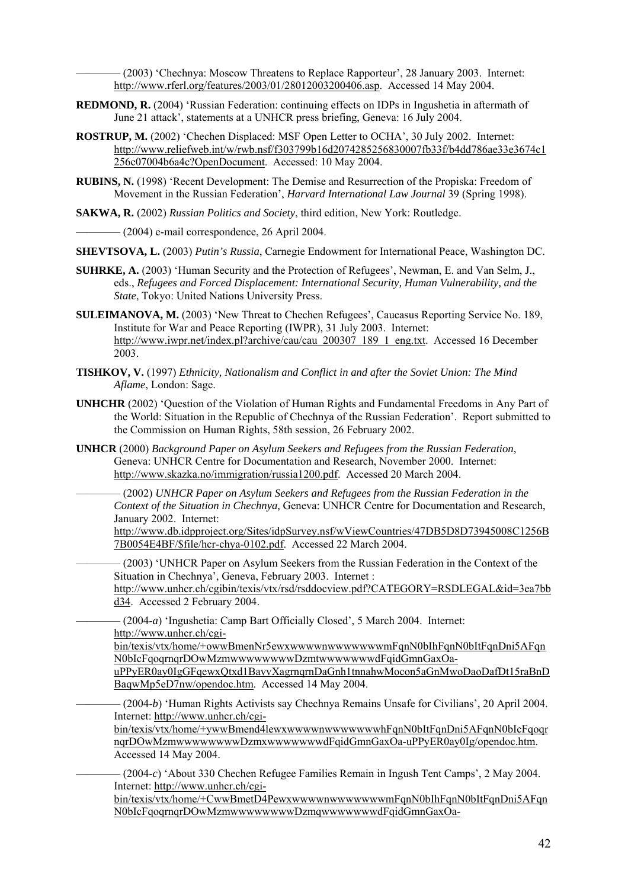———— (2003) 'Chechnya: Moscow Threatens to Replace Rapporteur', 28 January 2003. Internet: http://www.rferl.org/features/2003/01/28012003200406.asp. Accessed 14 May 2004.

**REDMOND, R.** (2004) 'Russian Federation: continuing effects on IDPs in Ingushetia in aftermath of June 21 attack', statements at a UNHCR press briefing, Geneva: 16 July 2004.

**ROSTRUP, M.** (2002) 'Chechen Displaced: MSF Open Letter to OCHA', 30 July 2002. Internet: http://www.reliefweb.int/w/rwb.nsf/f303799b16d2074285256830007fb33f/b4dd786ae33e3674c1256c07004b6a4c?OpenDocument. Accessed: 10 May 2004.

**RUBINS, N.** (1998) 'Recent Development: The Demise and Resurrection of the Propiska: Freedom of Movement in the Russian Federation', *Harvard International Law Journal* 39 (Spring 1998).

**SAKWA, R.** (2002) *Russian Politics and Society*, third edition, New York: Routledge.

———— (2004) e-mail correspondence, 26 April 2004.

**SHEVTSOVA, L.** (2003) *Putin's Russia*, Carnegie Endowment for International Peace, Washington DC.

**SUHRKE, A.** (2003) 'Human Security and the Protection of Refugees', Newman, E. and Van Selm, J., eds., *Refugees and Forced Displacement: International Security, Human Vulnerability, and the State*, Tokyo: United Nations University Press.

**SULEIMANOVA, M.** (2003) 'New Threat to Chechen Refugees', Caucasus Reporting Service No. 189, Institute for War and Peace Reporting (IWPR), 31 July 2003. Internet: http://www.iwpr.net/index.pl?archive/cau/cau_200307_189_1_eng.txt. Accessed 16 December 2003.

**TISHKOV, V.** (1997) *Ethnicity, Nationalism and Conflict in and after the Soviet Union: The Mind Aflame*, London: Sage.

**UNHCHR** (2002) 'Question of the Violation of Human Rights and Fundamental Freedoms in Any Part of the World: Situation in the Republic of Chechnya of the Russian Federation'. Report submitted to the Commission on Human Rights, 58th session, 26 February 2002.

**UNHCR** (2000) *Background Paper on Asylum Seekers and Refugees from the Russian Federation,* Geneva: UNHCR Centre for Documentation and Research, November 2000. Internet: http://www.skazka.no/immigration/russia1200.pdf. Accessed 20 March 2004.

———— (2002) *UNHCR Paper on Asylum Seekers and Refugees from the Russian Federation in the Context of the Situation in Chechnya,* Geneva: UNHCR Centre for Documentation and Research, January 2002. Internet: http://www.db.idpproject.org/Sites/idpSurvey.nsf/wViewCountries/47DB5D8D73945008C1256B7B0054E4BF/$file/hcr-chya-0102.pdf. Accessed 22 March 2004.

———— (2003) 'UNHCR Paper on Asylum Seekers from the Russian Federation in the Context of the Situation in Chechnya', Geneva, February 2003. Internet : http://www.unhcr.ch/cgibin/texis/vtx/rsd/rsddocview.pdf?CATEGORY=RSDLEGAL&id=3ea7bbd34. Accessed 2 February 2004.

———— (2004-*a*) 'Ingushetia: Camp Bart Officially Closed', 5 March 2004. Internet: http://www.unhcr.ch/cgi-bin/texis/vtx/home/+owwBmenNr5ewxwwwwnwwwwwwwmFqnN0bIhFqnN0bItFqnDni5AFqnN0bIcFqoqrnqrDOwMzmwwwwwwwwDzmtwwwwwwwdFqidGmnGaxOa-uPPyER0ay0IgGFqewxQtxd1BavvXagrnqrnDaGnh1tnnahwMocon5aGnMwoDaoDafDt15raBnDBaqwMp5eD7nw/opendoc.htm. Accessed 14 May 2004.

———— (2004-*b*) 'Human Rights Activists say Chechnya Remains Unsafe for Civilians', 20 April 2004. Internet: http://www.unhcr.ch/cgi-bin/texis/vtx/home/+ywwBmend4lewxwwwwnwwwwwwwhFqnN0bItFqnDni5AFqnN0bIcFqoqrnqrDOwMzmwwwwwwwwDzmxwwwwwwwdFqidGmnGaxOa-uPPyER0ay0Ig/opendoc.htm. Accessed 14 May 2004.

———— (2004-*c*) 'About 330 Chechen Refugee Families Remain in Ingush Tent Camps', 2 May 2004. Internet: http://www.unhcr.ch/cgi-bin/texis/vtx/home/+CwwBmetD4PewxwwwwnwwwwwwwmFqnN0bIhFqnN0bItFqnDni5AFqnN0bIcFqoqrnqrDOwMzmwwwwwwwwDzmqwwwwwwwdFqidGmnGaxOa-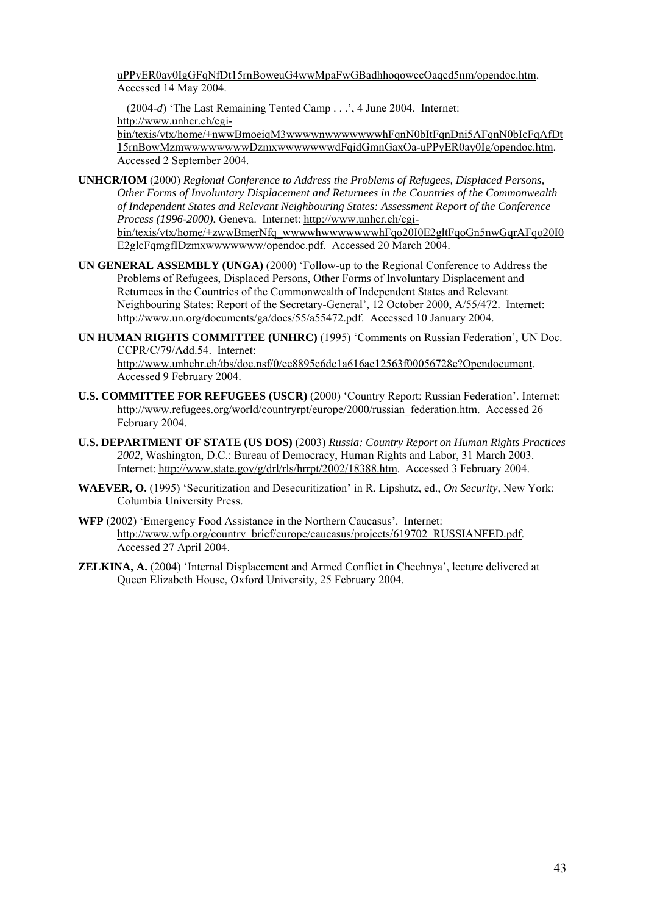uPPyER0ay0IgGFqNfDt15rnBoweuG4wwMpaFwGBadhhoqowccOaqcd5nm/opendoc.htm. Accessed 14 May 2004.

———— (2004-*d*) 'The Last Remaining Tented Camp . . .', 4 June 2004. Internet: http://www.unhcr.ch/cgi-bin/texis/vtx/home/+nwwBmoeiqM3wwwwnwwwwwwwhFqnN0bItFqnDni5AFqnN0bIcFqAfDt15rnBowMzmwwwwwwwwDzmxwwwwwwwdFqidGmnGaxOa-uPPyER0ay0Ig/opendoc.htm. Accessed 2 September 2004.

**UNHCR/IOM** (2000) *Regional Conference to Address the Problems of Refugees, Displaced Persons, Other Forms of Involuntary Displacement and Returnees in the Countries of the Commonwealth of Independent States and Relevant Neighbouring States: Assessment Report of the Conference Process (1996-2000)*, Geneva. Internet: http://www.unhcr.ch/cgi-bin/texis/vtx/home/+zwwBmerNfq_wwwwhwwwwwwwhFqo20I0E2gltFqoGn5nwGqrAFqo20I0E2glcFqmgfIDzmxwwwwwww/opendoc.pdf. Accessed 20 March 2004.

**UN GENERAL ASSEMBLY (UNGA)** (2000) 'Follow-up to the Regional Conference to Address the Problems of Refugees, Displaced Persons, Other Forms of Involuntary Displacement and Returnees in the Countries of the Commonwealth of Independent States and Relevant Neighbouring States: Report of the Secretary-General', 12 October 2000, A/55/472. Internet: http://www.un.org/documents/ga/docs/55/a55472.pdf. Accessed 10 January 2004.

**UN HUMAN RIGHTS COMMITTEE (UNHRC)** (1995) 'Comments on Russian Federation', UN Doc. CCPR/C/79/Add.54. Internet: http://www.unhchr.ch/tbs/doc.nsf/0/ee8895c6dc1a616ac12563f00056728e?Opendocument. Accessed 9 February 2004.

**U.S. COMMITTEE FOR REFUGEES (USCR)** (2000) 'Country Report: Russian Federation'. Internet: http://www.refugees.org/world/countryrpt/europe/2000/russian_federation.htm. Accessed 26 February 2004.

**U.S. DEPARTMENT OF STATE (US DOS)** (2003) *Russia: Country Report on Human Rights Practices 2002*, Washington, D.C.: Bureau of Democracy, Human Rights and Labor, 31 March 2003. Internet: http://www.state.gov/g/drl/rls/hrrpt/2002/18388.htm. Accessed 3 February 2004.

**WAEVER, O.** (1995) 'Securitization and Desecuritization' in R. Lipshutz, ed., *On Security,* New York: Columbia University Press.

**WFP** (2002) 'Emergency Food Assistance in the Northern Caucasus'. Internet: http://www.wfp.org/country_brief/europe/caucasus/projects/619702_RUSSIANFED.pdf. Accessed 27 April 2004.

**ZELKINA, A.** (2004) 'Internal Displacement and Armed Conflict in Chechnya', lecture delivered at Queen Elizabeth House, Oxford University, 25 February 2004.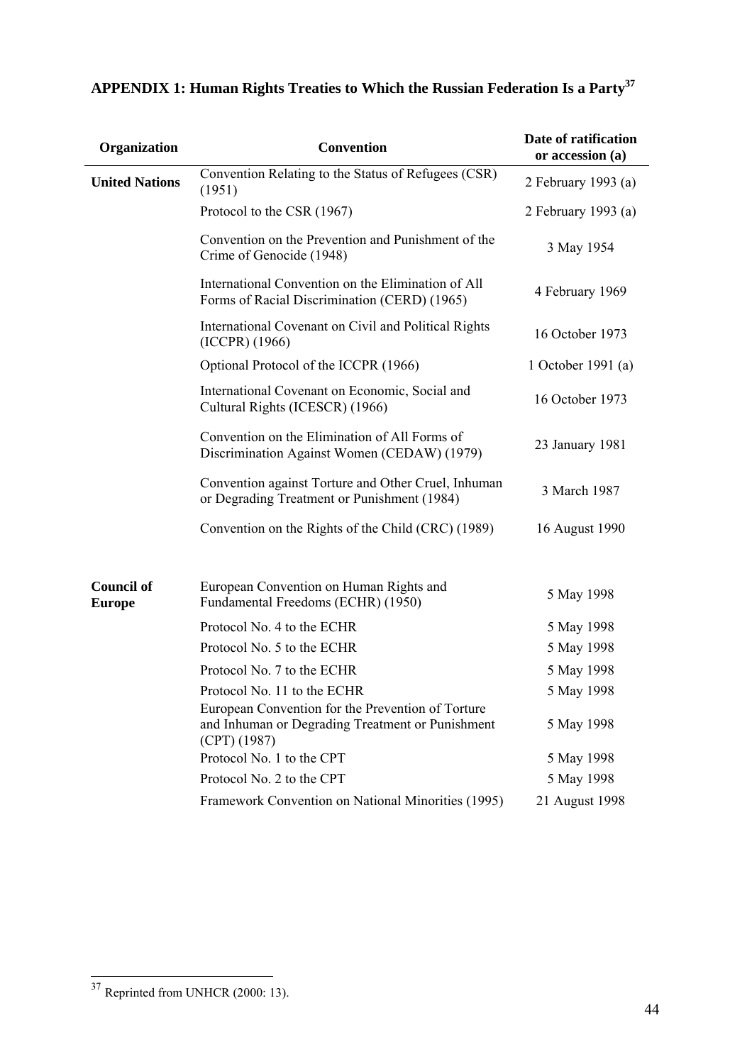## APPENDIX 1: Human Rights Treaties to Which the Russian Federation Is a Party[37]

| Organization | Convention | Date of ratification or accession (a) |
|---|---|---|
| **United Nations** | Convention Relating to the Status of Refugees (CSR) (1951) | 2 February 1993 (a) |
| | Protocol to the CSR (1967) | 2 February 1993 (a) |
| | Convention on the Prevention and Punishment of the Crime of Genocide (1948) | 3 May 1954 |
| | International Convention on the Elimination of All Forms of Racial Discrimination (CERD) (1965) | 4 February 1969 |
| | International Covenant on Civil and Political Rights (ICCPR) (1966) | 16 October 1973 |
| | Optional Protocol of the ICCPR (1966) | 1 October 1991 (a) |
| | International Covenant on Economic, Social and Cultural Rights (ICESCR) (1966) | 16 October 1973 |
| | Convention on the Elimination of All Forms of Discrimination Against Women (CEDAW) (1979) | 23 January 1981 |
| | Convention against Torture and Other Cruel, Inhuman or Degrading Treatment or Punishment (1984) | 3 March 1987 |
| | Convention on the Rights of the Child (CRC) (1989) | 16 August 1990 |
| **Council of Europe** | European Convention on Human Rights and Fundamental Freedoms (ECHR) (1950) | 5 May 1998 |
| | Protocol No. 4 to the ECHR | 5 May 1998 |
| | Protocol No. 5 to the ECHR | 5 May 1998 |
| | Protocol No. 7 to the ECHR | 5 May 1998 |
| | Protocol No. 11 to the ECHR | 5 May 1998 |
| | European Convention for the Prevention of Torture and Inhuman or Degrading Treatment or Punishment (CPT) (1987) | 5 May 1998 |
| | Protocol No. 1 to the CPT | 5 May 1998 |
| | Protocol No. 2 to the CPT | 5 May 1998 |
| | Framework Convention on National Minorities (1995) | 21 August 1998 |

[37] Reprinted from UNHCR (2000: 13).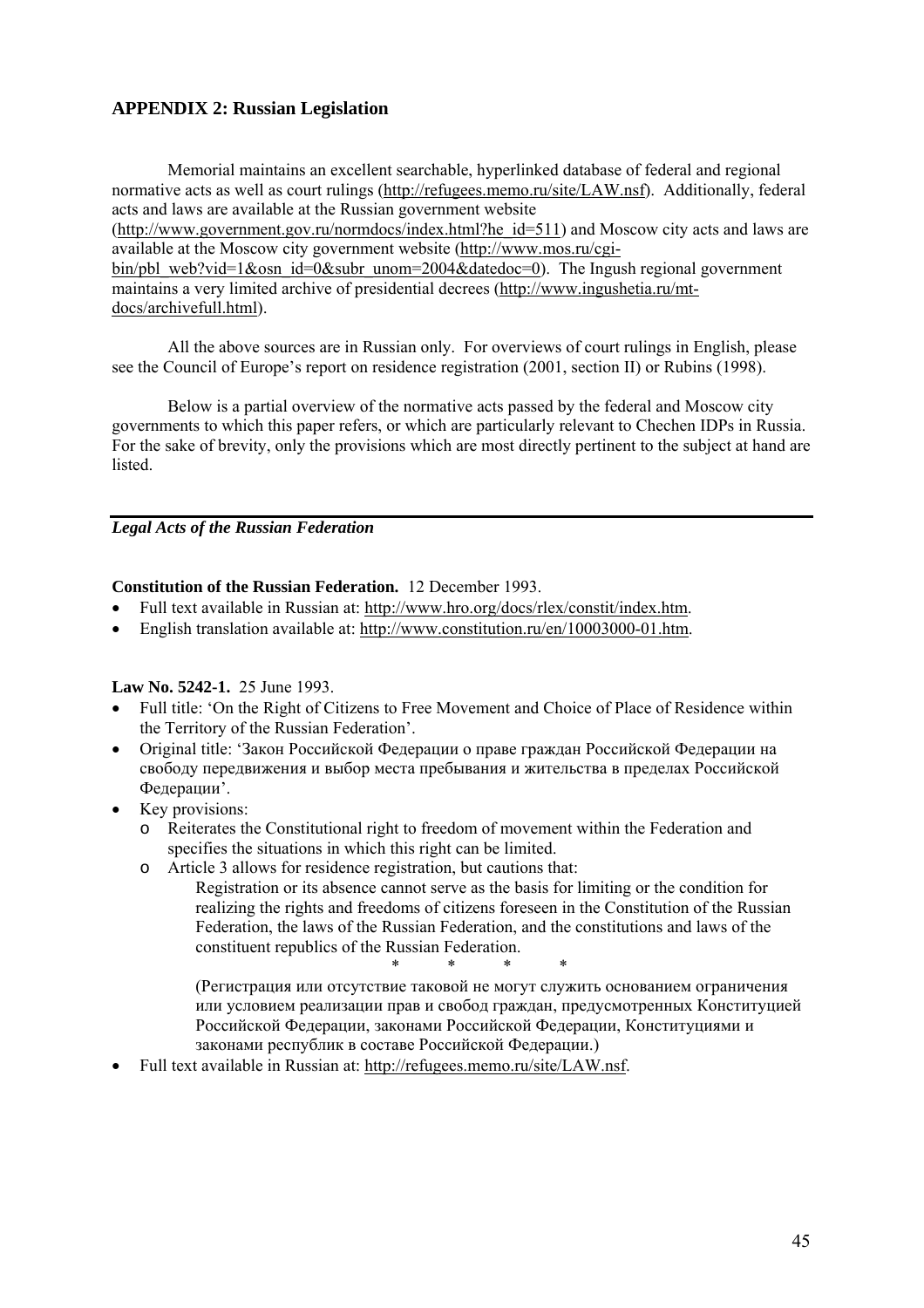## APPENDIX 2: Russian Legislation

Memorial maintains an excellent searchable, hyperlinked database of federal and regional normative acts as well as court rulings (http://refugees.memo.ru/site/LAW.nsf). Additionally, federal acts and laws are available at the Russian government website (http://www.government.gov.ru/normdocs/index.html?he_id=511) and Moscow city acts and laws are available at the Moscow city government website (http://www.mos.ru/cgi-bin/pbl_web?vid=1&osn_id=0&subr_unom=2004&datedoc=0). The Ingush regional government maintains a very limited archive of presidential decrees (http://www.ingushetia.ru/mt-docs/archivefull.html).

All the above sources are in Russian only. For overviews of court rulings in English, please see the Council of Europe's report on residence registration (2001, section II) or Rubins (1998).

Below is a partial overview of the normative acts passed by the federal and Moscow city governments to which this paper refers, or which are particularly relevant to Chechen IDPs in Russia. For the sake of brevity, only the provisions which are most directly pertinent to the subject at hand are listed.

---

### *Legal Acts of the Russian Federation*

**Constitution of the Russian Federation.** 12 December 1993.

- Full text available in Russian at: http://www.hro.org/docs/rlex/constit/index.htm.
- English translation available at: http://www.constitution.ru/en/10003000-01.htm.

**Law No. 5242-1.** 25 June 1993.

- Full title: 'On the Right of Citizens to Free Movement and Choice of Place of Residence within the Territory of the Russian Federation'.
- Original title: 'Закон Российской Федерации о праве граждан Российской Федерации на свободу передвижения и выбор места пребывания и жительства в пределах Российской Федерации'.
- Key provisions:
  - Reiterates the Constitutional right to freedom of movement within the Federation and specifies the situations in which this right can be limited.
  - Article 3 allows for residence registration, but cautions that:

    Registration or its absence cannot serve as the basis for limiting or the condition for realizing the rights and freedoms of citizens foreseen in the Constitution of the Russian Federation, the laws of the Russian Federation, and the constitutions and laws of the constituent republics of the Russian Federation.

    \* \* \* \*

    (Регистрация или отсутствие таковой не могут служить основанием ограничения или условием реализации прав и свобод граждан, предусмотренных Конституцией Российской Федерации, законами Российской Федерации, Конституциями и законами республик в составе Российской Федерации.)
- Full text available in Russian at: http://refugees.memo.ru/site/LAW.nsf.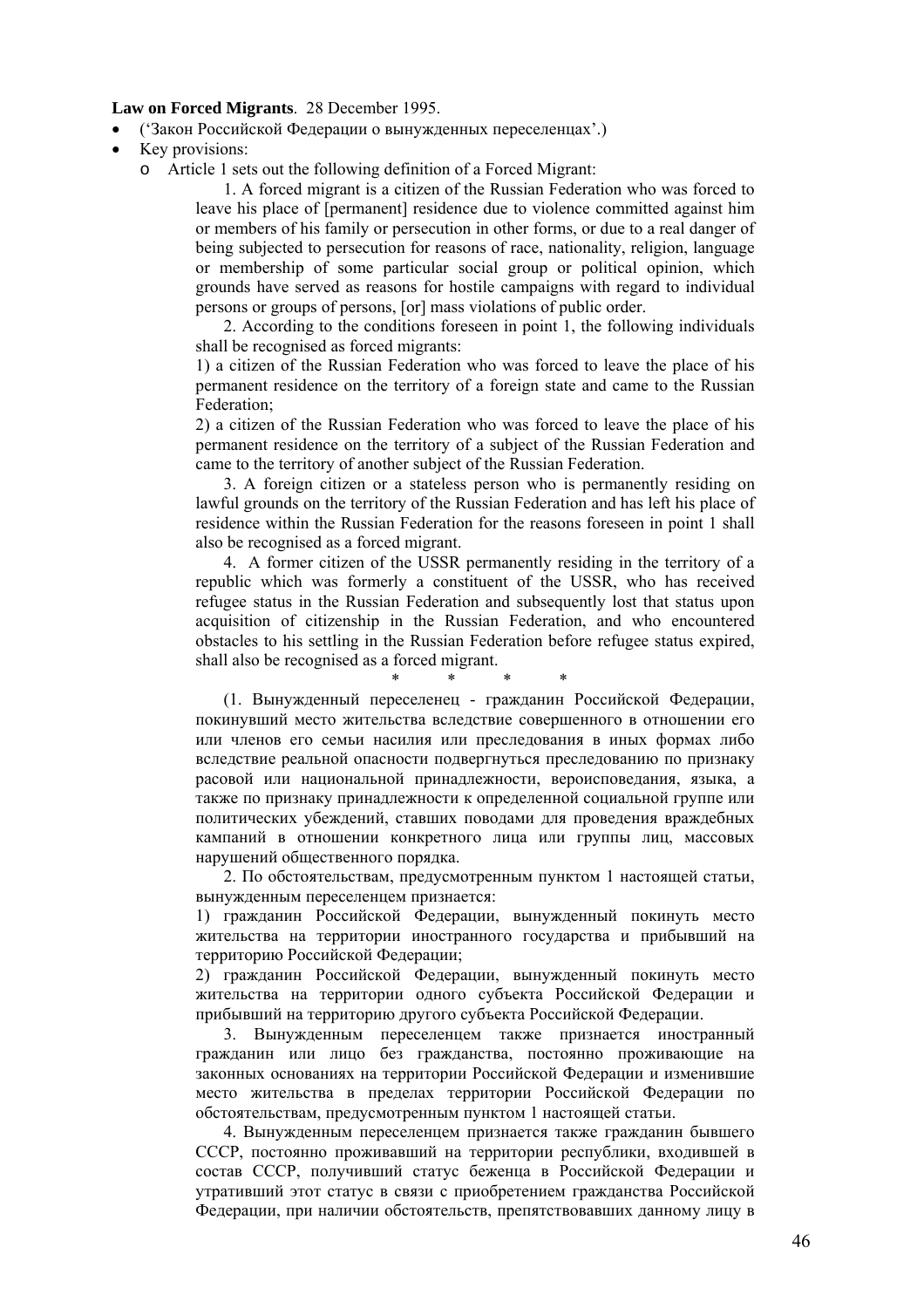**Law on Forced Migrants**. 28 December 1995.

- ('Закон Российской Федерации о вынужденных переселенцах'.)
- Key provisions:
  - Article 1 sets out the following definition of a Forced Migrant:

    1. A forced migrant is a citizen of the Russian Federation who was forced to leave his place of [permanent] residence due to violence committed against him or members of his family or persecution in other forms, or due to a real danger of being subjected to persecution for reasons of race, nationality, religion, language or membership of some particular social group or political opinion, which grounds have served as reasons for hostile campaigns with regard to individual persons or groups of persons, [or] mass violations of public order.

    2. According to the conditions foreseen in point 1, the following individuals shall be recognised as forced migrants:

    1) a citizen of the Russian Federation who was forced to leave the place of his permanent residence on the territory of a foreign state and came to the Russian Federation;

    2) a citizen of the Russian Federation who was forced to leave the place of his permanent residence on the territory of a subject of the Russian Federation and came to the territory of another subject of the Russian Federation.

    3. A foreign citizen or a stateless person who is permanently residing on lawful grounds on the territory of the Russian Federation and has left his place of residence within the Russian Federation for the reasons foreseen in point 1 shall also be recognised as a forced migrant.

    4. A former citizen of the USSR permanently residing in the territory of a republic which was formerly a constituent of the USSR, who has received refugee status in the Russian Federation and subsequently lost that status upon acquisition of citizenship in the Russian Federation, and who encountered obstacles to his settling in the Russian Federation before refugee status expired, shall also be recognised as a forced migrant.

    \* \* \* \*

    (1. Вынужденный переселенец - гражданин Российской Федерации, покинувший место жительства вследствие совершенного в отношении его или членов его семьи насилия или преследования в иных формах либо вследствие реальной опасности подвергнуться преследованию по признаку расовой или национальной принадлежности, вероисповедания, языка, а также по признаку принадлежности к определенной социальной группе или политических убеждений, ставших поводами для проведения враждебных кампаний в отношении конкретного лица или группы лиц, массовых нарушений общественного порядка.

    2. По обстоятельствам, предусмотренным пунктом 1 настоящей статьи, вынужденным переселенцем признается:

    1) гражданин Российской Федерации, вынужденный покинуть место жительства на территории иностранного государства и прибывший на территорию Российской Федерации;

    2) гражданин Российской Федерации, вынужденный покинуть место жительства на территории одного субъекта Российской Федерации и прибывший на территорию другого субъекта Российской Федерации.

    3. Вынужденным переселенцем также признается иностранный гражданин или лицо без гражданства, постоянно проживающие на законных основаниях на территории Российской Федерации и изменившие место жительства в пределах территории Российской Федерации по обстоятельствам, предусмотренным пунктом 1 настоящей статьи.

    4. Вынужденным переселенцем признается также гражданин бывшего СССР, постоянно проживавший на территории республики, входившей в состав СССР, получивший статус беженца в Российской Федерации и утративший этот статус в связи с приобретением гражданства Российской Федерации, при наличии обстоятельств, препятствовавших данному лицу в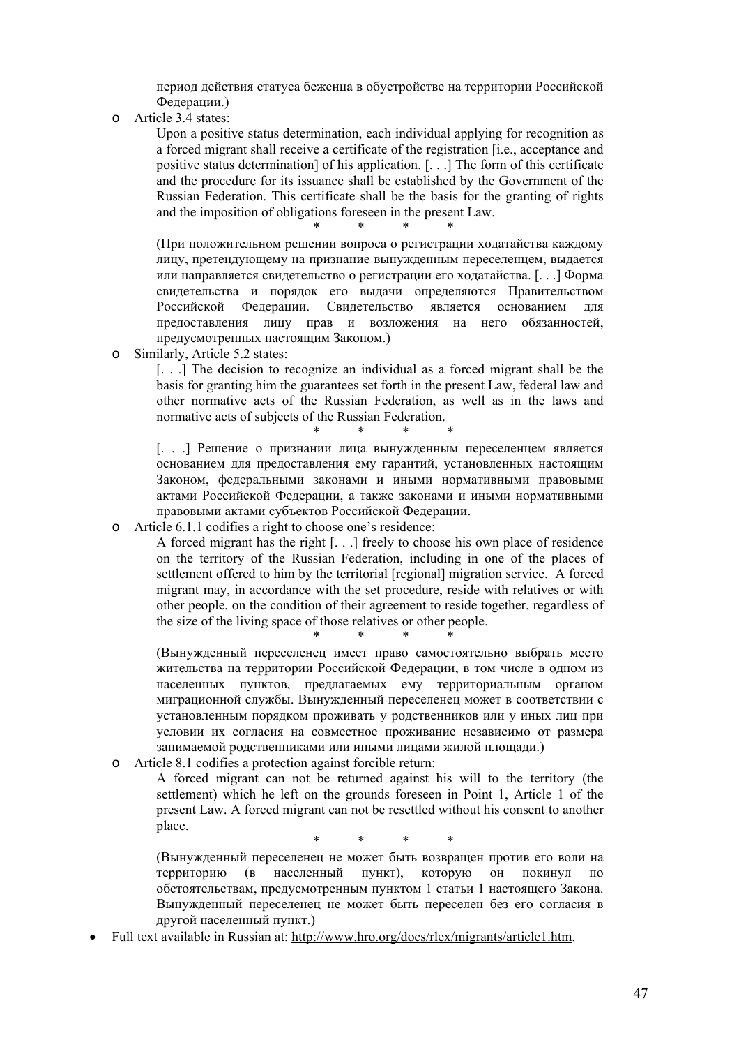период действия статуса беженца в обустройстве на территории Российской Федерации.)

- Article 3.4 states:

  Upon a positive status determination, each individual applying for recognition as a forced migrant shall receive a certificate of the registration [i.e., acceptance and positive status determination] of his application. [. . .] The form of this certificate and the procedure for its issuance shall be established by the Government of the Russian Federation. This certificate shall be the basis for the granting of rights and the imposition of obligations foreseen in the present Law.

  \* \* \* \*

  (При положительном решении вопроса о регистрации ходатайства каждому лицу, претендующему на признание вынужденным переселенцем, выдается или направляется свидетельство о регистрации его ходатайства. [. . .] Форма свидетельства и порядок его выдачи определяются Правительством Российской Федерации. Свидетельство является основанием для предоставления лицу прав и возложения на него обязанностей, предусмотренных настоящим Законом.)

- Similarly, Article 5.2 states:

  [. . .] The decision to recognize an individual as a forced migrant shall be the basis for granting him the guarantees set forth in the present Law, federal law and other normative acts of the Russian Federation, as well as in the laws and normative acts of subjects of the Russian Federation.

  \* \* \* \*

  [. . .] Решение о признании лица вынужденным переселенцем является основанием для предоставления ему гарантий, установленных настоящим Законом, федеральными законами и иными нормативными правовыми актами Российской Федерации, а также законами и иными нормативными правовыми актами субъектов Российской Федерации.

- Article 6.1.1 codifies a right to choose one's residence:

  A forced migrant has the right [. . .] freely to choose his own place of residence on the territory of the Russian Federation, including in one of the places of settlement offered to him by the territorial [regional] migration service. A forced migrant may, in accordance with the set procedure, reside with relatives or with other people, on the condition of their agreement to reside together, regardless of the size of the living space of those relatives or other people.

  \* \* \* \*

  (Вынужденный переселенец имеет право самостоятельно выбрать место жительства на территории Российской Федерации, в том числе в одном из населенных пунктов, предлагаемых ему территориальным органом миграционной службы. Вынужденный переселенец может в соответствии с установленным порядком проживать у родственников или у иных лиц при условии их согласия на совместное проживание независимо от размера занимаемой родственниками или иными лицами жилой площади.)

- Article 8.1 codifies a protection against forcible return:

  A forced migrant can not be returned against his will to the territory (the settlement) which he left on the grounds foreseen in Point 1, Article 1 of the present Law. A forced migrant can not be resettled without his consent to another place.

  \* \* \* \*

  (Вынужденный переселенец не может быть возвращен против его воли на территорию (в населенный пункт), которую он покинул по обстоятельствам, предусмотренным пунктом 1 статьи 1 настоящего Закона. Вынужденный переселенец не может быть переселен без его согласия в другой населенный пункт.)

- Full text available in Russian at: http://www.hro.org/docs/rlex/migrants/article1.htm.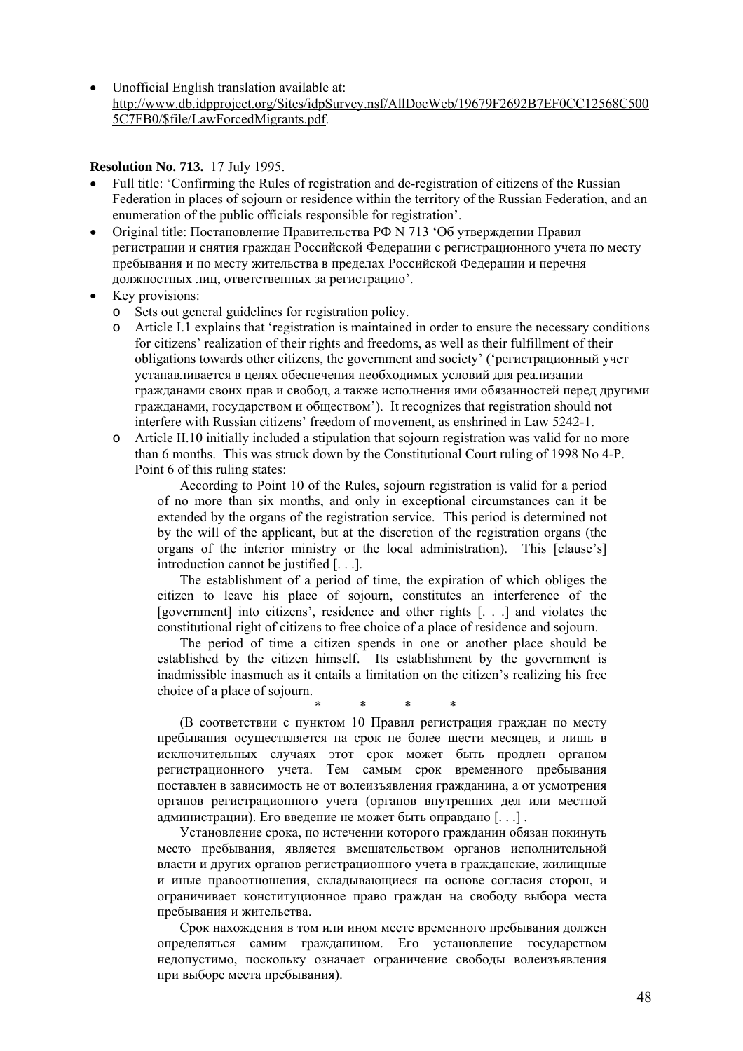- Unofficial English translation available at: http://www.db.idpproject.org/Sites/idpSurvey.nsf/AllDocWeb/19679F2692B7EF0CC12568C5005C7FB0/$file/LawForcedMigrants.pdf.

**Resolution No. 713.** 17 July 1995.

- Full title: 'Confirming the Rules of registration and de-registration of citizens of the Russian Federation in places of sojourn or residence within the territory of the Russian Federation, and an enumeration of the public officials responsible for registration'.
- Original title: Постановление Правительства РФ N 713 'Об утверждении Правил регистрации и снятия граждан Российской Федерации с регистрационного учета по месту пребывания и по месту жительства в пределах Российской Федерации и перечня должностных лиц, ответственных за регистрацию'.
- Key provisions:
  - Sets out general guidelines for registration policy.
  - Article I.1 explains that 'registration is maintained in order to ensure the necessary conditions for citizens' realization of their rights and freedoms, as well as their fulfillment of their obligations towards other citizens, the government and society' ('регистрационный учет устанавливается в целях обеспечения необходимых условий для реализации гражданами своих прав и свобод, а также исполнения ими обязанностей перед другими гражданами, государством и обществом'). It recognizes that registration should not interfere with Russian citizens' freedom of movement, as enshrined in Law 5242-1.
  - Article II.10 initially included a stipulation that sojourn registration was valid for no more than 6 months. This was struck down by the Constitutional Court ruling of 1998 No 4-P. Point 6 of this ruling states:

    According to Point 10 of the Rules, sojourn registration is valid for a period of no more than six months, and only in exceptional circumstances can it be extended by the organs of the registration service. This period is determined not by the will of the applicant, but at the discretion of the registration organs (the organs of the interior ministry or the local administration). This [clause's] introduction cannot be justified [. . .].

    The establishment of a period of time, the expiration of which obliges the citizen to leave his place of sojourn, constitutes an interference of the [government] into citizens', residence and other rights [. . .] and violates the constitutional right of citizens to free choice of a place of residence and sojourn.

    The period of time a citizen spends in one or another place should be established by the citizen himself. Its establishment by the government is inadmissible inasmuch as it entails a limitation on the citizen's realizing his free choice of a place of sojourn.

    \* \* \* \*

    (В соответствии с пунктом 10 Правил регистрация граждан по месту пребывания осуществляется на срок не более шести месяцев, и лишь в исключительных случаях этот срок может быть продлен органом регистрационного учета. Тем самым срок временного пребывания поставлен в зависимость не от волеизъявления гражданина, а от усмотрения органов регистрационного учета (органов внутренних дел или местной администрации). Его введение не может быть оправдано [. . .] .

    Установление срока, по истечении которого гражданин обязан покинуть место пребывания, является вмешательством органов исполнительной власти и других органов регистрационного учета в гражданские, жилищные и иные правоотношения, складывающиеся на основе согласия сторон, и ограничивает конституционное право граждан на свободу выбора места пребывания и жительства.

    Срок нахождения в том или ином месте временного пребывания должен определяться самим гражданином. Его установление государством недопустимо, поскольку означает ограничение свободы волеизъявления при выборе места пребывания).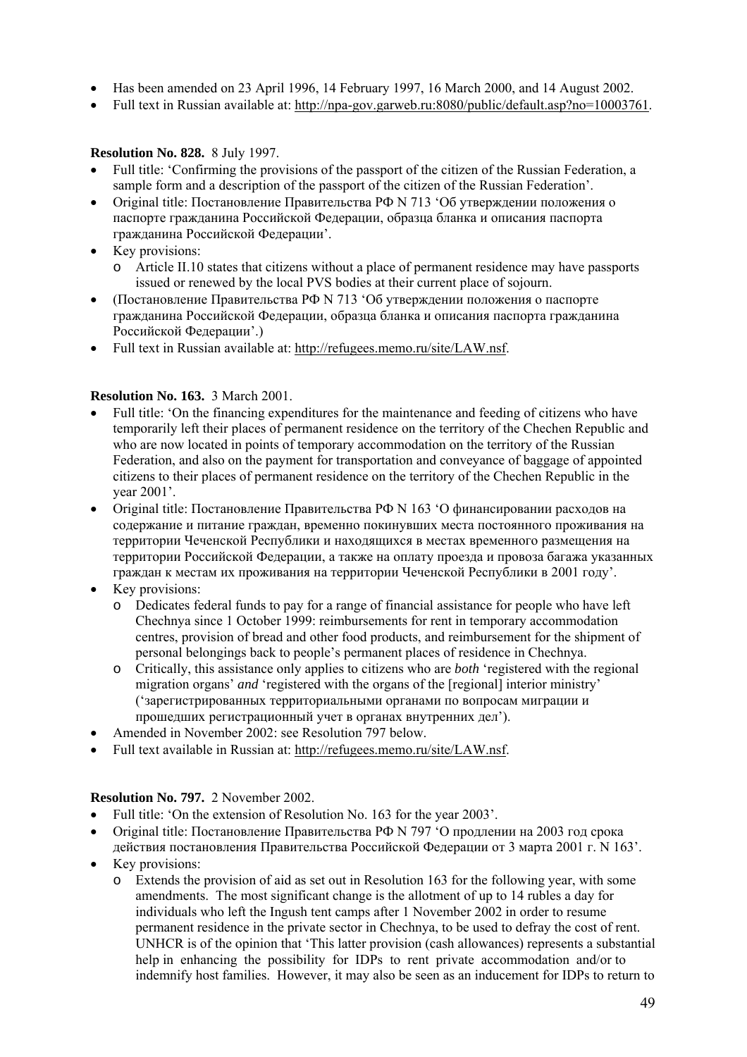- Has been amended on 23 April 1996, 14 February 1997, 16 March 2000, and 14 August 2002.
- Full text in Russian available at: http://npa-gov.garweb.ru:8080/public/default.asp?no=10003761.

**Resolution No. 828.** 8 July 1997.

- Full title: 'Confirming the provisions of the passport of the citizen of the Russian Federation, a sample form and a description of the passport of the citizen of the Russian Federation'.
- Original title: Постановление Правительства РФ N 713 'Об утверждении положения о паспорте гражданина Российской Федерации, образца бланка и описания паспорта гражданина Российской Федерации'.
- Key provisions:
  - Article II.10 states that citizens without a place of permanent residence may have passports issued or renewed by the local PVS bodies at their current place of sojourn.
- (Постановление Правительства РФ N 713 'Об утверждении положения о паспорте гражданина Российской Федерации, образца бланка и описания паспорта гражданина Российской Федерации'.)
- Full text in Russian available at: http://refugees.memo.ru/site/LAW.nsf.

**Resolution No. 163.** 3 March 2001.

- Full title: 'On the financing expenditures for the maintenance and feeding of citizens who have temporarily left their places of permanent residence on the territory of the Chechen Republic and who are now located in points of temporary accommodation on the territory of the Russian Federation, and also on the payment for transportation and conveyance of baggage of appointed citizens to their places of permanent residence on the territory of the Chechen Republic in the year 2001'.
- Original title: Постановление Правительства РФ N 163 'О финансировании расходов на содержание и питание граждан, временно покинувших места постоянного проживания на территории Чеченской Республики и находящихся в местах временного размещения на территории Российской Федерации, а также на оплату проезда и провоза багажа указанных граждан к местам их проживания на территории Чеченской Республики в 2001 году'.
- Key provisions:
  - Dedicates federal funds to pay for a range of financial assistance for people who have left Chechnya since 1 October 1999: reimbursements for rent in temporary accommodation centres, provision of bread and other food products, and reimbursement for the shipment of personal belongings back to people's permanent places of residence in Chechnya.
  - Critically, this assistance only applies to citizens who are *both* 'registered with the regional migration organs' *and* 'registered with the organs of the [regional] interior ministry' ('зарегистрированных территориальными органами по вопросам миграции и прошедших регистрационный учет в органах внутренних дел').
- Amended in November 2002: see Resolution 797 below.
- Full text available in Russian at: http://refugees.memo.ru/site/LAW.nsf.

**Resolution No. 797.** 2 November 2002.

- Full title: 'On the extension of Resolution No. 163 for the year 2003'.
- Original title: Постановление Правительства РФ N 797 'О продлении на 2003 год срока действия постановления Правительства Российской Федерации от 3 марта 2001 г. N 163'.
- Key provisions:
  - Extends the provision of aid as set out in Resolution 163 for the following year, with some amendments. The most significant change is the allotment of up to 14 rubles a day for individuals who left the Ingush tent camps after 1 November 2002 in order to resume permanent residence in the private sector in Chechnya, to be used to defray the cost of rent. UNHCR is of the opinion that 'This latter provision (cash allowances) represents a substantial help in enhancing the possibility for IDPs to rent private accommodation and/or to indemnify host families. However, it may also be seen as an inducement for IDPs to return to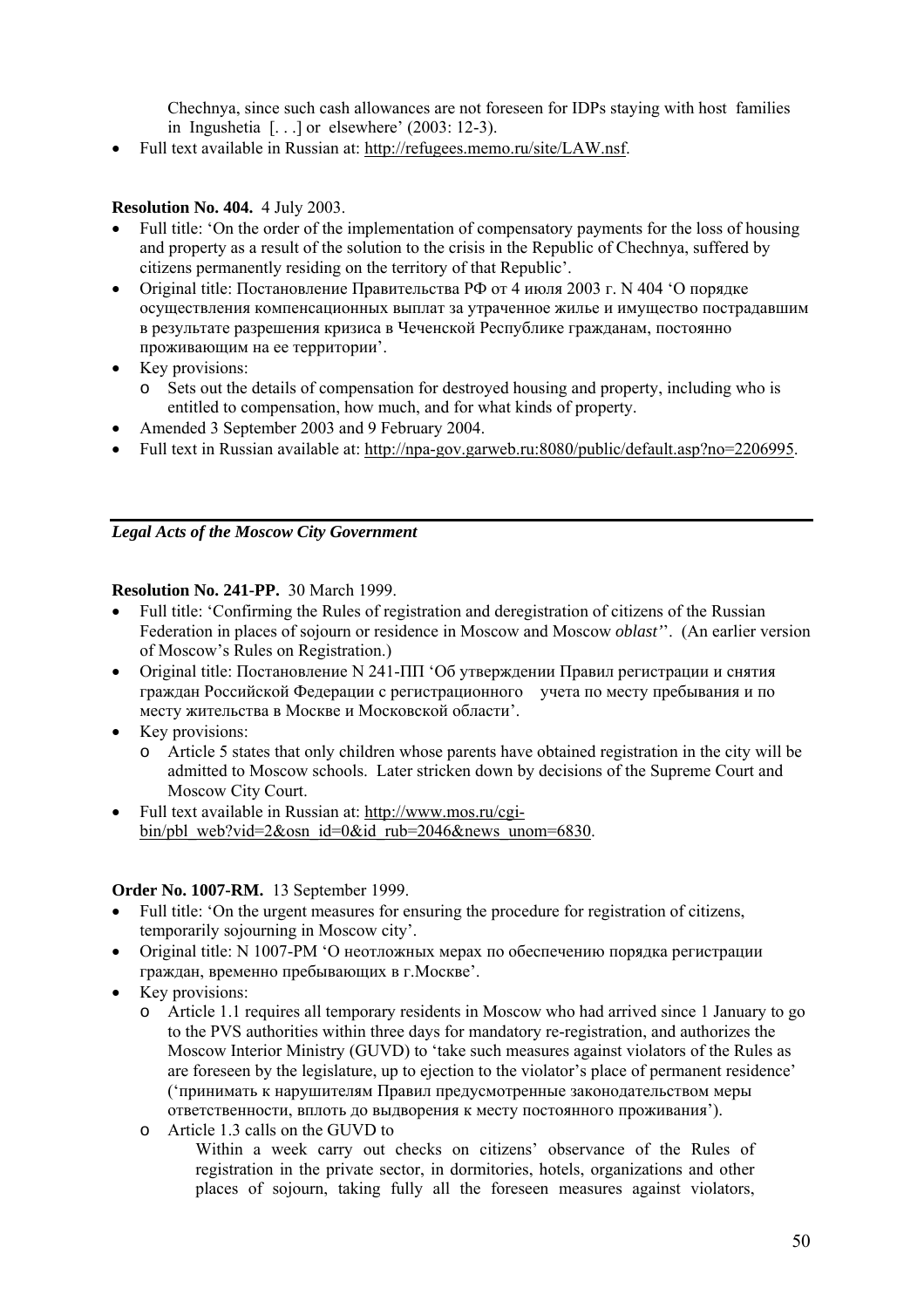Chechnya, since such cash allowances are not foreseen for IDPs staying with host families in Ingushetia [. . .] or elsewhere' (2003: 12-3).

- Full text available in Russian at: http://refugees.memo.ru/site/LAW.nsf.

**Resolution No. 404.** 4 July 2003.

- Full title: 'On the order of the implementation of compensatory payments for the loss of housing and property as a result of the solution to the crisis in the Republic of Chechnya, suffered by citizens permanently residing on the territory of that Republic'.
- Original title: Постановление Правительства РФ от 4 июля 2003 г. N 404 'О порядке осуществления компенсационных выплат за утраченное жилье и имущество пострадавшим в результате разрешения кризиса в Чеченской Республике гражданам, постоянно проживающим на ее территории'.
- Key provisions:
  - Sets out the details of compensation for destroyed housing and property, including who is entitled to compensation, how much, and for what kinds of property.
- Amended 3 September 2003 and 9 February 2004.
- Full text in Russian available at: http://npa-gov.garweb.ru:8080/public/default.asp?no=2206995.

---

### *Legal Acts of the Moscow City Government*

**Resolution No. 241-PP.** 30 March 1999.

- Full title: 'Confirming the Rules of registration and deregistration of citizens of the Russian Federation in places of sojourn or residence in Moscow and Moscow *oblast*''. (An earlier version of Moscow's Rules on Registration.)
- Original title: Постановление N 241-ПП 'Об утверждении Правил регистрации и снятия граждан Российской Федерации с регистрационного учета по месту пребывания и по месту жительства в Москве и Московской области'.
- Key provisions:
  - Article 5 states that only children whose parents have obtained registration in the city will be admitted to Moscow schools. Later stricken down by decisions of the Supreme Court and Moscow City Court.
- Full text available in Russian at: http://www.mos.ru/cgi-bin/pbl_web?vid=2&osn_id=0&id_rub=2046&news_unom=6830.

**Order No. 1007-RM.** 13 September 1999.

- Full title: 'On the urgent measures for ensuring the procedure for registration of citizens, temporarily sojourning in Moscow city'.
- Original title: N 1007-РМ 'О неотложных мерах по обеспечению порядка регистрации граждан, временно пребывающих в г.Москве'.
- Key provisions:
  - Article 1.1 requires all temporary residents in Moscow who had arrived since 1 January to go to the PVS authorities within three days for mandatory re-registration, and authorizes the Moscow Interior Ministry (GUVD) to 'take such measures against violators of the Rules as are foreseen by the legislature, up to ejection to the violator's place of permanent residence' ('принимать к нарушителям Правил предусмотренные законодательством меры ответственности, вплоть до выдворения к месту постоянного проживания').
  - Article 1.3 calls on the GUVD to

    Within a week carry out checks on citizens' observance of the Rules of registration in the private sector, in dormitories, hotels, organizations and other places of sojourn, taking fully all the foreseen measures against violators,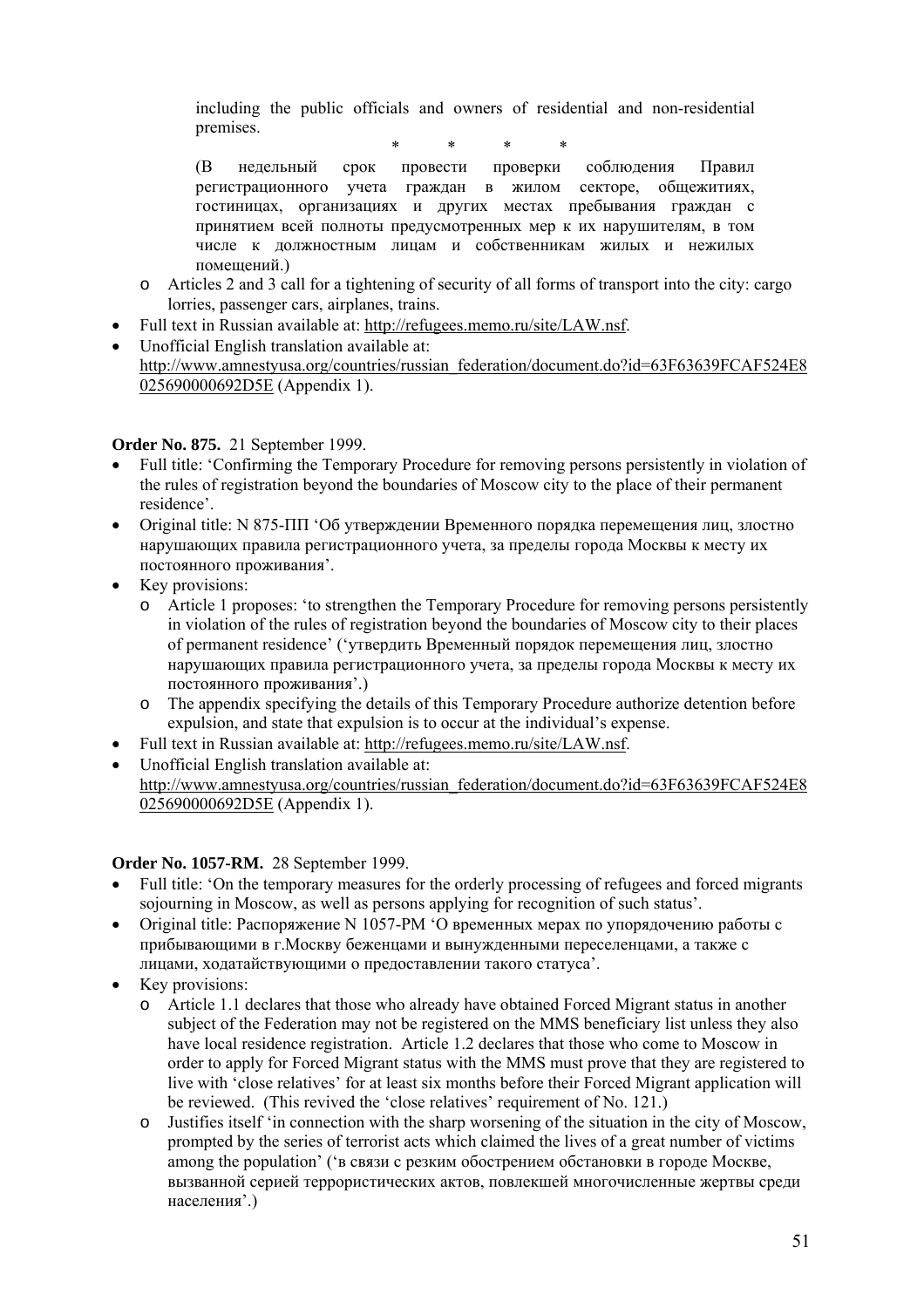including the public officials and owners of residential and non-residential premises.

\* \* \* \*

(В недельный срок провести проверки соблюдения Правил регистрационного учета граждан в жилом секторе, общежитиях, гостиницах, организациях и других местах пребывания граждан с принятием всей полноты предусмотренных мер к их нарушителям, в том числе к должностным лицам и собственникам жилых и нежилых помещений.)

- Articles 2 and 3 call for a tightening of security of all forms of transport into the city: cargo lorries, passenger cars, airplanes, trains.

- Full text in Russian available at: http://refugees.memo.ru/site/LAW.nsf.
- Unofficial English translation available at: http://www.amnestyusa.org/countries/russian_federation/document.do?id=63F63639FCAF524E8025690000692D5E (Appendix 1).

**Order No. 875.** 21 September 1999.

- Full title: 'Confirming the Temporary Procedure for removing persons persistently in violation of the rules of registration beyond the boundaries of Moscow city to the place of their permanent residence'.
- Original title: N 875-ПП 'Об утверждении Временного порядка перемещения лиц, злостно нарушающих правила регистрационного учета, за пределы города Москвы к месту их постоянного проживания'.
- Key provisions:
  - Article 1 proposes: 'to strengthen the Temporary Procedure for removing persons persistently in violation of the rules of registration beyond the boundaries of Moscow city to their places of permanent residence' ('утвердить Временный порядок перемещения лиц, злостно нарушающих правила регистрационного учета, за пределы города Москвы к месту их постоянного проживания'.)
  - The appendix specifying the details of this Temporary Procedure authorize detention before expulsion, and state that expulsion is to occur at the individual's expense.
- Full text in Russian available at: http://refugees.memo.ru/site/LAW.nsf.
- Unofficial English translation available at: http://www.amnestyusa.org/countries/russian_federation/document.do?id=63F63639FCAF524E8025690000692D5E (Appendix 1).

**Order No. 1057-RM.** 28 September 1999.

- Full title: 'On the temporary measures for the orderly processing of refugees and forced migrants sojourning in Moscow, as well as persons applying for recognition of such status'.
- Original title: Распоряжение N 1057-РМ 'О временных мерах по упорядочению работы с прибывающими в г.Москву беженцами и вынужденными переселенцами, а также с лицами, ходатайствующими о предоставлении такого статуса'.
- Key provisions:
  - Article 1.1 declares that those who already have obtained Forced Migrant status in another subject of the Federation may not be registered on the MMS beneficiary list unless they also have local residence registration. Article 1.2 declares that those who come to Moscow in order to apply for Forced Migrant status with the MMS must prove that they are registered to live with 'close relatives' for at least six months before their Forced Migrant application will be reviewed. (This revived the 'close relatives' requirement of No. 121.)
  - Justifies itself 'in connection with the sharp worsening of the situation in the city of Moscow, prompted by the series of terrorist acts which claimed the lives of a great number of victims among the population' ('в связи с резким обострением обстановки в городе Москве, вызванной серией террористических актов, повлекшей многочисленные жертвы среди населения'.)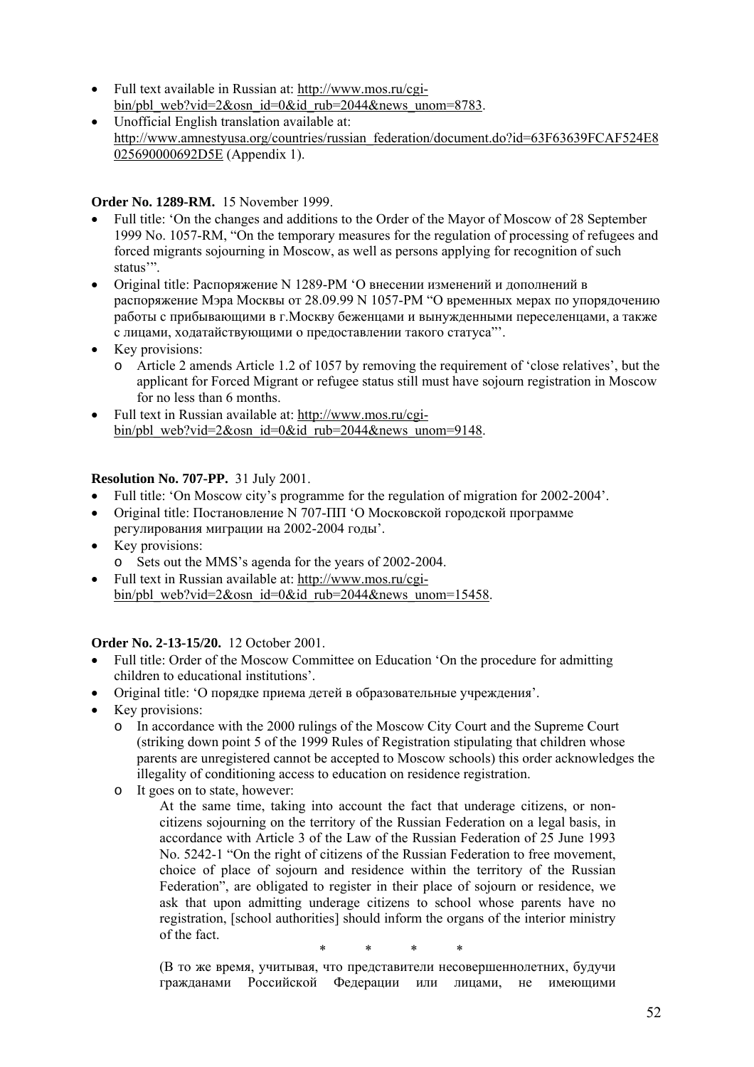- Full text available in Russian at: http://www.mos.ru/cgi-bin/pbl_web?vid=2&osn_id=0&id_rub=2044&news_unom=8783.
- Unofficial English translation available at: http://www.amnestyusa.org/countries/russian_federation/document.do?id=63F63639FCAF524E8025690000692D5E (Appendix 1).

**Order No. 1289-RM.** 15 November 1999.

- Full title: 'On the changes and additions to the Order of the Mayor of Moscow of 28 September 1999 No. 1057-RM, "On the temporary measures for the regulation of processing of refugees and forced migrants sojourning in Moscow, as well as persons applying for recognition of such status"'.
- Original title: Распоряжение N 1289-РМ 'О внесении изменений и дополнений в распоряжение Мэра Москвы от 28.09.99 N 1057-РМ "О временных мерах по упорядочению работы с прибывающими в г.Москву беженцами и вынужденными переселенцами, а также с лицами, ходатайствующими о предоставлении такого статуса"'.
- Key provisions:
  - Article 2 amends Article 1.2 of 1057 by removing the requirement of 'close relatives', but the applicant for Forced Migrant or refugee status still must have sojourn registration in Moscow for no less than 6 months.
- Full text in Russian available at: http://www.mos.ru/cgi-bin/pbl_web?vid=2&osn_id=0&id_rub=2044&news_unom=9148.

**Resolution No. 707-PP.** 31 July 2001.

- Full title: 'On Moscow city's programme for the regulation of migration for 2002-2004'.
- Original title: Постановление N 707-ПП 'О Московской городской программе регулирования миграции на 2002-2004 годы'.
- Key provisions:
  - Sets out the MMS's agenda for the years of 2002-2004.
- Full text in Russian available at: http://www.mos.ru/cgi-bin/pbl_web?vid=2&osn_id=0&id_rub=2044&news_unom=15458.

**Order No. 2-13-15/20.** 12 October 2001.

- Full title: Order of the Moscow Committee on Education 'On the procedure for admitting children to educational institutions'.
- Original title: 'О порядке приема детей в образовательные учреждения'.
- Key provisions:
  - In accordance with the 2000 rulings of the Moscow City Court and the Supreme Court (striking down point 5 of the 1999 Rules of Registration stipulating that children whose parents are unregistered cannot be accepted to Moscow schools) this order acknowledges the illegality of conditioning access to education on residence registration.
  - It goes on to state, however:

    > At the same time, taking into account the fact that underage citizens, or non-citizens sojourning on the territory of the Russian Federation on a legal basis, in accordance with Article 3 of the Law of the Russian Federation of 25 June 1993 No. 5242-1 "On the right of citizens of the Russian Federation to free movement, choice of place of sojourn and residence within the territory of the Russian Federation", are obligated to register in their place of sojourn or residence, we ask that upon admitting underage citizens to school whose parents have no registration, [school authorities] should inform the organs of the interior ministry of the fact.
    >
    > \*  \*  \*  \*
    >
    > (В то же время, учитывая, что представители несовершеннолетних, будучи гражданами Российской Федерации или лицами, не имеющими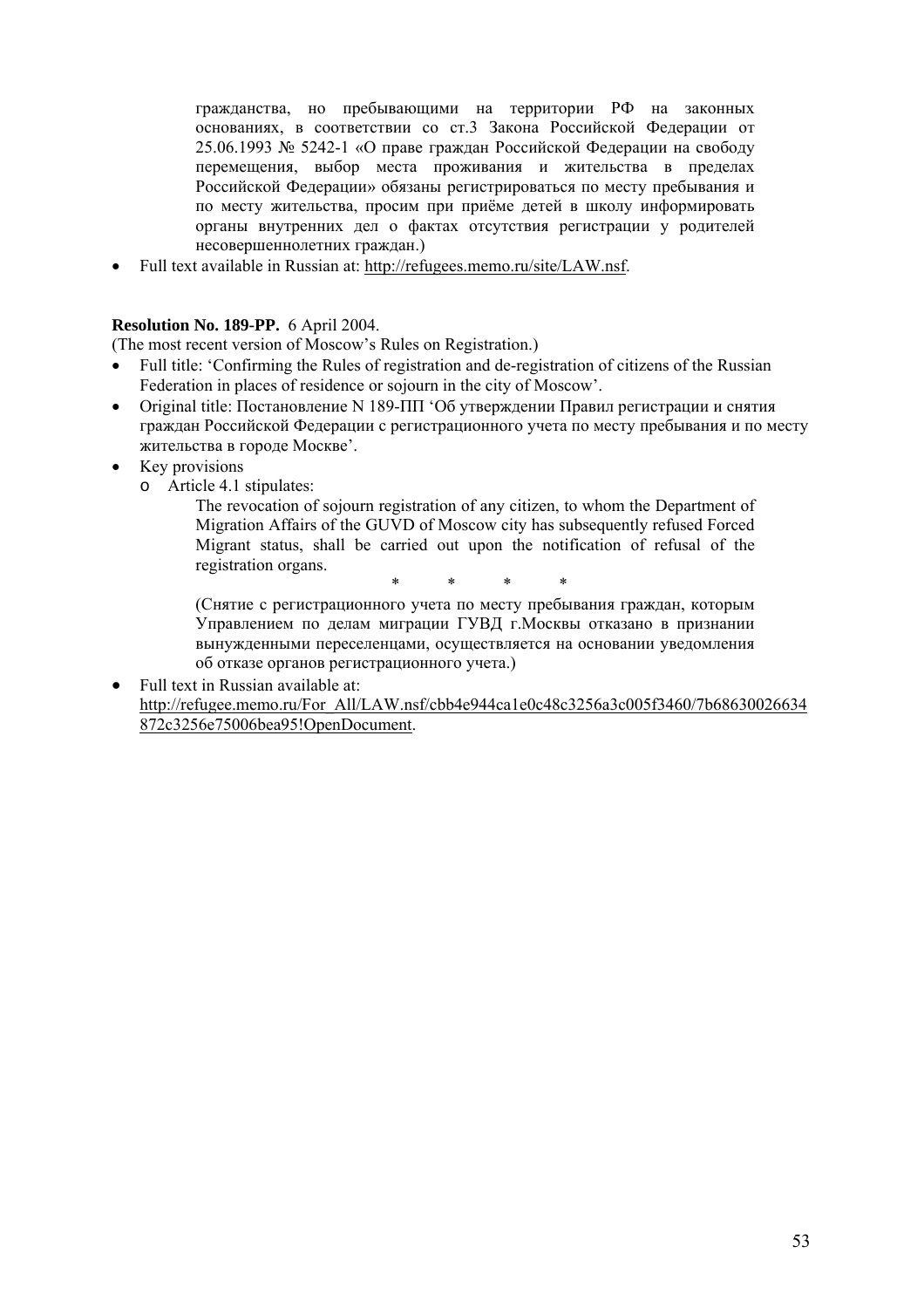гражданства, но пребывающими на территории РФ на законных основаниях, в соответствии со ст.3 Закона Российской Федерации от 25.06.1993 № 5242-1 «О праве граждан Российской Федерации на свободу перемещения, выбор места проживания и жительства в пределах Российской Федерации» обязаны регистрироваться по месту пребывания и по месту жительства, просим при приёме детей в школу информировать органы внутренних дел о фактах отсутствия регистрации у родителей несовершеннолетних граждан.)

- Full text available in Russian at: http://refugees.memo.ru/site/LAW.nsf.

**Resolution No. 189-PP.** 6 April 2004.
(The most recent version of Moscow's Rules on Registration.)

- Full title: 'Confirming the Rules of registration and de-registration of citizens of the Russian Federation in places of residence or sojourn in the city of Moscow'.
- Original title: Постановление N 189-ПП 'Об утверждении Правил регистрации и снятия граждан Российской Федерации с регистрационного учета по месту пребывания и по месту жительства в городе Москве'.
- Key provisions
  - Article 4.1 stipulates:

    The revocation of sojourn registration of any citizen, to whom the Department of Migration Affairs of the GUVD of Moscow city has subsequently refused Forced Migrant status, shall be carried out upon the notification of refusal of the registration organs.

    \* \* \* \*

    (Снятие с регистрационного учета по месту пребывания граждан, которым Управлением по делам миграции ГУВД г.Москвы отказано в признании вынужденными переселенцами, осуществляется на основании уведомления об отказе органов регистрационного учета.)

- Full text in Russian available at: http://refugee.memo.ru/For_All/LAW.nsf/cbb4e944ca1e0c48c3256a3c005f3460/7b68630026634872c3256e75006bea95!OpenDocument.